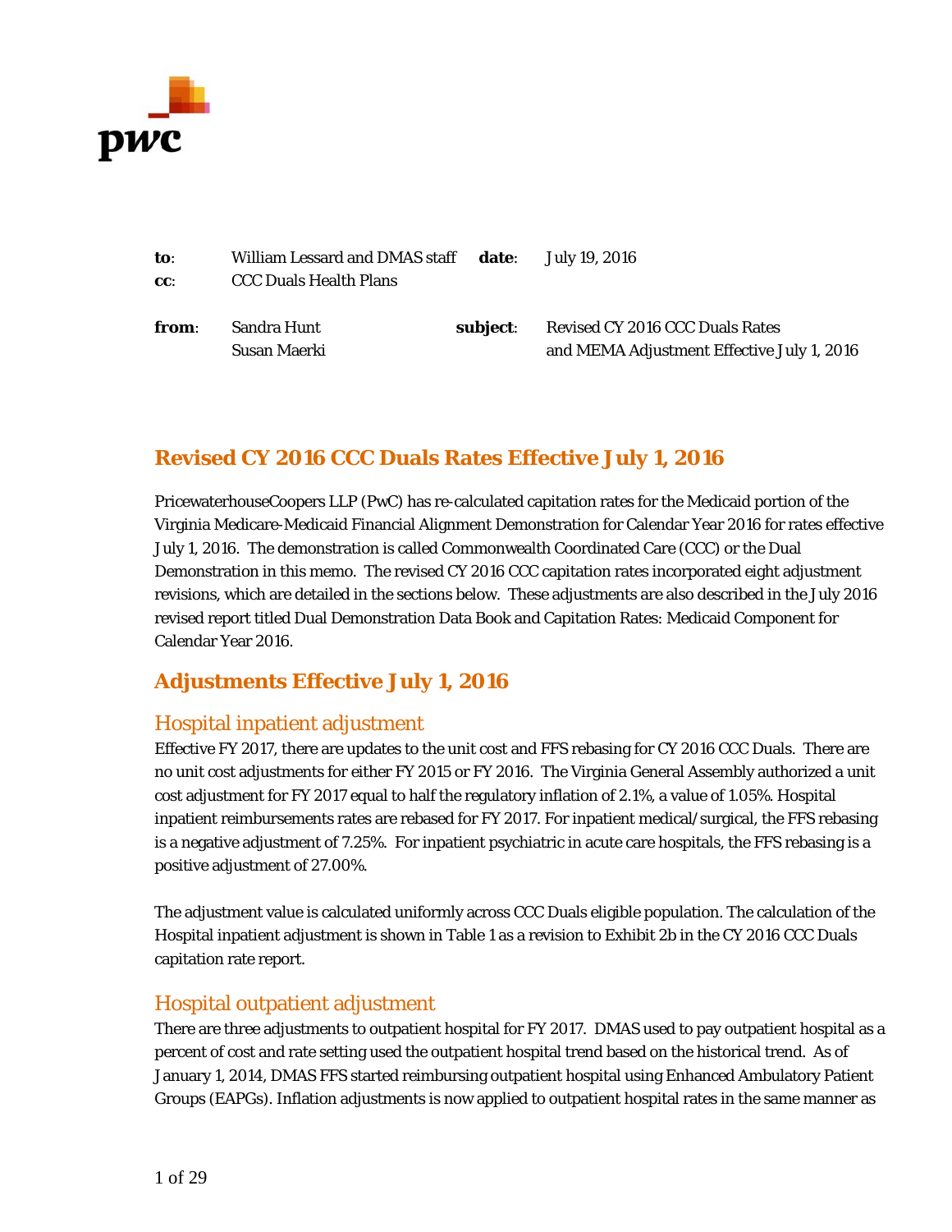pwc

| | | | |
|---|---|---|---|
| **to**: | William Lessard and DMAS staff | **date**: | July 19, 2016 |
| **cc**: | CCC Duals Health Plans | | |
| **from**: | Sandra Hunt<br>Susan Maerki | **subject**: | Revised CY 2016 CCC Duals Rates and MEMA Adjustment Effective July 1, 2016 |

# Revised CY 2016 CCC Duals Rates Effective July 1, 2016

PricewaterhouseCoopers LLP (PwC) has re-calculated capitation rates for the Medicaid portion of the Virginia Medicare-Medicaid Financial Alignment Demonstration for Calendar Year 2016 for rates effective July 1, 2016. The demonstration is called Commonwealth Coordinated Care (CCC) or the Dual Demonstration in this memo. The revised CY 2016 CCC capitation rates incorporated eight adjustment revisions, which are detailed in the sections below. These adjustments are also described in the July 2016 revised report titled Dual Demonstration Data Book and Capitation Rates: Medicaid Component for Calendar Year 2016.

# Adjustments Effective July 1, 2016

## Hospital inpatient adjustment

Effective FY 2017, there are updates to the unit cost and FFS rebasing for CY 2016 CCC Duals. There are no unit cost adjustments for either FY 2015 or FY 2016. The Virginia General Assembly authorized a unit cost adjustment for FY 2017 equal to half the regulatory inflation of 2.1%, a value of 1.05%. Hospital inpatient reimbursements rates are rebased for FY 2017. For inpatient medical/surgical, the FFS rebasing is a negative adjustment of 7.25%. For inpatient psychiatric in acute care hospitals, the FFS rebasing is a positive adjustment of 27.00%.

The adjustment value is calculated uniformly across CCC Duals eligible population. The calculation of the Hospital inpatient adjustment is shown in Table 1 as a revision to Exhibit 2b in the CY 2016 CCC Duals capitation rate report.

## Hospital outpatient adjustment

There are three adjustments to outpatient hospital for FY 2017. DMAS used to pay outpatient hospital as a percent of cost and rate setting used the outpatient hospital trend based on the historical trend. As of January 1, 2014, DMAS FFS started reimbursing outpatient hospital using Enhanced Ambulatory Patient Groups (EAPGs). Inflation adjustments is now applied to outpatient hospital rates in the same manner as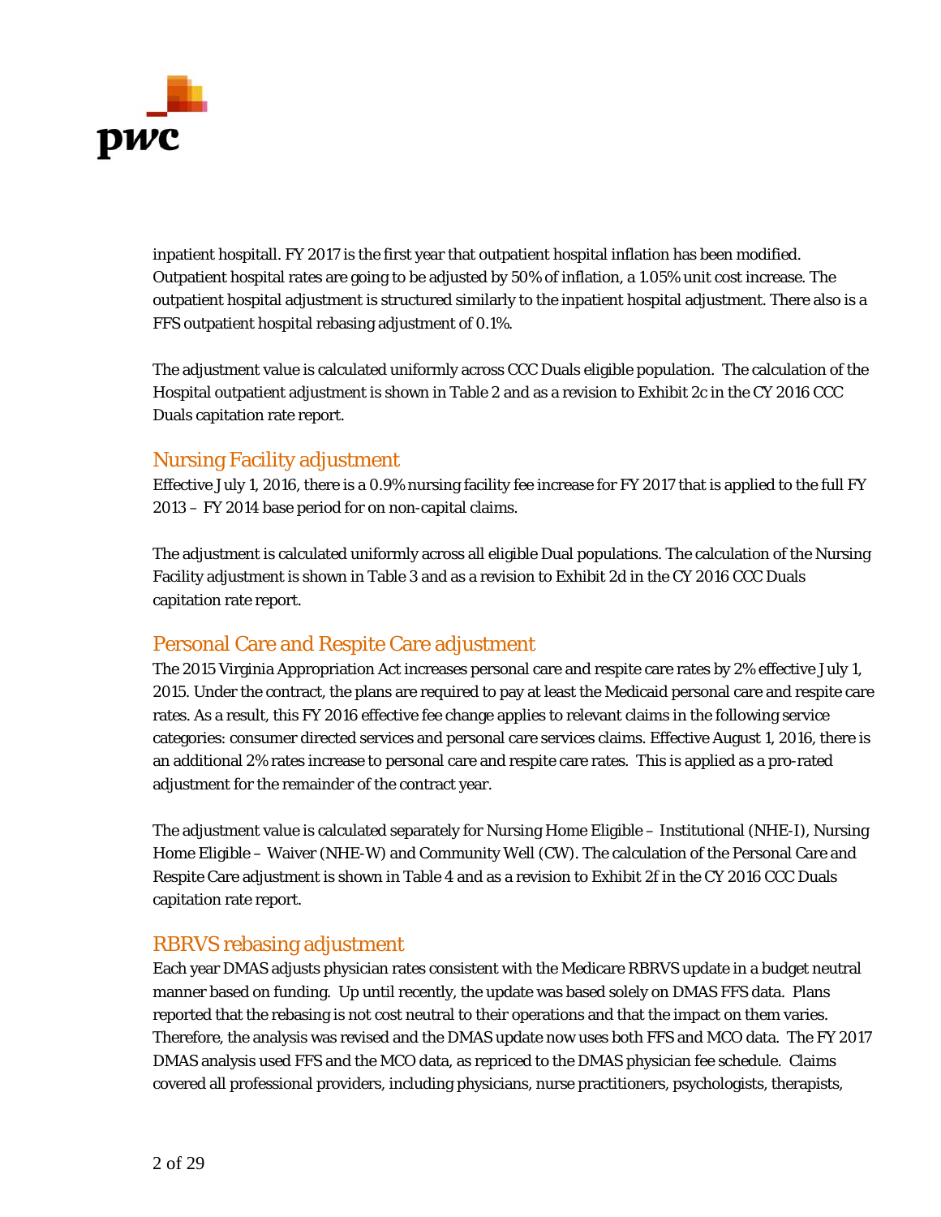inpatient hospitall. FY 2017 is the first year that outpatient hospital inflation has been modified. Outpatient hospital rates are going to be adjusted by 50% of inflation, a 1.05% unit cost increase. The outpatient hospital adjustment is structured similarly to the inpatient hospital adjustment. There also is a FFS outpatient hospital rebasing adjustment of 0.1%.

The adjustment value is calculated uniformly across CCC Duals eligible population. The calculation of the Hospital outpatient adjustment is shown in Table 2 and as a revision to Exhibit 2c in the CY 2016 CCC Duals capitation rate report.

## Nursing Facility adjustment

Effective July 1, 2016, there is a 0.9% nursing facility fee increase for FY 2017 that is applied to the full FY 2013 – FY 2014 base period for on non-capital claims.

The adjustment is calculated uniformly across all eligible Dual populations. The calculation of the Nursing Facility adjustment is shown in Table 3 and as a revision to Exhibit 2d in the CY 2016 CCC Duals capitation rate report.

## Personal Care and Respite Care adjustment

The 2015 Virginia Appropriation Act increases personal care and respite care rates by 2% effective July 1, 2015. Under the contract, the plans are required to pay at least the Medicaid personal care and respite care rates. As a result, this FY 2016 effective fee change applies to relevant claims in the following service categories: consumer directed services and personal care services claims. Effective August 1, 2016, there is an additional 2% rates increase to personal care and respite care rates. This is applied as a pro-rated adjustment for the remainder of the contract year.

The adjustment value is calculated separately for Nursing Home Eligible – Institutional (NHE-I), Nursing Home Eligible – Waiver (NHE-W) and Community Well (CW). The calculation of the Personal Care and Respite Care adjustment is shown in Table 4 and as a revision to Exhibit 2f in the CY 2016 CCC Duals capitation rate report.

## RBRVS rebasing adjustment

Each year DMAS adjusts physician rates consistent with the Medicare RBRVS update in a budget neutral manner based on funding. Up until recently, the update was based solely on DMAS FFS data. Plans reported that the rebasing is not cost neutral to their operations and that the impact on them varies. Therefore, the analysis was revised and the DMAS update now uses both FFS and MCO data. The FY 2017 DMAS analysis used FFS and the MCO data, as repriced to the DMAS physician fee schedule. Claims covered all professional providers, including physicians, nurse practitioners, psychologists, therapists,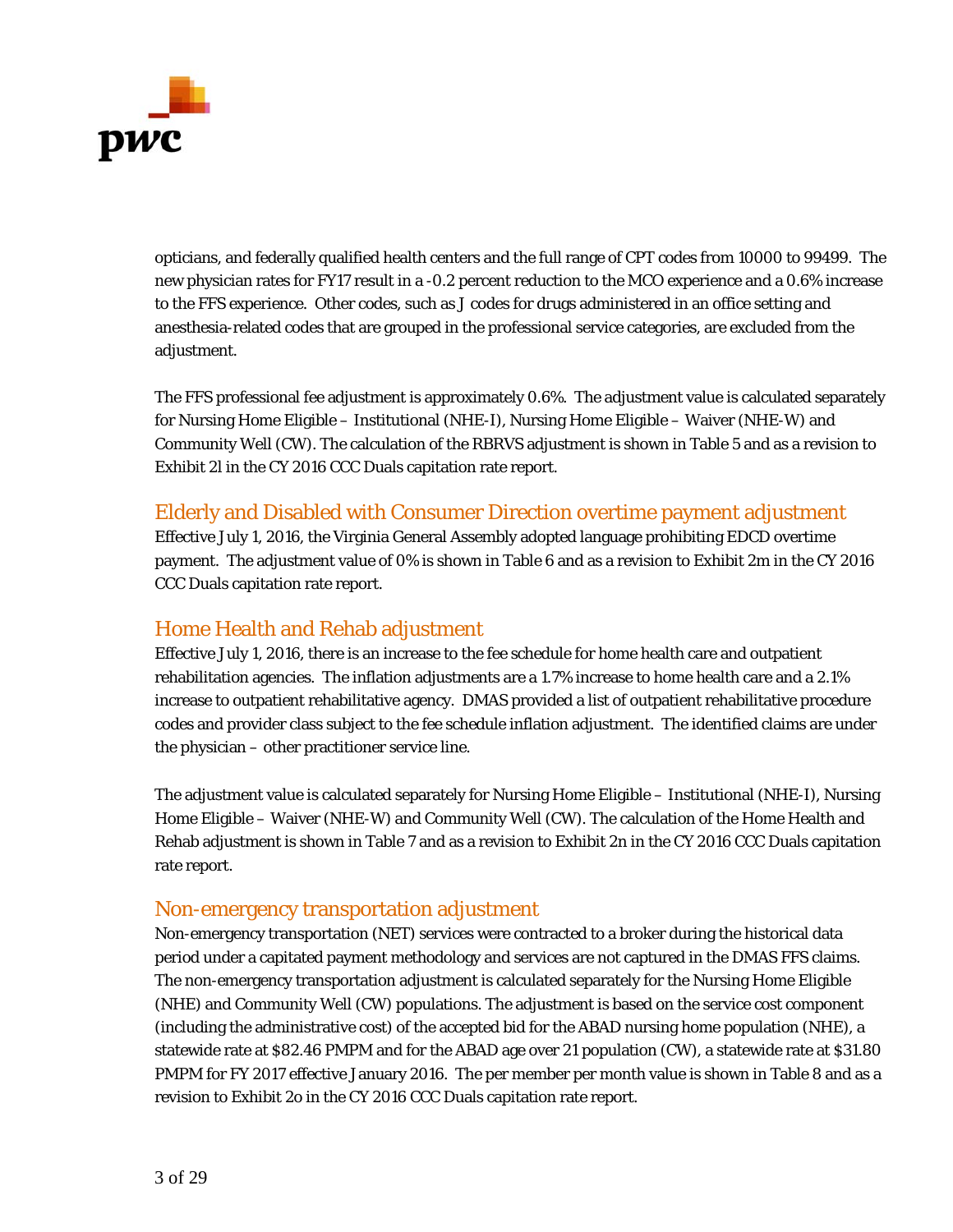opticians, and federally qualified health centers and the full range of CPT codes from 10000 to 99499. The new physician rates for FY17 result in a -0.2 percent reduction to the MCO experience and a 0.6% increase to the FFS experience. Other codes, such as J codes for drugs administered in an office setting and anesthesia-related codes that are grouped in the professional service categories, are excluded from the adjustment.

The FFS professional fee adjustment is approximately 0.6%. The adjustment value is calculated separately for Nursing Home Eligible – Institutional (NHE-I), Nursing Home Eligible – Waiver (NHE-W) and Community Well (CW). The calculation of the RBRVS adjustment is shown in Table 5 and as a revision to Exhibit 2l in the CY 2016 CCC Duals capitation rate report.

## Elderly and Disabled with Consumer Direction overtime payment adjustment

Effective July 1, 2016, the Virginia General Assembly adopted language prohibiting EDCD overtime payment. The adjustment value of 0% is shown in Table 6 and as a revision to Exhibit 2m in the CY 2016 CCC Duals capitation rate report.

## Home Health and Rehab adjustment

Effective July 1, 2016, there is an increase to the fee schedule for home health care and outpatient rehabilitation agencies. The inflation adjustments are a 1.7% increase to home health care and a 2.1% increase to outpatient rehabilitative agency. DMAS provided a list of outpatient rehabilitative procedure codes and provider class subject to the fee schedule inflation adjustment. The identified claims are under the physician – other practitioner service line.

The adjustment value is calculated separately for Nursing Home Eligible – Institutional (NHE-I), Nursing Home Eligible – Waiver (NHE-W) and Community Well (CW). The calculation of the Home Health and Rehab adjustment is shown in Table 7 and as a revision to Exhibit 2n in the CY 2016 CCC Duals capitation rate report.

## Non-emergency transportation adjustment

Non-emergency transportation (NET) services were contracted to a broker during the historical data period under a capitated payment methodology and services are not captured in the DMAS FFS claims. The non-emergency transportation adjustment is calculated separately for the Nursing Home Eligible (NHE) and Community Well (CW) populations. The adjustment is based on the service cost component (including the administrative cost) of the accepted bid for the ABAD nursing home population (NHE), a statewide rate at $82.46 PMPM and for the ABAD age over 21 population (CW), a statewide rate at $31.80 PMPM for FY 2017 effective January 2016. The per member per month value is shown in Table 8 and as a revision to Exhibit 2o in the CY 2016 CCC Duals capitation rate report.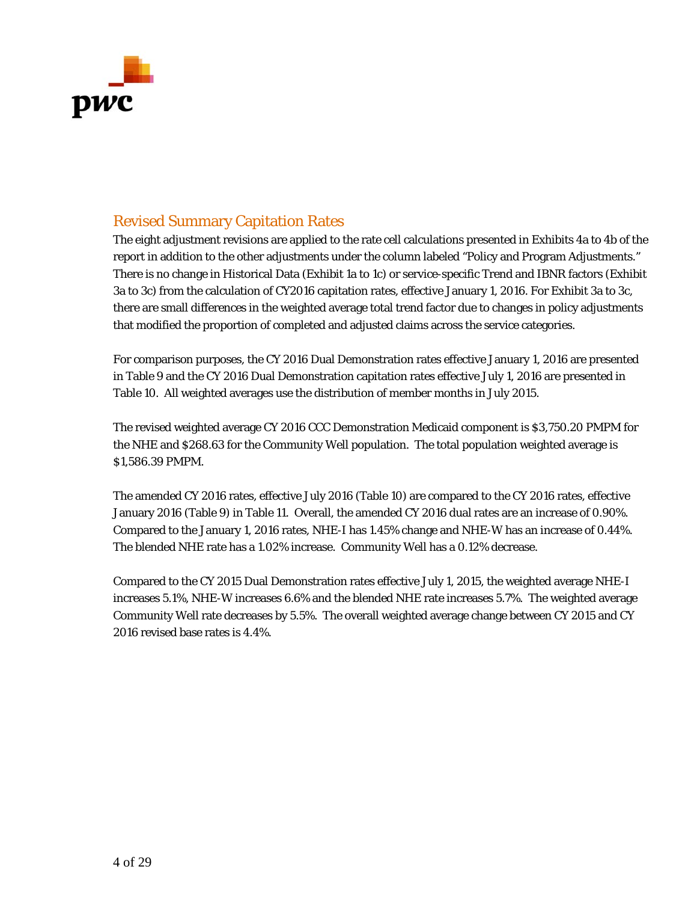## Revised Summary Capitation Rates

The eight adjustment revisions are applied to the rate cell calculations presented in Exhibits 4a to 4b of the report in addition to the other adjustments under the column labeled "Policy and Program Adjustments." There is no change in Historical Data (Exhibit 1a to 1c) or service-specific Trend and IBNR factors (Exhibit 3a to 3c) from the calculation of CY2016 capitation rates, effective January 1, 2016. For Exhibit 3a to 3c, there are small differences in the weighted average total trend factor due to changes in policy adjustments that modified the proportion of completed and adjusted claims across the service categories.

For comparison purposes, the CY 2016 Dual Demonstration rates effective January 1, 2016 are presented in Table 9 and the CY 2016 Dual Demonstration capitation rates effective July 1, 2016 are presented in Table 10. All weighted averages use the distribution of member months in July 2015.

The revised weighted average CY 2016 CCC Demonstration Medicaid component is $3,750.20 PMPM for the NHE and $268.63 for the Community Well population. The total population weighted average is $1,586.39 PMPM.

The amended CY 2016 rates, effective July 2016 (Table 10) are compared to the CY 2016 rates, effective January 2016 (Table 9) in Table 11. Overall, the amended CY 2016 dual rates are an increase of 0.90%. Compared to the January 1, 2016 rates, NHE-I has 1.45% change and NHE-W has an increase of 0.44%. The blended NHE rate has a 1.02% increase. Community Well has a 0.12% decrease.

Compared to the CY 2015 Dual Demonstration rates effective July 1, 2015, the weighted average NHE-I increases 5.1%, NHE-W increases 6.6% and the blended NHE rate increases 5.7%. The weighted average Community Well rate decreases by 5.5%. The overall weighted average change between CY 2015 and CY 2016 revised base rates is 4.4%.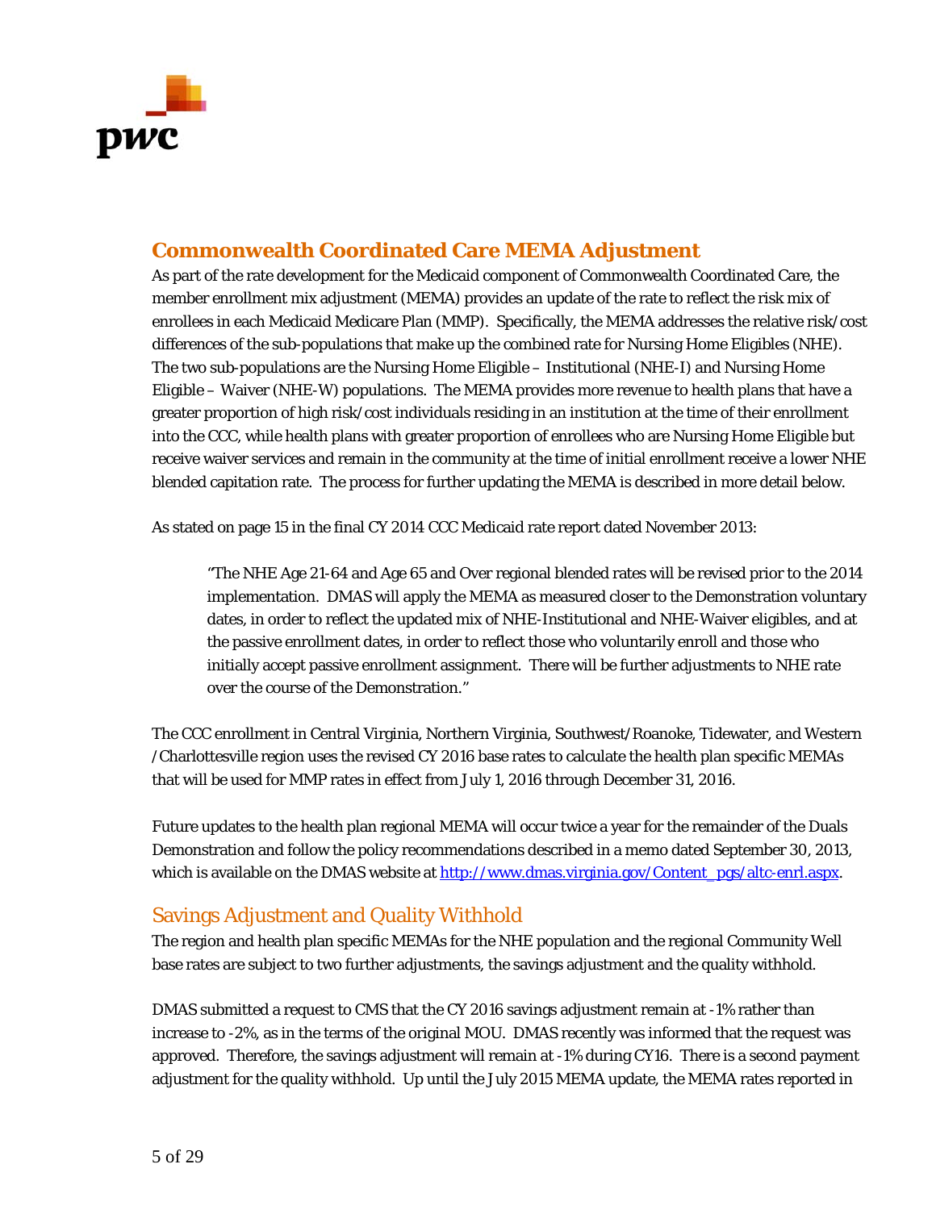## Commonwealth Coordinated Care MEMA Adjustment

As part of the rate development for the Medicaid component of Commonwealth Coordinated Care, the member enrollment mix adjustment (MEMA) provides an update of the rate to reflect the risk mix of enrollees in each Medicaid Medicare Plan (MMP). Specifically, the MEMA addresses the relative risk/cost differences of the sub-populations that make up the combined rate for Nursing Home Eligibles (NHE). The two sub-populations are the Nursing Home Eligible – Institutional (NHE-I) and Nursing Home Eligible – Waiver (NHE-W) populations. The MEMA provides more revenue to health plans that have a greater proportion of high risk/cost individuals residing in an institution at the time of their enrollment into the CCC, while health plans with greater proportion of enrollees who are Nursing Home Eligible but receive waiver services and remain in the community at the time of initial enrollment receive a lower NHE blended capitation rate. The process for further updating the MEMA is described in more detail below.

As stated on page 15 in the final CY 2014 CCC Medicaid rate report dated November 2013:

> "The NHE Age 21-64 and Age 65 and Over regional blended rates will be revised prior to the 2014 implementation. DMAS will apply the MEMA as measured closer to the Demonstration voluntary dates, in order to reflect the updated mix of NHE-Institutional and NHE-Waiver eligibles, and at the passive enrollment dates, in order to reflect those who voluntarily enroll and those who initially accept passive enrollment assignment. There will be further adjustments to NHE rate over the course of the Demonstration."

The CCC enrollment in Central Virginia, Northern Virginia, Southwest/Roanoke, Tidewater, and Western /Charlottesville region uses the revised CY 2016 base rates to calculate the health plan specific MEMAs that will be used for MMP rates in effect from July 1, 2016 through December 31, 2016.

Future updates to the health plan regional MEMA will occur twice a year for the remainder of the Duals Demonstration and follow the policy recommendations described in a memo dated September 30, 2013, which is available on the DMAS website at [http://www.dmas.virginia.gov/Content_pgs/altc-enrl.aspx](http://www.dmas.virginia.gov/Content_pgs/altc-enrl.aspx).

### Savings Adjustment and Quality Withhold

The region and health plan specific MEMAs for the NHE population and the regional Community Well base rates are subject to two further adjustments, the savings adjustment and the quality withhold.

DMAS submitted a request to CMS that the CY 2016 savings adjustment remain at -1% rather than increase to -2%, as in the terms of the original MOU. DMAS recently was informed that the request was approved. Therefore, the savings adjustment will remain at -1% during CY16. There is a second payment adjustment for the quality withhold. Up until the July 2015 MEMA update, the MEMA rates reported in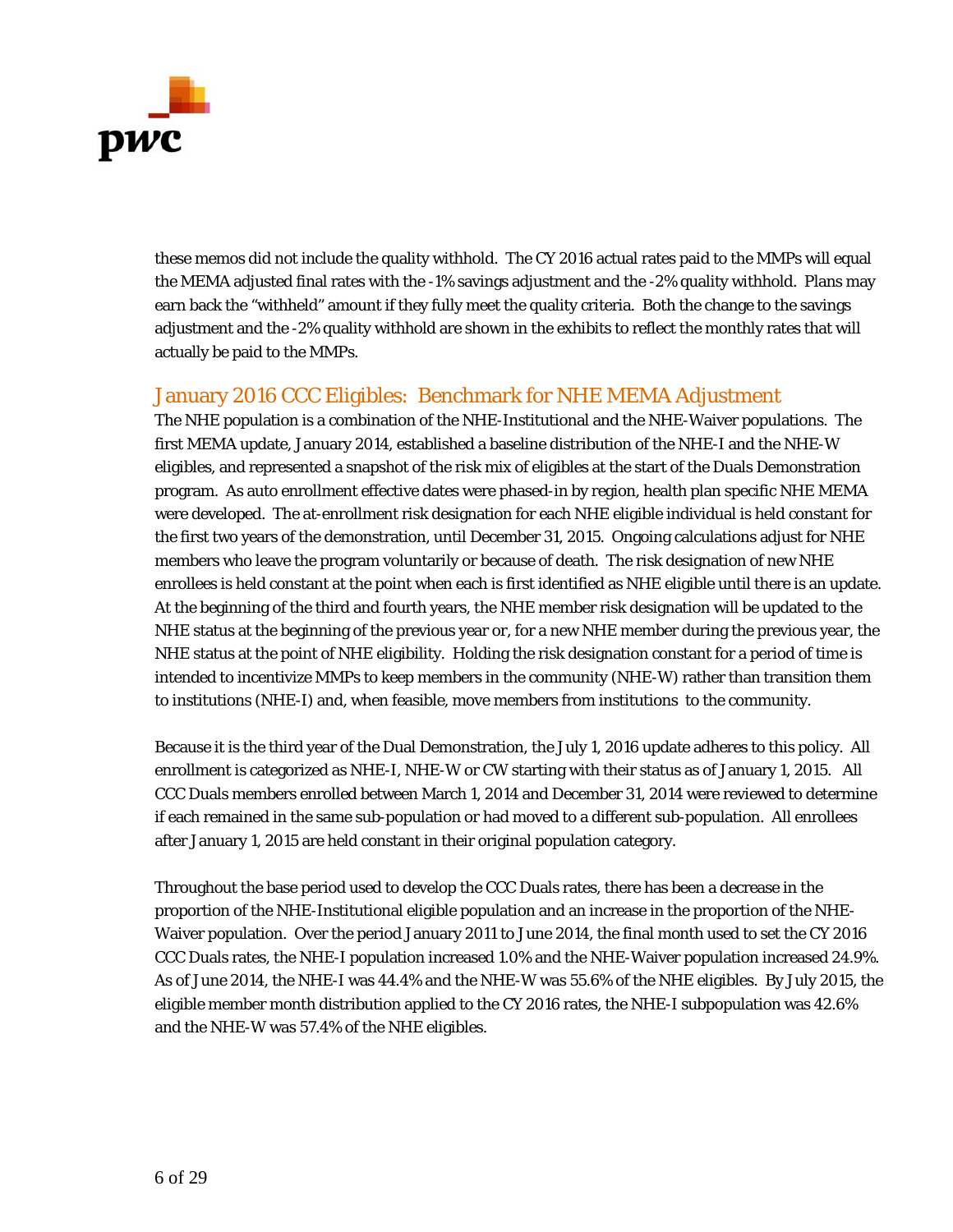these memos did not include the quality withhold. The CY 2016 actual rates paid to the MMPs will equal the MEMA adjusted final rates with the -1% savings adjustment and the -2% quality withhold. Plans may earn back the "withheld" amount if they fully meet the quality criteria. Both the change to the savings adjustment and the -2% quality withhold are shown in the exhibits to reflect the monthly rates that will actually be paid to the MMPs.

## January 2016 CCC Eligibles: Benchmark for NHE MEMA Adjustment

The NHE population is a combination of the NHE-Institutional and the NHE-Waiver populations. The first MEMA update, January 2014, established a baseline distribution of the NHE-I and the NHE-W eligibles, and represented a snapshot of the risk mix of eligibles at the start of the Duals Demonstration program. As auto enrollment effective dates were phased-in by region, health plan specific NHE MEMA were developed. The at-enrollment risk designation for each NHE eligible individual is held constant for the first two years of the demonstration, until December 31, 2015. Ongoing calculations adjust for NHE members who leave the program voluntarily or because of death. The risk designation of new NHE enrollees is held constant at the point when each is first identified as NHE eligible until there is an update. At the beginning of the third and fourth years, the NHE member risk designation will be updated to the NHE status at the beginning of the previous year or, for a new NHE member during the previous year, the NHE status at the point of NHE eligibility. Holding the risk designation constant for a period of time is intended to incentivize MMPs to keep members in the community (NHE-W) rather than transition them to institutions (NHE-I) and, when feasible, move members from institutions to the community.

Because it is the third year of the Dual Demonstration, the July 1, 2016 update adheres to this policy. All enrollment is categorized as NHE-I, NHE-W or CW starting with their status as of January 1, 2015. All CCC Duals members enrolled between March 1, 2014 and December 31, 2014 were reviewed to determine if each remained in the same sub-population or had moved to a different sub-population. All enrollees after January 1, 2015 are held constant in their original population category.

Throughout the base period used to develop the CCC Duals rates, there has been a decrease in the proportion of the NHE-Institutional eligible population and an increase in the proportion of the NHE-Waiver population. Over the period January 2011 to June 2014, the final month used to set the CY 2016 CCC Duals rates, the NHE-I population increased 1.0% and the NHE-Waiver population increased 24.9%. As of June 2014, the NHE-I was 44.4% and the NHE-W was 55.6% of the NHE eligibles. By July 2015, the eligible member month distribution applied to the CY 2016 rates, the NHE-I subpopulation was 42.6% and the NHE-W was 57.4% of the NHE eligibles.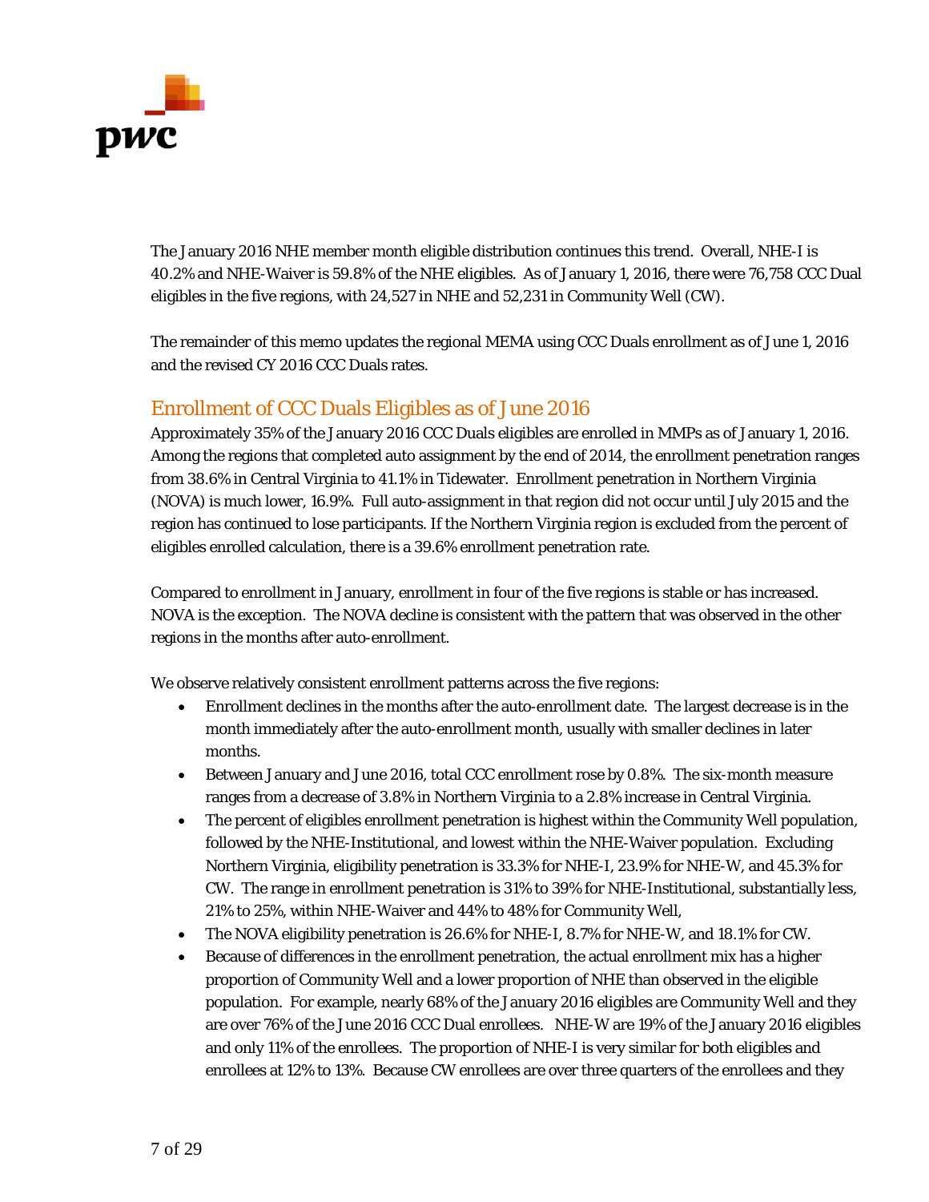The January 2016 NHE member month eligible distribution continues this trend. Overall, NHE-I is 40.2% and NHE-Waiver is 59.8% of the NHE eligibles. As of January 1, 2016, there were 76,758 CCC Dual eligibles in the five regions, with 24,527 in NHE and 52,231 in Community Well (CW).

The remainder of this memo updates the regional MEMA using CCC Duals enrollment as of June 1, 2016 and the revised CY 2016 CCC Duals rates.

## Enrollment of CCC Duals Eligibles as of June 2016

Approximately 35% of the January 2016 CCC Duals eligibles are enrolled in MMPs as of January 1, 2016. Among the regions that completed auto assignment by the end of 2014, the enrollment penetration ranges from 38.6% in Central Virginia to 41.1% in Tidewater. Enrollment penetration in Northern Virginia (NOVA) is much lower, 16.9%. Full auto-assignment in that region did not occur until July 2015 and the region has continued to lose participants. If the Northern Virginia region is excluded from the percent of eligibles enrolled calculation, there is a 39.6% enrollment penetration rate.

Compared to enrollment in January, enrollment in four of the five regions is stable or has increased. NOVA is the exception. The NOVA decline is consistent with the pattern that was observed in the other regions in the months after auto-enrollment.

We observe relatively consistent enrollment patterns across the five regions:

- Enrollment declines in the months after the auto-enrollment date. The largest decrease is in the month immediately after the auto-enrollment month, usually with smaller declines in later months.
- Between January and June 2016, total CCC enrollment rose by 0.8%. The six-month measure ranges from a decrease of 3.8% in Northern Virginia to a 2.8% increase in Central Virginia.
- The percent of eligibles enrollment penetration is highest within the Community Well population, followed by the NHE-Institutional, and lowest within the NHE-Waiver population. Excluding Northern Virginia, eligibility penetration is 33.3% for NHE-I, 23.9% for NHE-W, and 45.3% for CW. The range in enrollment penetration is 31% to 39% for NHE-Institutional, substantially less, 21% to 25%, within NHE-Waiver and 44% to 48% for Community Well,
- The NOVA eligibility penetration is 26.6% for NHE-I, 8.7% for NHE-W, and 18.1% for CW.
- Because of differences in the enrollment penetration, the actual enrollment mix has a higher proportion of Community Well and a lower proportion of NHE than observed in the eligible population. For example, nearly 68% of the January 2016 eligibles are Community Well and they are over 76% of the June 2016 CCC Dual enrollees. NHE-W are 19% of the January 2016 eligibles and only 11% of the enrollees. The proportion of NHE-I is very similar for both eligibles and enrollees at 12% to 13%. Because CW enrollees are over three quarters of the enrollees and they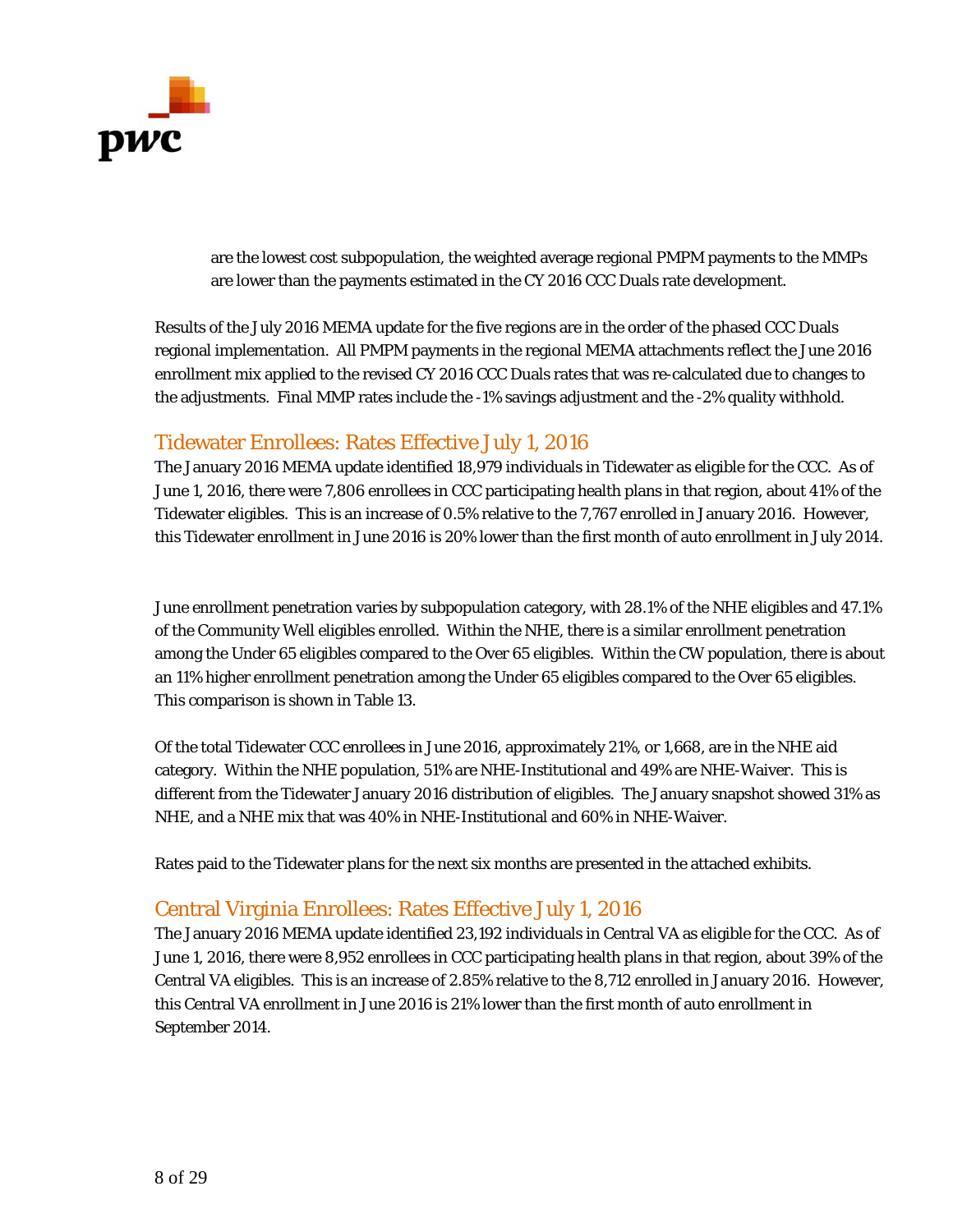are the lowest cost subpopulation, the weighted average regional PMPM payments to the MMPs are lower than the payments estimated in the CY 2016 CCC Duals rate development.

Results of the July 2016 MEMA update for the five regions are in the order of the phased CCC Duals regional implementation. All PMPM payments in the regional MEMA attachments reflect the June 2016 enrollment mix applied to the revised CY 2016 CCC Duals rates that was re-calculated due to changes to the adjustments. Final MMP rates include the -1% savings adjustment and the -2% quality withhold.

## Tidewater Enrollees: Rates Effective July 1, 2016

The January 2016 MEMA update identified 18,979 individuals in Tidewater as eligible for the CCC. As of June 1, 2016, there were 7,806 enrollees in CCC participating health plans in that region, about 41% of the Tidewater eligibles. This is an increase of 0.5% relative to the 7,767 enrolled in January 2016. However, this Tidewater enrollment in June 2016 is 20% lower than the first month of auto enrollment in July 2014.

June enrollment penetration varies by subpopulation category, with 28.1% of the NHE eligibles and 47.1% of the Community Well eligibles enrolled. Within the NHE, there is a similar enrollment penetration among the Under 65 eligibles compared to the Over 65 eligibles. Within the CW population, there is about an 11% higher enrollment penetration among the Under 65 eligibles compared to the Over 65 eligibles. This comparison is shown in Table 13.

Of the total Tidewater CCC enrollees in June 2016, approximately 21%, or 1,668, are in the NHE aid category. Within the NHE population, 51% are NHE-Institutional and 49% are NHE-Waiver. This is different from the Tidewater January 2016 distribution of eligibles. The January snapshot showed 31% as NHE, and a NHE mix that was 40% in NHE-Institutional and 60% in NHE-Waiver.

Rates paid to the Tidewater plans for the next six months are presented in the attached exhibits.

## Central Virginia Enrollees: Rates Effective July 1, 2016

The January 2016 MEMA update identified 23,192 individuals in Central VA as eligible for the CCC. As of June 1, 2016, there were 8,952 enrollees in CCC participating health plans in that region, about 39% of the Central VA eligibles. This is an increase of 2.85% relative to the 8,712 enrolled in January 2016. However, this Central VA enrollment in June 2016 is 21% lower than the first month of auto enrollment in September 2014.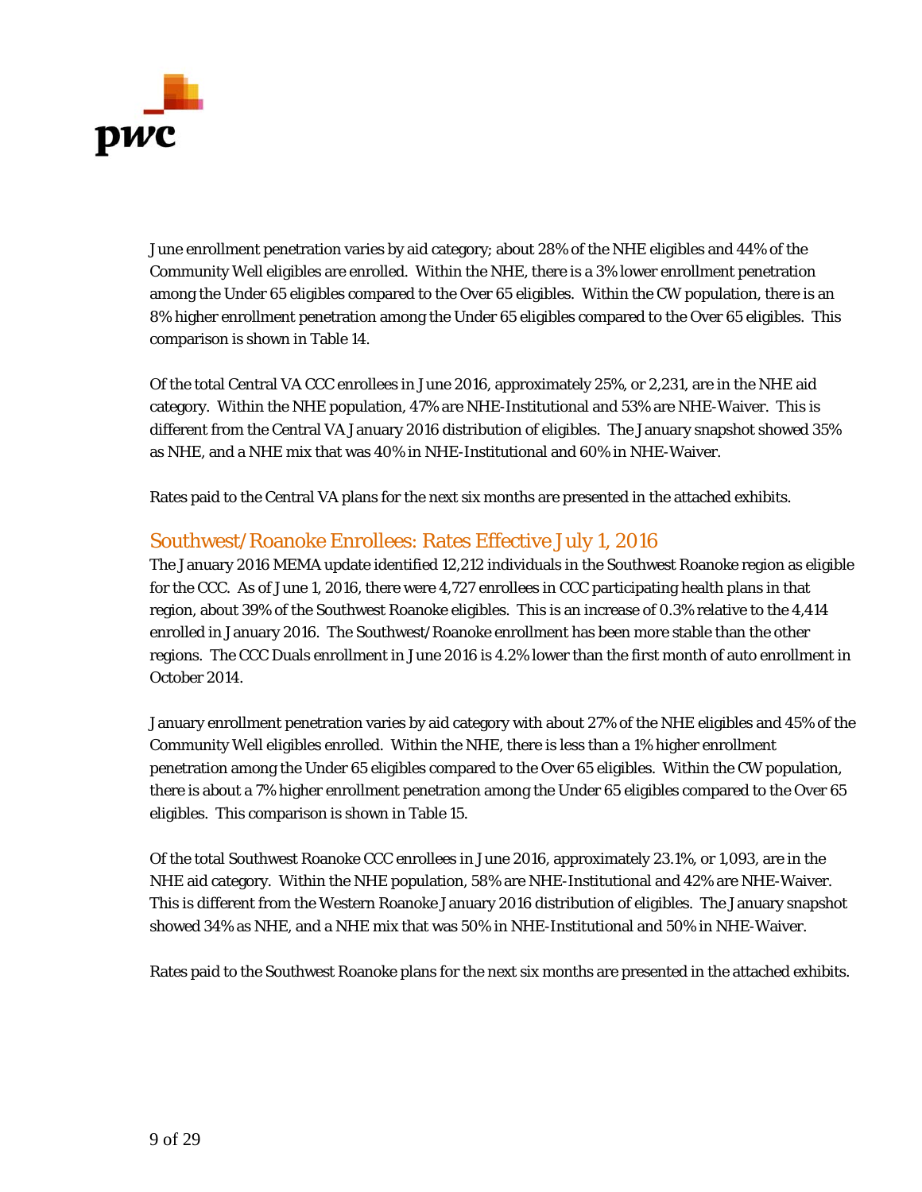June enrollment penetration varies by aid category; about 28% of the NHE eligibles and 44% of the Community Well eligibles are enrolled. Within the NHE, there is a 3% lower enrollment penetration among the Under 65 eligibles compared to the Over 65 eligibles. Within the CW population, there is an 8% higher enrollment penetration among the Under 65 eligibles compared to the Over 65 eligibles. This comparison is shown in Table 14.

Of the total Central VA CCC enrollees in June 2016, approximately 25%, or 2,231, are in the NHE aid category. Within the NHE population, 47% are NHE-Institutional and 53% are NHE-Waiver. This is different from the Central VA January 2016 distribution of eligibles. The January snapshot showed 35% as NHE, and a NHE mix that was 40% in NHE-Institutional and 60% in NHE-Waiver.

Rates paid to the Central VA plans for the next six months are presented in the attached exhibits.

## Southwest/Roanoke Enrollees: Rates Effective July 1, 2016

The January 2016 MEMA update identified 12,212 individuals in the Southwest Roanoke region as eligible for the CCC. As of June 1, 2016, there were 4,727 enrollees in CCC participating health plans in that region, about 39% of the Southwest Roanoke eligibles. This is an increase of 0.3% relative to the 4,414 enrolled in January 2016. The Southwest/Roanoke enrollment has been more stable than the other regions. The CCC Duals enrollment in June 2016 is 4.2% lower than the first month of auto enrollment in October 2014.

January enrollment penetration varies by aid category with about 27% of the NHE eligibles and 45% of the Community Well eligibles enrolled. Within the NHE, there is less than a 1% higher enrollment penetration among the Under 65 eligibles compared to the Over 65 eligibles. Within the CW population, there is about a 7% higher enrollment penetration among the Under 65 eligibles compared to the Over 65 eligibles. This comparison is shown in Table 15.

Of the total Southwest Roanoke CCC enrollees in June 2016, approximately 23.1%, or 1,093, are in the NHE aid category. Within the NHE population, 58% are NHE-Institutional and 42% are NHE-Waiver. This is different from the Western Roanoke January 2016 distribution of eligibles. The January snapshot showed 34% as NHE, and a NHE mix that was 50% in NHE-Institutional and 50% in NHE-Waiver.

Rates paid to the Southwest Roanoke plans for the next six months are presented in the attached exhibits.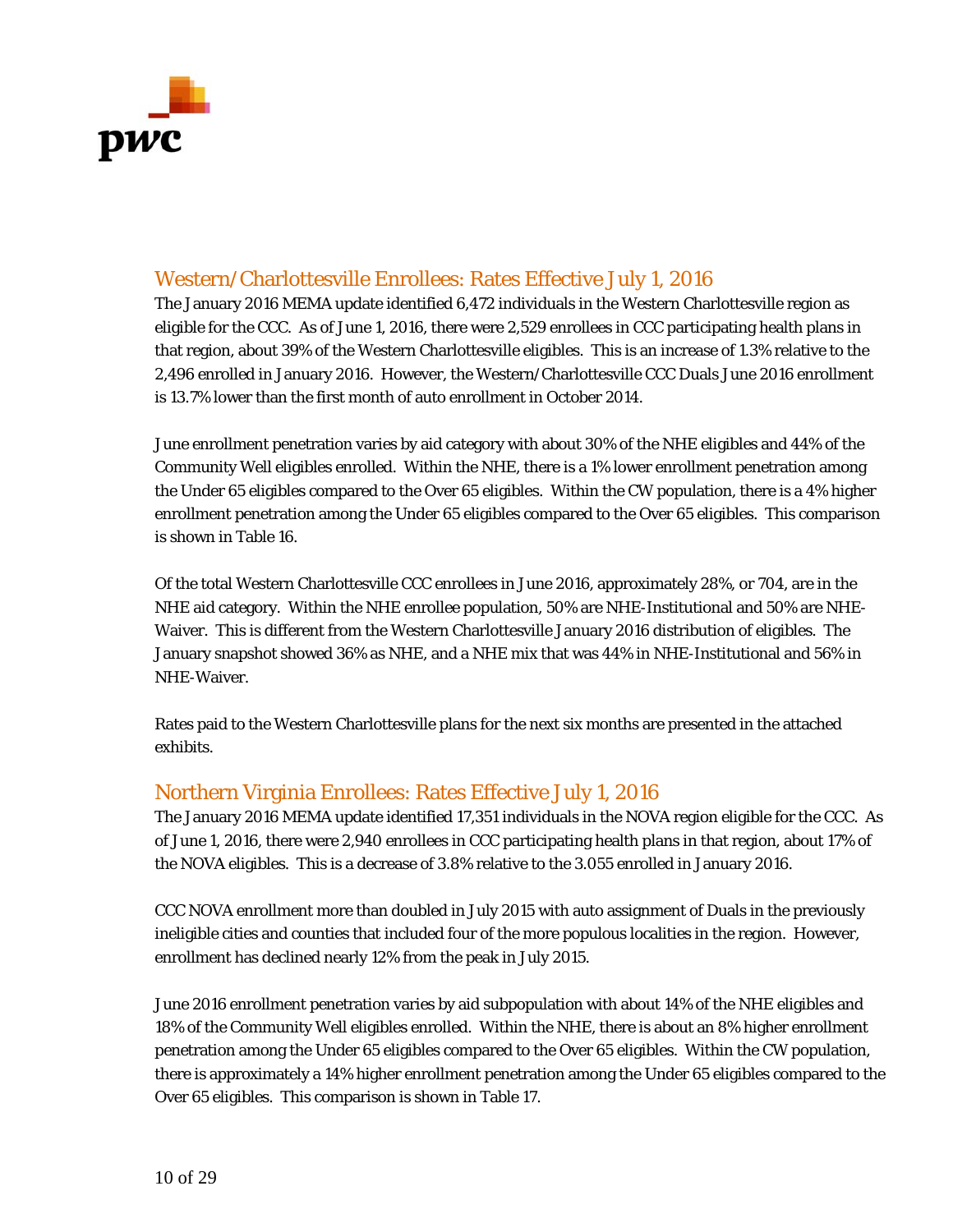## Western/Charlottesville Enrollees: Rates Effective July 1, 2016

The January 2016 MEMA update identified 6,472 individuals in the Western Charlottesville region as eligible for the CCC. As of June 1, 2016, there were 2,529 enrollees in CCC participating health plans in that region, about 39% of the Western Charlottesville eligibles. This is an increase of 1.3% relative to the 2,496 enrolled in January 2016. However, the Western/Charlottesville CCC Duals June 2016 enrollment is 13.7% lower than the first month of auto enrollment in October 2014.

June enrollment penetration varies by aid category with about 30% of the NHE eligibles and 44% of the Community Well eligibles enrolled. Within the NHE, there is a 1% lower enrollment penetration among the Under 65 eligibles compared to the Over 65 eligibles. Within the CW population, there is a 4% higher enrollment penetration among the Under 65 eligibles compared to the Over 65 eligibles. This comparison is shown in Table 16.

Of the total Western Charlottesville CCC enrollees in June 2016, approximately 28%, or 704, are in the NHE aid category. Within the NHE enrollee population, 50% are NHE-Institutional and 50% are NHE-Waiver. This is different from the Western Charlottesville January 2016 distribution of eligibles. The January snapshot showed 36% as NHE, and a NHE mix that was 44% in NHE-Institutional and 56% in NHE-Waiver.

Rates paid to the Western Charlottesville plans for the next six months are presented in the attached exhibits.

## Northern Virginia Enrollees: Rates Effective July 1, 2016

The January 2016 MEMA update identified 17,351 individuals in the NOVA region eligible for the CCC. As of June 1, 2016, there were 2,940 enrollees in CCC participating health plans in that region, about 17% of the NOVA eligibles. This is a decrease of 3.8% relative to the 3.055 enrolled in January 2016.

CCC NOVA enrollment more than doubled in July 2015 with auto assignment of Duals in the previously ineligible cities and counties that included four of the more populous localities in the region. However, enrollment has declined nearly 12% from the peak in July 2015.

June 2016 enrollment penetration varies by aid subpopulation with about 14% of the NHE eligibles and 18% of the Community Well eligibles enrolled. Within the NHE, there is about an 8% higher enrollment penetration among the Under 65 eligibles compared to the Over 65 eligibles. Within the CW population, there is approximately a 14% higher enrollment penetration among the Under 65 eligibles compared to the Over 65 eligibles. This comparison is shown in Table 17.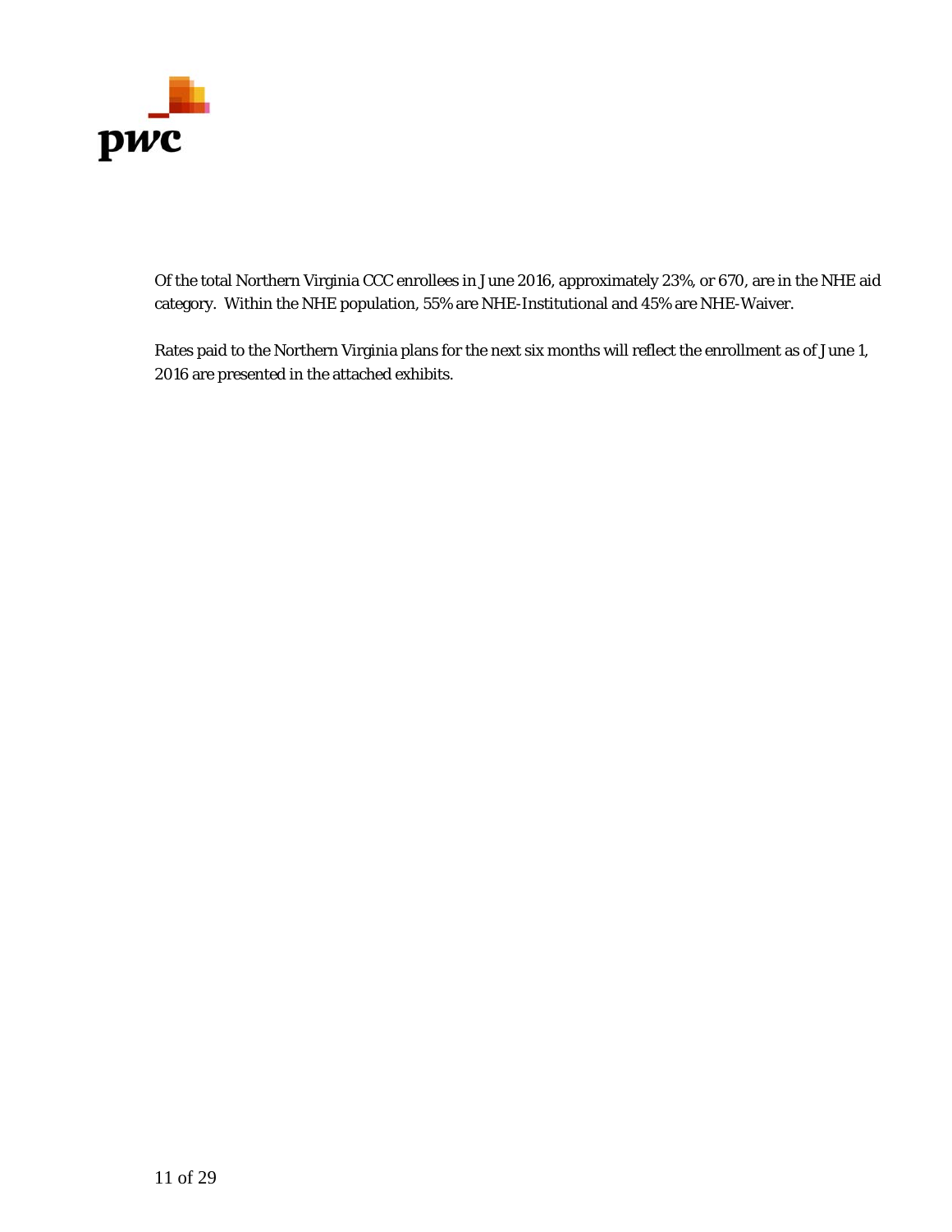Of the total Northern Virginia CCC enrollees in June 2016, approximately 23%, or 670, are in the NHE aid category. Within the NHE population, 55% are NHE-Institutional and 45% are NHE-Waiver.

Rates paid to the Northern Virginia plans for the next six months will reflect the enrollment as of June 1, 2016 are presented in the attached exhibits.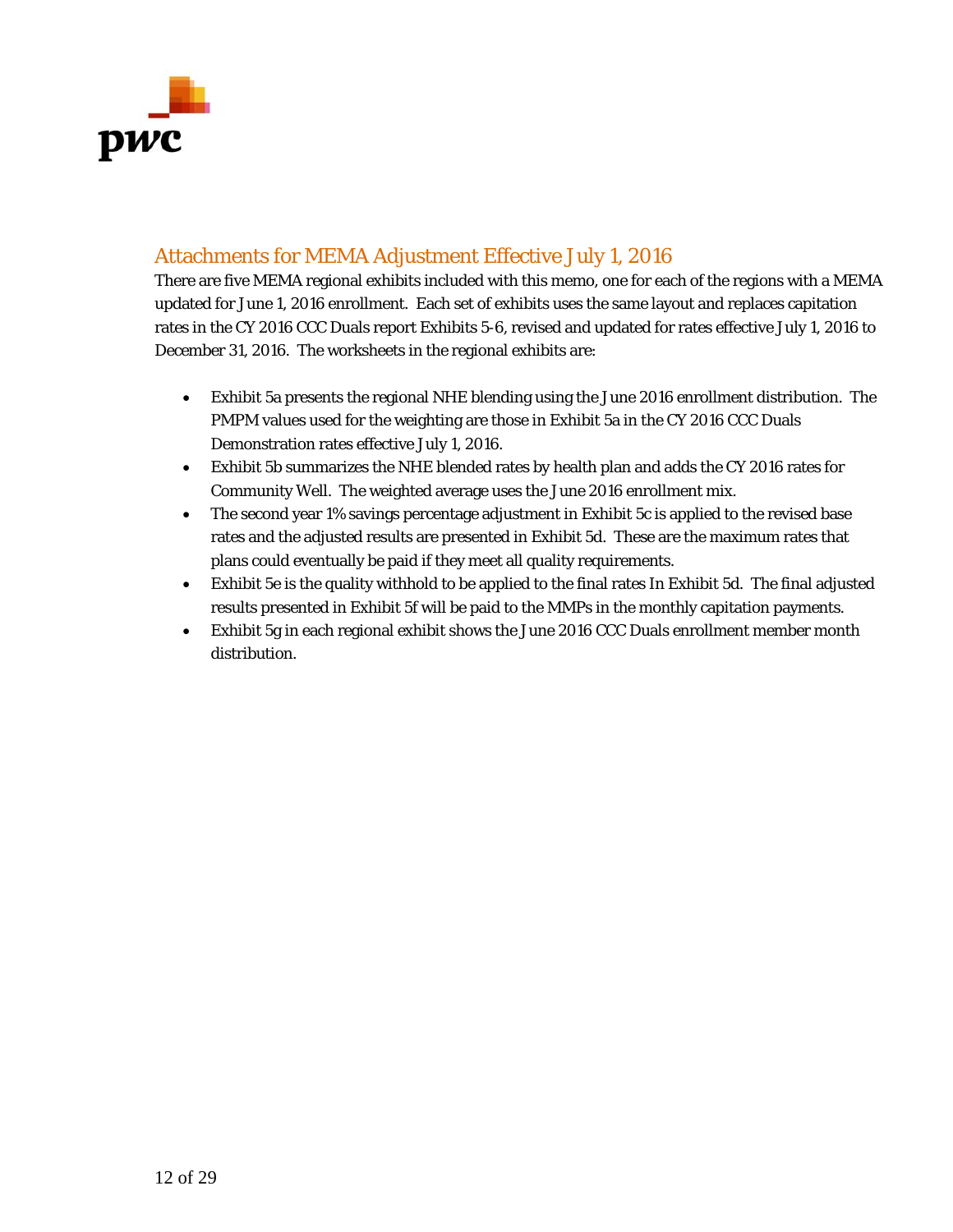## Attachments for MEMA Adjustment Effective July 1, 2016

There are five MEMA regional exhibits included with this memo, one for each of the regions with a MEMA updated for June 1, 2016 enrollment. Each set of exhibits uses the same layout and replaces capitation rates in the CY 2016 CCC Duals report Exhibits 5-6, revised and updated for rates effective July 1, 2016 to December 31, 2016. The worksheets in the regional exhibits are:

- Exhibit 5a presents the regional NHE blending using the June 2016 enrollment distribution. The PMPM values used for the weighting are those in Exhibit 5a in the CY 2016 CCC Duals Demonstration rates effective July 1, 2016.
- Exhibit 5b summarizes the NHE blended rates by health plan and adds the CY 2016 rates for Community Well. The weighted average uses the June 2016 enrollment mix.
- The second year 1% savings percentage adjustment in Exhibit 5c is applied to the revised base rates and the adjusted results are presented in Exhibit 5d. These are the maximum rates that plans could eventually be paid if they meet all quality requirements.
- Exhibit 5e is the quality withhold to be applied to the final rates In Exhibit 5d. The final adjusted results presented in Exhibit 5f will be paid to the MMPs in the monthly capitation payments.
- Exhibit 5g in each regional exhibit shows the June 2016 CCC Duals enrollment member month distribution.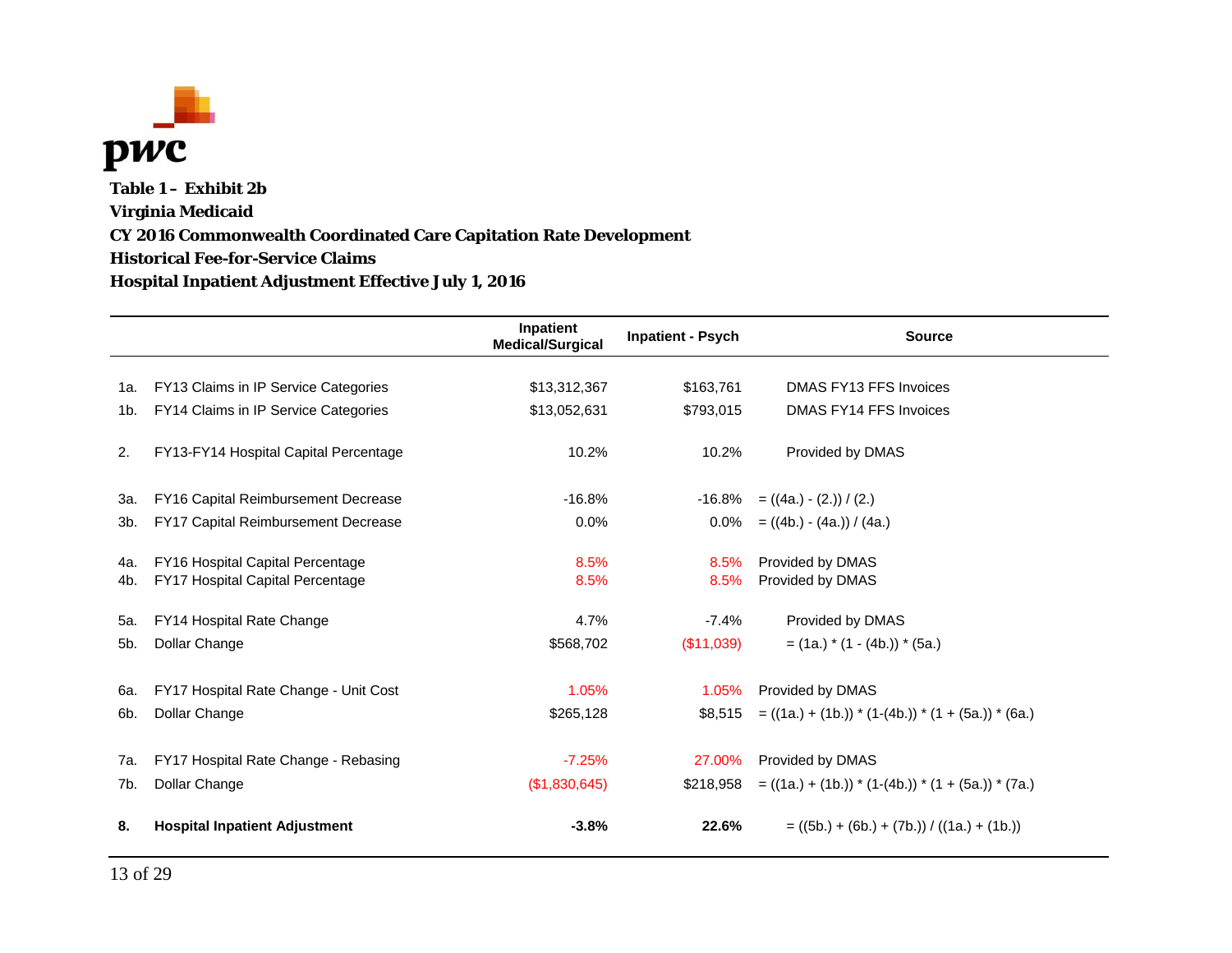**Table 1 – Exhibit 2b**
**Virginia Medicaid**
**CY 2016 Commonwealth Coordinated Care Capitation Rate Development**
**Historical Fee-for-Service Claims**
**Hospital Inpatient Adjustment Effective July 1, 2016**

| | | Inpatient Medical/Surgical | Inpatient - Psych | Source |
|---|---|---|---|---|
| 1a. | FY13 Claims in IP Service Categories | $13,312,367 | $163,761 | DMAS FY13 FFS Invoices |
| 1b. | FY14 Claims in IP Service Categories | $13,052,631 | $793,015 | DMAS FY14 FFS Invoices |
| 2. | FY13-FY14 Hospital Capital Percentage | 10.2% | 10.2% | Provided by DMAS |
| 3a. | FY16 Capital Reimbursement Decrease | -16.8% | -16.8% | = ((4a.) - (2.)) / (2.) |
| 3b. | FY17 Capital Reimbursement Decrease | 0.0% | 0.0% | = ((4b.) - (4a.)) / (4a.) |
| 4a. | FY16 Hospital Capital Percentage | 8.5% | 8.5% | Provided by DMAS |
| 4b. | FY17 Hospital Capital Percentage | 8.5% | 8.5% | Provided by DMAS |
| 5a. | FY14 Hospital Rate Change | 4.7% | -7.4% | Provided by DMAS |
| 5b. | Dollar Change | $568,702 | ($11,039) | = (1a.) * (1 - (4b.)) * (5a.) |
| 6a. | FY17 Hospital Rate Change - Unit Cost | 1.05% | 1.05% | Provided by DMAS |
| 6b. | Dollar Change | $265,128 | $8,515 | = ((1a.) + (1b.)) * (1-(4b.)) * (1 + (5a.)) * (6a.) |
| 7a. | FY17 Hospital Rate Change - Rebasing | -7.25% | 27.00% | Provided by DMAS |
| 7b. | Dollar Change | ($1,830,645) | $218,958 | = ((1a.) + (1b.)) * (1-(4b.)) * (1 + (5a.)) * (7a.) |
| **8.** | **Hospital Inpatient Adjustment** | **-3.8%** | **22.6%** | = ((5b.) + (6b.) + (7b.)) / ((1a.) + (1b.)) |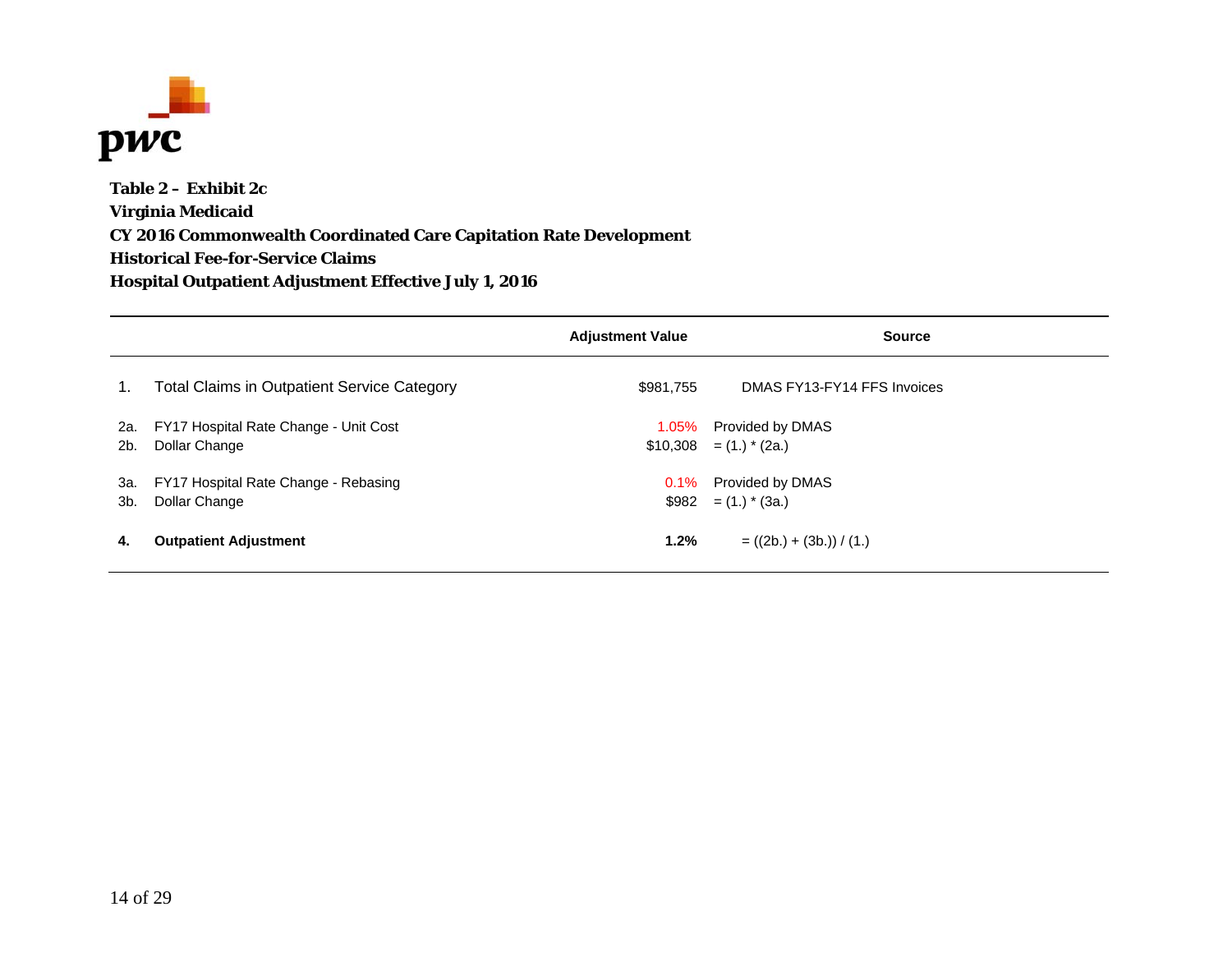**Table 2 – Exhibit 2c**
**Virginia Medicaid**
**CY 2016 Commonwealth Coordinated Care Capitation Rate Development**
**Historical Fee-for-Service Claims**
**Hospital Outpatient Adjustment Effective July 1, 2016**

| | | Adjustment Value | Source |
|---|---|---|---|
| 1. | Total Claims in Outpatient Service Category | $981,755 | DMAS FY13-FY14 FFS Invoices |
| 2a. | FY17 Hospital Rate Change - Unit Cost | 1.05% | Provided by DMAS |
| 2b. | Dollar Change | $10,308 | = (1.) * (2a.) |
| 3a. | FY17 Hospital Rate Change - Rebasing | 0.1% | Provided by DMAS |
| 3b. | Dollar Change | $982 | = (1.) * (3a.) |
| **4.** | **Outpatient Adjustment** | **1.2%** | = ((2b.) + (3b.)) / (1.) |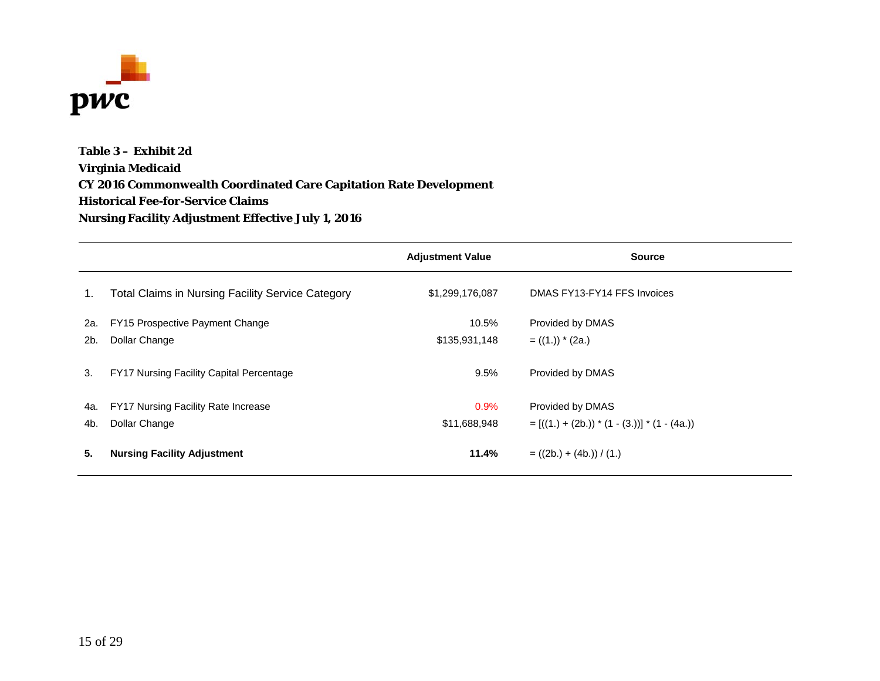**Table 3 – Exhibit 2d**
**Virginia Medicaid**
**CY 2016 Commonwealth Coordinated Care Capitation Rate Development**
**Historical Fee-for-Service Claims**
**Nursing Facility Adjustment Effective July 1, 2016**

| | | Adjustment Value | Source |
|---|---|---|---|
| 1. | Total Claims in Nursing Facility Service Category | $1,299,176,087 | DMAS FY13-FY14 FFS Invoices |
| 2a. | FY15 Prospective Payment Change | 10.5% | Provided by DMAS |
| 2b. | Dollar Change | $135,931,148 | = ((1.)) * (2a.) |
| 3. | FY17 Nursing Facility Capital Percentage | 9.5% | Provided by DMAS |
| 4a. | FY17 Nursing Facility Rate Increase | 0.9% | Provided by DMAS |
| 4b. | Dollar Change | $11,688,948 | = [((1.) + (2b.)) * (1 - (3.))] * (1 - (4a.)) |
| **5.** | **Nursing Facility Adjustment** | **11.4%** | = ((2b.) + (4b.)) / (1.) |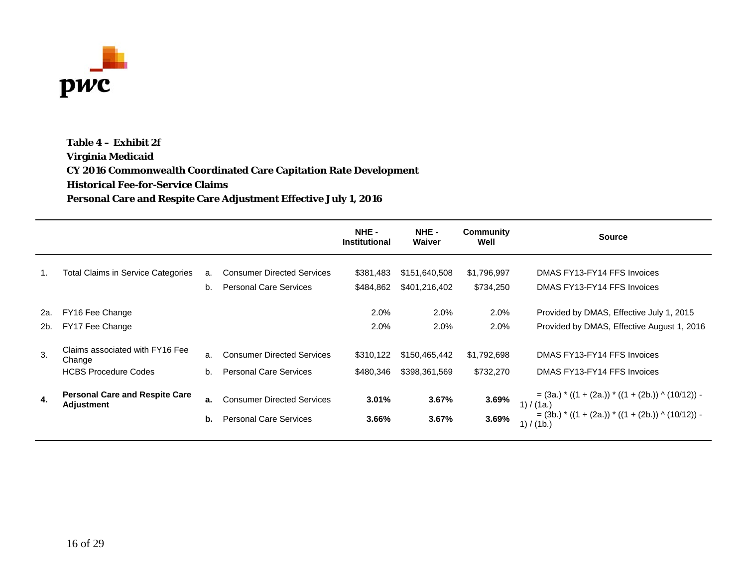**Table 4 – Exhibit 2f**
**Virginia Medicaid**
**CY 2016 Commonwealth Coordinated Care Capitation Rate Development**
**Historical Fee-for-Service Claims**
**Personal Care and Respite Care Adjustment Effective July 1, 2016**

| | | | | NHE - Institutional | NHE - Waiver | Community Well | Source |
|---|---|---|---|---|---|---|---|
| 1. | Total Claims in Service Categories | a. | Consumer Directed Services | $381,483 | $151,640,508 | $1,796,997 | DMAS FY13-FY14 FFS Invoices |
| | | b. | Personal Care Services | $484,862 | $401,216,402 | $734,250 | DMAS FY13-FY14 FFS Invoices |
| 2a. | FY16 Fee Change | | | 2.0% | 2.0% | 2.0% | Provided by DMAS, Effective July 1, 2015 |
| 2b. | FY17 Fee Change | | | 2.0% | 2.0% | 2.0% | Provided by DMAS, Effective August 1, 2016 |
| 3. | Claims associated with FY16 Fee Change HCBS Procedure Codes | a. | Consumer Directed Services | $310,122 | $150,465,442 | $1,792,698 | DMAS FY13-FY14 FFS Invoices |
| | | b. | Personal Care Services | $480,346 | $398,361,569 | $732,270 | DMAS FY13-FY14 FFS Invoices |
| **4.** | **Personal Care and Respite Care Adjustment** | **a.** | Consumer Directed Services | **3.01%** | **3.67%** | **3.69%** | = (3a.) * ((1 + (2a.)) * ((1 + (2b.)) ^ (10/12)) - 1) / (1a.) |
| | | **b.** | Personal Care Services | **3.66%** | **3.67%** | **3.69%** | = (3b.) * ((1 + (2a.)) * ((1 + (2b.)) ^ (10/12)) - 1) / (1b.) |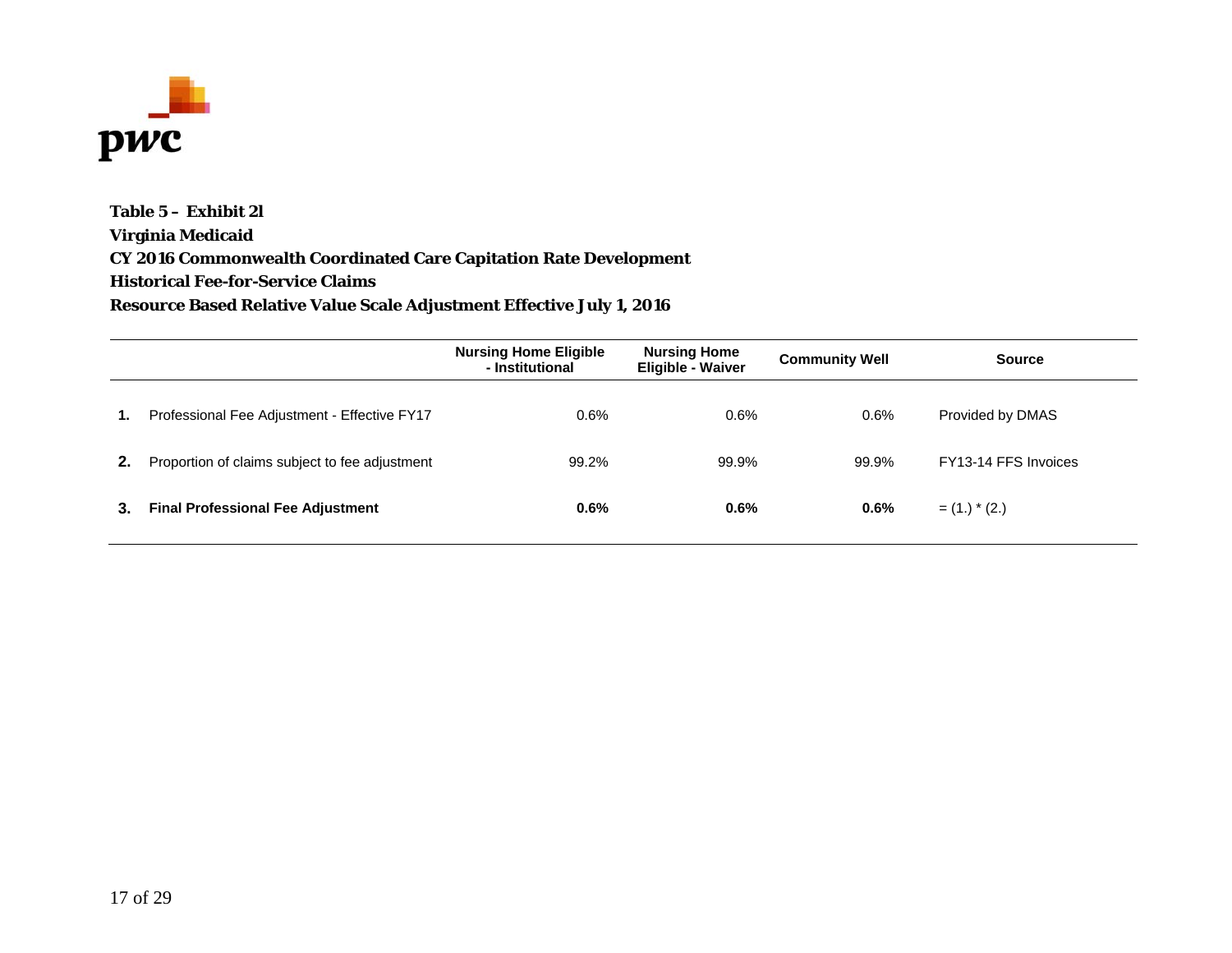**Table 5 – Exhibit 2l**

**Virginia Medicaid**

**CY 2016 Commonwealth Coordinated Care Capitation Rate Development**

**Historical Fee-for-Service Claims**

**Resource Based Relative Value Scale Adjustment Effective July 1, 2016**

| | | Nursing Home Eligible - Institutional | Nursing Home Eligible - Waiver | Community Well | Source |
|---|---|---|---|---|---|
| **1.** | Professional Fee Adjustment - Effective FY17 | 0.6% | 0.6% | 0.6% | Provided by DMAS |
| **2.** | Proportion of claims subject to fee adjustment | 99.2% | 99.9% | 99.9% | FY13-14 FFS Invoices |
| **3.** | **Final Professional Fee Adjustment** | **0.6%** | **0.6%** | **0.6%** | = (1.) * (2.) |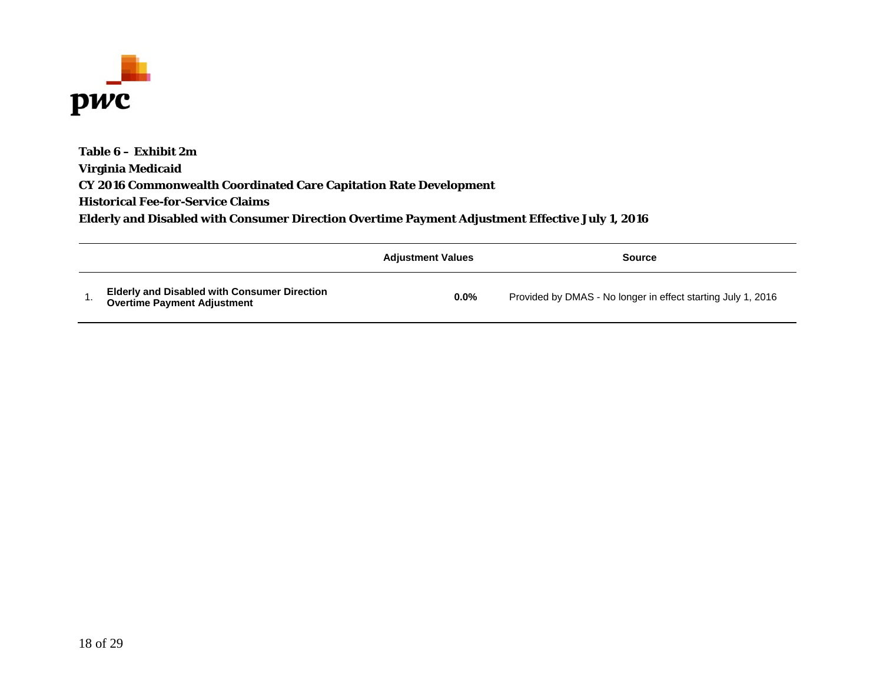**Table 6 – Exhibit 2m**
**Virginia Medicaid**
**CY 2016 Commonwealth Coordinated Care Capitation Rate Development**
**Historical Fee-for-Service Claims**
**Elderly and Disabled with Consumer Direction Overtime Payment Adjustment Effective July 1, 2016**

| | | Adjustment Values | Source |
|---|---|---|---|
| 1. | **Elderly and Disabled with Consumer Direction Overtime Payment Adjustment** | **0.0%** | Provided by DMAS - No longer in effect starting July 1, 2016 |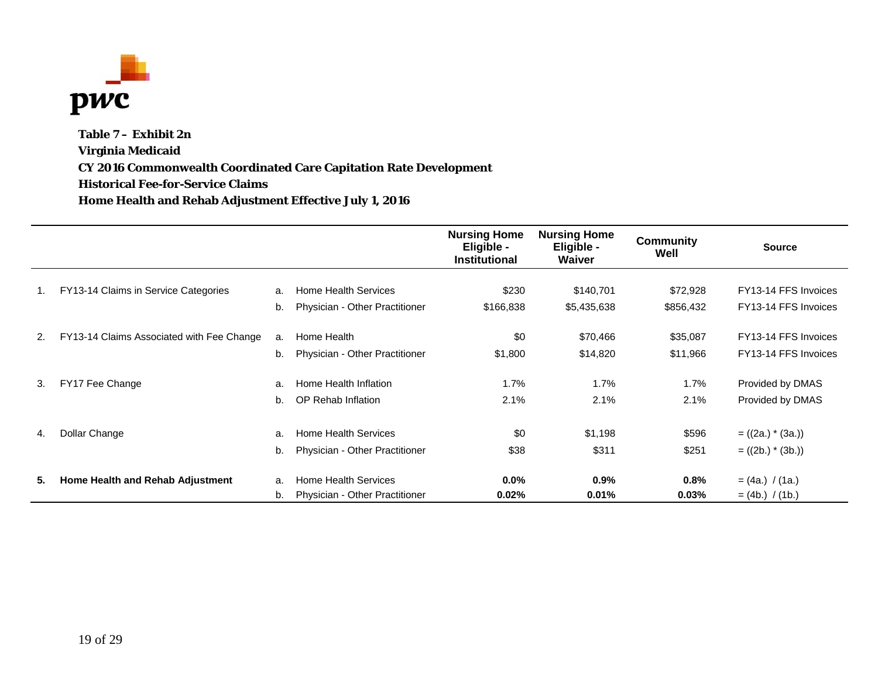**Table 7 – Exhibit 2n**
**Virginia Medicaid**
**CY 2016 Commonwealth Coordinated Care Capitation Rate Development**
**Historical Fee-for-Service Claims**
**Home Health and Rehab Adjustment Effective July 1, 2016**

| | | | | Nursing Home Eligible - Institutional | Nursing Home Eligible - Waiver | Community Well | Source |
|---|---|---|---|---|---|---|---|
| 1. | FY13-14 Claims in Service Categories | a. | Home Health Services | $230 | $140,701 | $72,928 | FY13-14 FFS Invoices |
| | | b. | Physician - Other Practitioner | $166,838 | $5,435,638 | $856,432 | FY13-14 FFS Invoices |
| 2. | FY13-14 Claims Associated with Fee Change | a. | Home Health | $0 | $70,466 | $35,087 | FY13-14 FFS Invoices |
| | | b. | Physician - Other Practitioner | $1,800 | $14,820 | $11,966 | FY13-14 FFS Invoices |
| 3. | FY17 Fee Change | a. | Home Health Inflation | 1.7% | 1.7% | 1.7% | Provided by DMAS |
| | | b. | OP Rehab Inflation | 2.1% | 2.1% | 2.1% | Provided by DMAS |
| 4. | Dollar Change | a. | Home Health Services | $0 | $1,198 | $596 | = ((2a.) * (3a.)) |
| | | b. | Physician - Other Practitioner | $38 | $311 | $251 | = ((2b.) * (3b.)) |
| **5.** | **Home Health and Rehab Adjustment** | a. | Home Health Services | **0.0%** | **0.9%** | **0.8%** | = (4a.) / (1a.) |
| | | b. | Physician - Other Practitioner | **0.02%** | **0.01%** | **0.03%** | = (4b.) / (1b.) |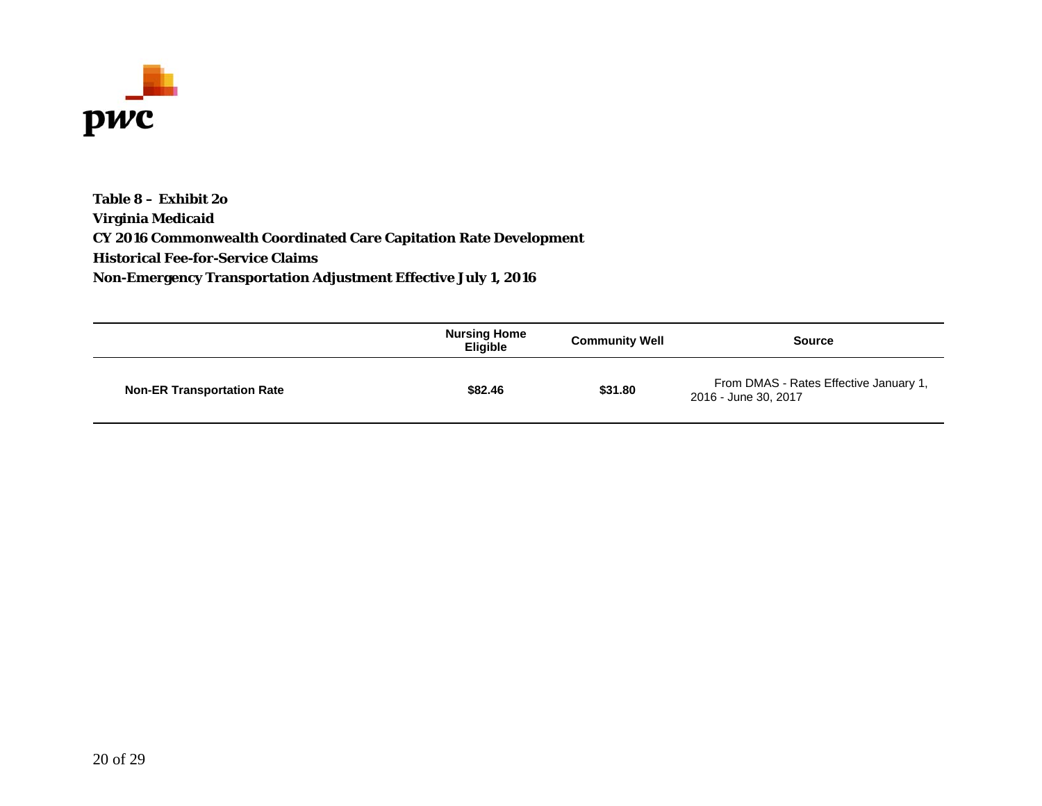**Table 8 – Exhibit 2o**

**Virginia Medicaid**

**CY 2016 Commonwealth Coordinated Care Capitation Rate Development**

**Historical Fee-for-Service Claims**

**Non-Emergency Transportation Adjustment Effective July 1, 2016**

| | Nursing Home Eligible | Community Well | Source |
|---|---|---|---|
| **Non-ER Transportation Rate** | **$82.46** | **$31.80** | From DMAS - Rates Effective January 1, 2016 - June 30, 2017 |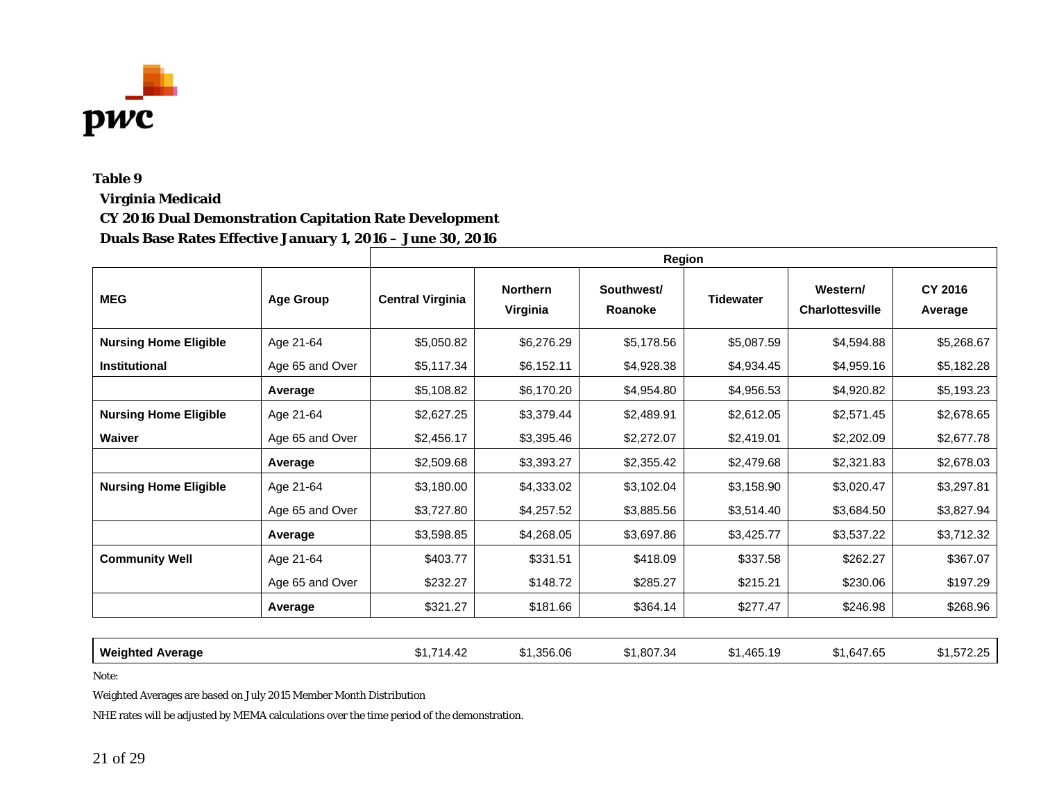**Table 9**

**Virginia Medicaid**

**CY 2016 Dual Demonstration Capitation Rate Development**

**Duals Base Rates Effective January 1, 2016 – June 30, 2016**

| | | Region | | | | | |
|---|---|---|---|---|---|---|---|
| **MEG** | **Age Group** | **Central Virginia** | **Northern Virginia** | **Southwest/ Roanoke** | **Tidewater** | **Western/ Charlottesville** | **CY 2016 Average** |
| **Nursing Home Eligible Institutional** | Age 21-64 | $5,050.82 | $6,276.29 | $5,178.56 | $5,087.59 | $4,594.88 | $5,268.67 |
| | Age 65 and Over | $5,117.34 | $6,152.11 | $4,928.38 | $4,934.45 | $4,959.16 | $5,182.28 |
| | **Average** | $5,108.82 | $6,170.20 | $4,954.80 | $4,956.53 | $4,920.82 | $5,193.23 |
| **Nursing Home Eligible Waiver** | Age 21-64 | $2,627.25 | $3,379.44 | $2,489.91 | $2,612.05 | $2,571.45 | $2,678.65 |
| | Age 65 and Over | $2,456.17 | $3,395.46 | $2,272.07 | $2,419.01 | $2,202.09 | $2,677.78 |
| | **Average** | $2,509.68 | $3,393.27 | $2,355.42 | $2,479.68 | $2,321.83 | $2,678.03 |
| **Nursing Home Eligible** | Age 21-64 | $3,180.00 | $4,333.02 | $3,102.04 | $3,158.90 | $3,020.47 | $3,297.81 |
| | Age 65 and Over | $3,727.80 | $4,257.52 | $3,885.56 | $3,514.40 | $3,684.50 | $3,827.94 |
| | **Average** | $3,598.85 | $4,268.05 | $3,697.86 | $3,425.77 | $3,537.22 | $3,712.32 |
| **Community Well** | Age 21-64 | $403.77 | $331.51 | $418.09 | $337.58 | $262.27 | $367.07 |
| | Age 65 and Over | $232.27 | $148.72 | $285.27 | $215.21 | $230.06 | $197.29 |
| | **Average** | $321.27 | $181.66 | $364.14 | $277.47 | $246.98 | $268.96 |
| **Weighted Average** | | $1,714.42 | $1,356.06 | $1,807.34 | $1,465.19 | $1,647.65 | $1,572.25 |

Note:

Weighted Averages are based on July 2015 Member Month Distribution

NHE rates will be adjusted by MEMA calculations over the time period of the demonstration.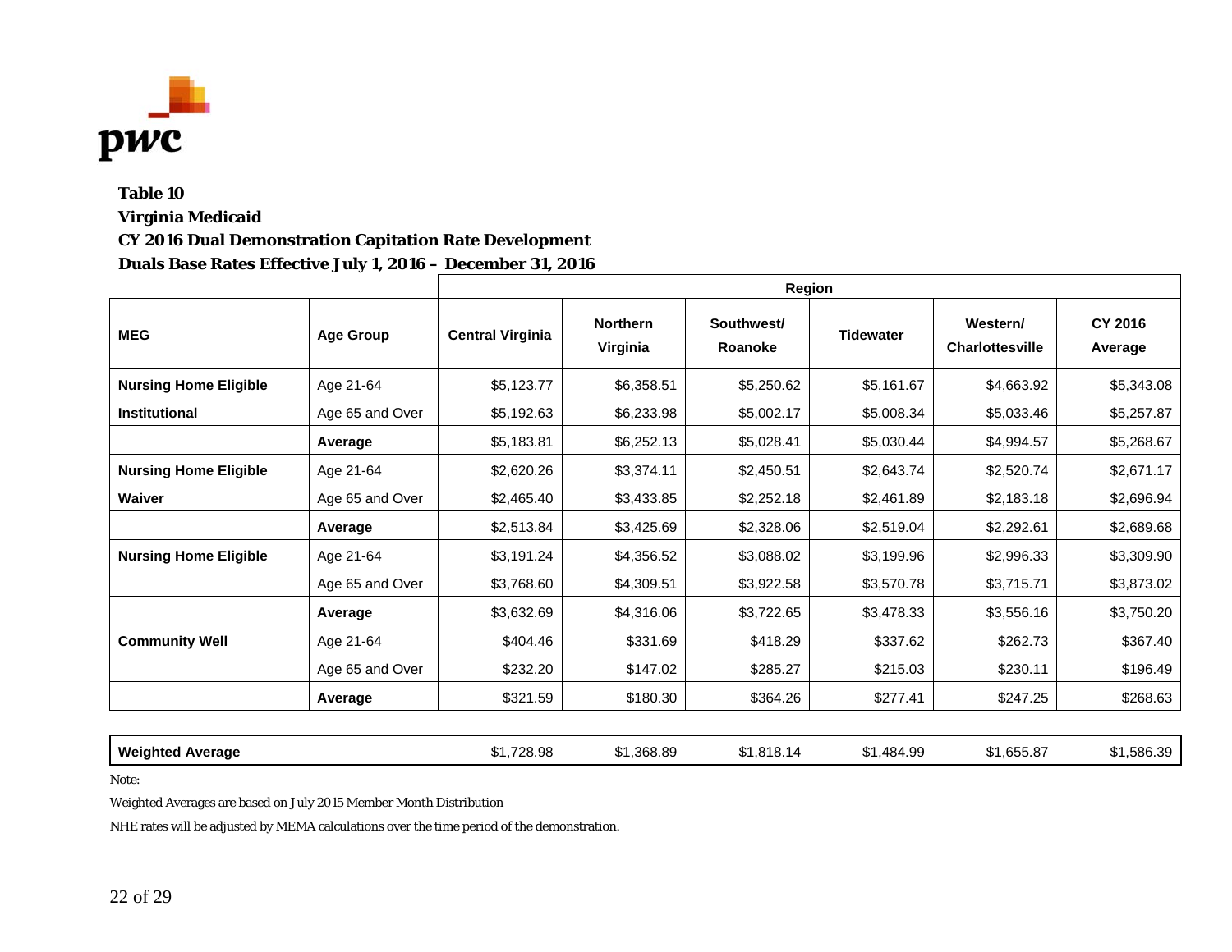**Table 10**

**Virginia Medicaid**

**CY 2016 Dual Demonstration Capitation Rate Development**

**Duals Base Rates Effective July 1, 2016 – December 31, 2016**

| | | Region | | | | | |
|---|---|---|---|---|---|---|---|
| **MEG** | **Age Group** | **Central Virginia** | **Northern Virginia** | **Southwest/ Roanoke** | **Tidewater** | **Western/ Charlottesville** | **CY 2016 Average** |
| **Nursing Home Eligible Institutional** | Age 21-64 | $5,123.77 | $6,358.51 | $5,250.62 | $5,161.67 | $4,663.92 | $5,343.08 |
| | Age 65 and Over | $5,192.63 | $6,233.98 | $5,002.17 | $5,008.34 | $5,033.46 | $5,257.87 |
| | **Average** | $5,183.81 | $6,252.13 | $5,028.41 | $5,030.44 | $4,994.57 | $5,268.67 |
| **Nursing Home Eligible Waiver** | Age 21-64 | $2,620.26 | $3,374.11 | $2,450.51 | $2,643.74 | $2,520.74 | $2,671.17 |
| | Age 65 and Over | $2,465.40 | $3,433.85 | $2,252.18 | $2,461.89 | $2,183.18 | $2,696.94 |
| | **Average** | $2,513.84 | $3,425.69 | $2,328.06 | $2,519.04 | $2,292.61 | $2,689.68 |
| **Nursing Home Eligible** | Age 21-64 | $3,191.24 | $4,356.52 | $3,088.02 | $3,199.96 | $2,996.33 | $3,309.90 |
| | Age 65 and Over | $3,768.60 | $4,309.51 | $3,922.58 | $3,570.78 | $3,715.71 | $3,873.02 |
| | **Average** | $3,632.69 | $4,316.06 | $3,722.65 | $3,478.33 | $3,556.16 | $3,750.20 |
| **Community Well** | Age 21-64 | $404.46 | $331.69 | $418.29 | $337.62 | $262.73 | $367.40 |
| | Age 65 and Over | $232.20 | $147.02 | $285.27 | $215.03 | $230.11 | $196.49 |
| | **Average** | $321.59 | $180.30 | $364.26 | $277.41 | $247.25 | $268.63 |
| **Weighted Average** | | $1,728.98 | $1,368.89 | $1,818.14 | $1,484.99 | $1,655.87 | $1,586.39 |

Note:

Weighted Averages are based on July 2015 Member Month Distribution

NHE rates will be adjusted by MEMA calculations over the time period of the demonstration.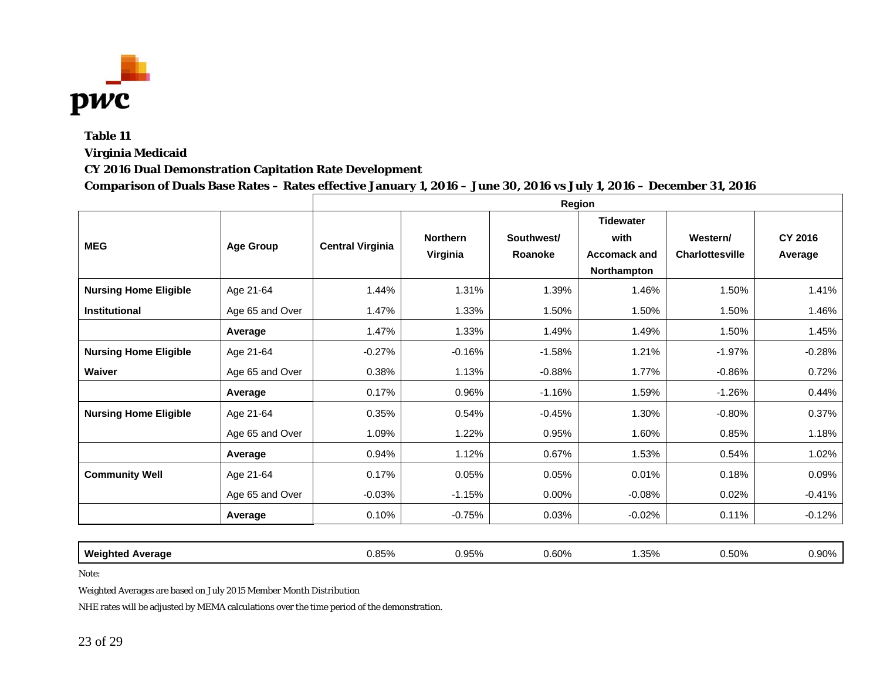**Table 11**

**Virginia Medicaid**

**CY 2016 Dual Demonstration Capitation Rate Development**

**Comparison of Duals Base Rates – Rates effective January 1, 2016 – June 30, 2016 vs July 1, 2016 – December 31, 2016**

| | | Region | | | | | |
|---|---|---|---|---|---|---|---|
| **MEG** | **Age Group** | **Central Virginia** | **Northern Virginia** | **Southwest/ Roanoke** | **Tidewater with Accomack and Northampton** | **Western/ Charlottesville** | **CY 2016 Average** |
| **Nursing Home Eligible** | Age 21-64 | 1.44% | 1.31% | 1.39% | 1.46% | 1.50% | 1.41% |
| **Institutional** | Age 65 and Over | 1.47% | 1.33% | 1.50% | 1.50% | 1.50% | 1.46% |
| | **Average** | 1.47% | 1.33% | 1.49% | 1.49% | 1.50% | 1.45% |
| **Nursing Home Eligible** | Age 21-64 | -0.27% | -0.16% | -1.58% | 1.21% | -1.97% | -0.28% |
| **Waiver** | Age 65 and Over | 0.38% | 1.13% | -0.88% | 1.77% | -0.86% | 0.72% |
| | **Average** | 0.17% | 0.96% | -1.16% | 1.59% | -1.26% | 0.44% |
| **Nursing Home Eligible** | Age 21-64 | 0.35% | 0.54% | -0.45% | 1.30% | -0.80% | 0.37% |
| | Age 65 and Over | 1.09% | 1.22% | 0.95% | 1.60% | 0.85% | 1.18% |
| | **Average** | 0.94% | 1.12% | 0.67% | 1.53% | 0.54% | 1.02% |
| **Community Well** | Age 21-64 | 0.17% | 0.05% | 0.05% | 0.01% | 0.18% | 0.09% |
| | Age 65 and Over | -0.03% | -1.15% | 0.00% | -0.08% | 0.02% | -0.41% |
| | **Average** | 0.10% | -0.75% | 0.03% | -0.02% | 0.11% | -0.12% |
| **Weighted Average** | | 0.85% | 0.95% | 0.60% | 1.35% | 0.50% | 0.90% |

Note:

Weighted Averages are based on July 2015 Member Month Distribution

NHE rates will be adjusted by MEMA calculations over the time period of the demonstration.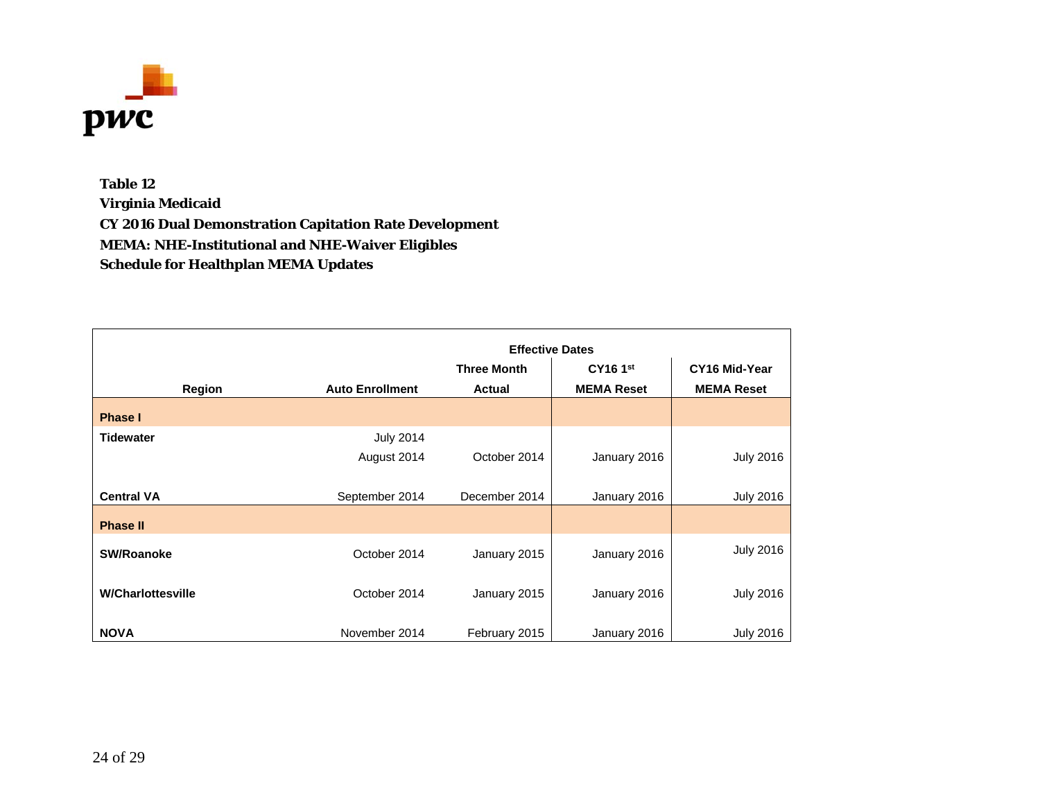**Table 12**
**Virginia Medicaid**
**CY 2016 Dual Demonstration Capitation Rate Development**
**MEMA: NHE-Institutional and NHE-Waiver Eligibles**
**Schedule for Healthplan MEMA Updates**

| | | Effective Dates | | |
|---|---|---|---|---|
| Region | Auto Enrollment | Three Month Actual | CY16 1st MEMA Reset | CY16 Mid-Year MEMA Reset |
| **Phase I** | | | | |
| **Tidewater** | July 2014 | | | |
| | August 2014 | October 2014 | January 2016 | July 2016 |
| **Central VA** | September 2014 | December 2014 | January 2016 | July 2016 |
| **Phase II** | | | | |
| **SW/Roanoke** | October 2014 | January 2015 | January 2016 | July 2016 |
| **W/Charlottesville** | October 2014 | January 2015 | January 2016 | July 2016 |
| **NOVA** | November 2014 | February 2015 | January 2016 | July 2016 |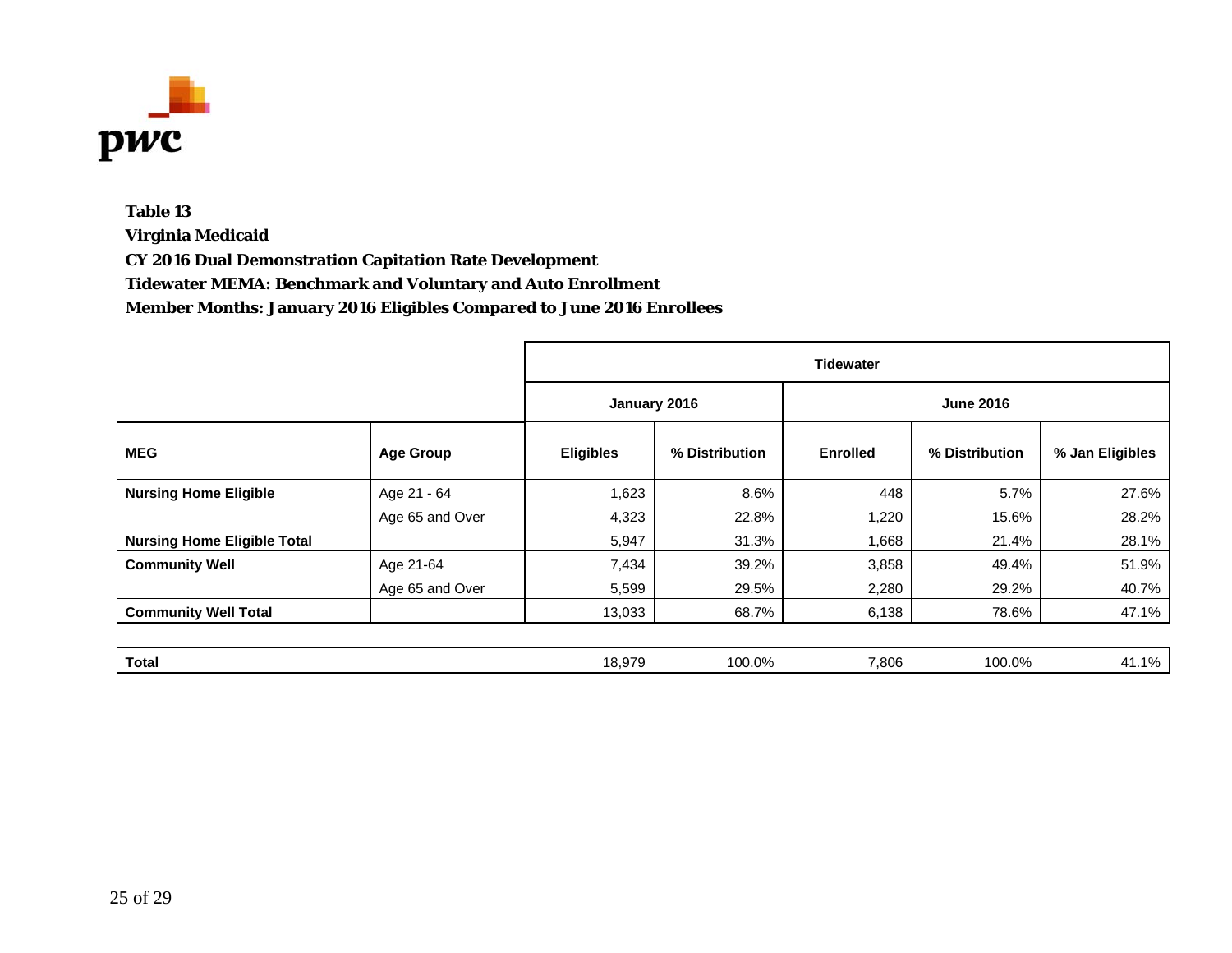**Table 13**
**Virginia Medicaid**
**CY 2016 Dual Demonstration Capitation Rate Development**
**Tidewater MEMA: Benchmark and Voluntary and Auto Enrollment**
**Member Months: January 2016 Eligibles Compared to June 2016 Enrollees**

| | | Tidewater | | | | |
|---|---|---|---|---|---|---|
| | | January 2016 | | June 2016 | | |
| **MEG** | **Age Group** | **Eligibles** | **% Distribution** | **Enrolled** | **% Distribution** | **% Jan Eligibles** |
| **Nursing Home Eligible** | Age 21 - 64 | 1,623 | 8.6% | 448 | 5.7% | 27.6% |
| | Age 65 and Over | 4,323 | 22.8% | 1,220 | 15.6% | 28.2% |
| **Nursing Home Eligible Total** | | 5,947 | 31.3% | 1,668 | 21.4% | 28.1% |
| **Community Well** | Age 21-64 | 7,434 | 39.2% | 3,858 | 49.4% | 51.9% |
| | Age 65 and Over | 5,599 | 29.5% | 2,280 | 29.2% | 40.7% |
| **Community Well Total** | | 13,033 | 68.7% | 6,138 | 78.6% | 47.1% |
| **Total** | | 18,979 | 100.0% | 7,806 | 100.0% | 41.1% |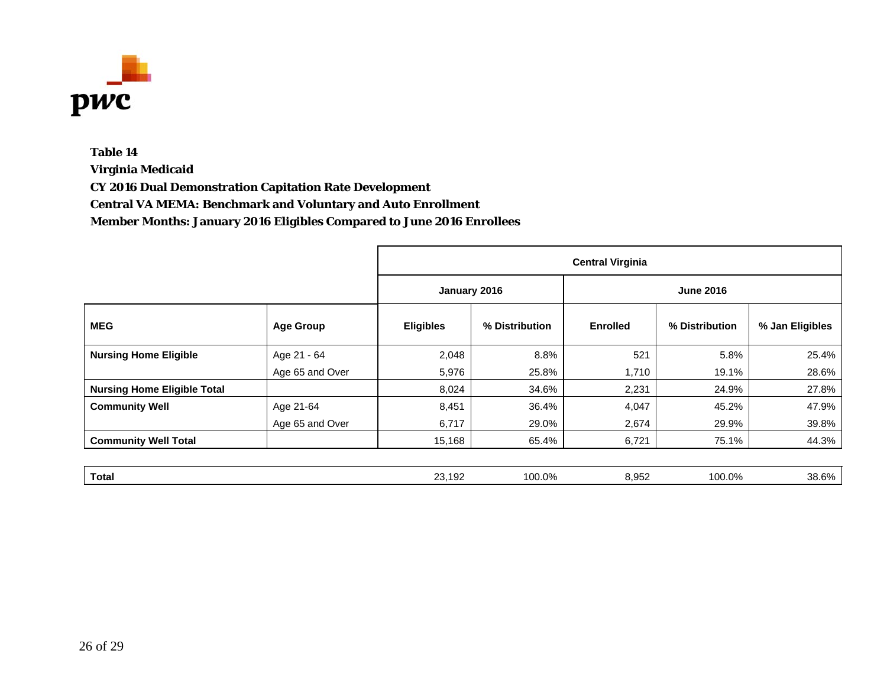**Table 14**
**Virginia Medicaid**
**CY 2016 Dual Demonstration Capitation Rate Development**
**Central VA MEMA: Benchmark and Voluntary and Auto Enrollment**
**Member Months: January 2016 Eligibles Compared to June 2016 Enrollees**

| | | Central Virginia | | | | |
|---|---|---|---|---|---|---|
| | | January 2016 | | June 2016 | | |
| **MEG** | **Age Group** | **Eligibles** | **% Distribution** | **Enrolled** | **% Distribution** | **% Jan Eligibles** |
| **Nursing Home Eligible** | Age 21 - 64 | 2,048 | 8.8% | 521 | 5.8% | 25.4% |
| | Age 65 and Over | 5,976 | 25.8% | 1,710 | 19.1% | 28.6% |
| **Nursing Home Eligible Total** | | 8,024 | 34.6% | 2,231 | 24.9% | 27.8% |
| **Community Well** | Age 21-64 | 8,451 | 36.4% | 4,047 | 45.2% | 47.9% |
| | Age 65 and Over | 6,717 | 29.0% | 2,674 | 29.9% | 39.8% |
| **Community Well Total** | | 15,168 | 65.4% | 6,721 | 75.1% | 44.3% |
| **Total** | | 23,192 | 100.0% | 8,952 | 100.0% | 38.6% |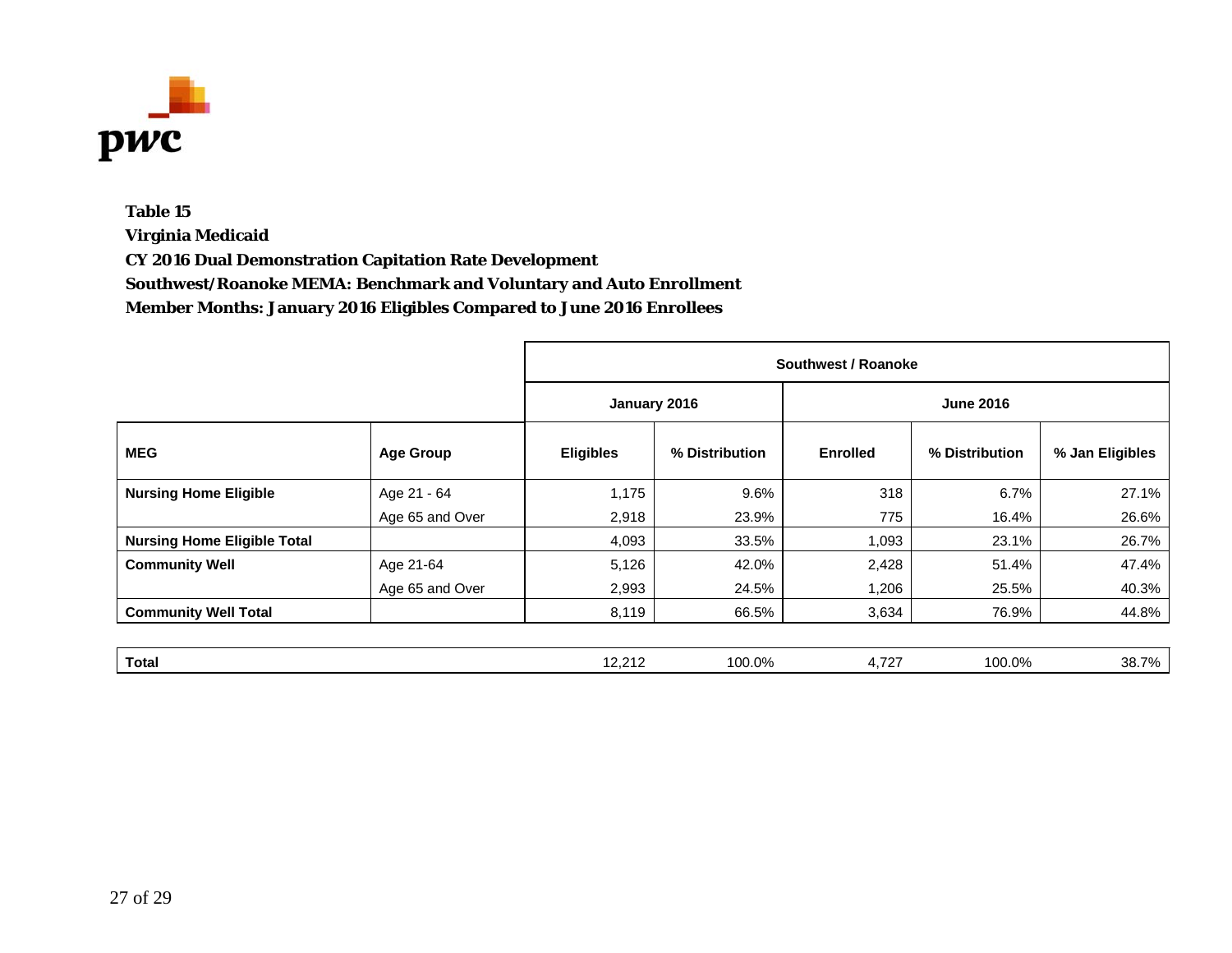**Table 15**

**Virginia Medicaid**

**CY 2016 Dual Demonstration Capitation Rate Development**

**Southwest/Roanoke MEMA: Benchmark and Voluntary and Auto Enrollment**

**Member Months: January 2016 Eligibles Compared to June 2016 Enrollees**

| | | Southwest / Roanoke | | | | |
|---|---|---|---|---|---|---|
| | | January 2016 | | June 2016 | | |
| **MEG** | **Age Group** | **Eligibles** | **% Distribution** | **Enrolled** | **% Distribution** | **% Jan Eligibles** |
| **Nursing Home Eligible** | Age 21 - 64 | 1,175 | 9.6% | 318 | 6.7% | 27.1% |
| | Age 65 and Over | 2,918 | 23.9% | 775 | 16.4% | 26.6% |
| **Nursing Home Eligible Total** | | 4,093 | 33.5% | 1,093 | 23.1% | 26.7% |
| **Community Well** | Age 21-64 | 5,126 | 42.0% | 2,428 | 51.4% | 47.4% |
| | Age 65 and Over | 2,993 | 24.5% | 1,206 | 25.5% | 40.3% |
| **Community Well Total** | | 8,119 | 66.5% | 3,634 | 76.9% | 44.8% |
| **Total** | | 12,212 | 100.0% | 4,727 | 100.0% | 38.7% |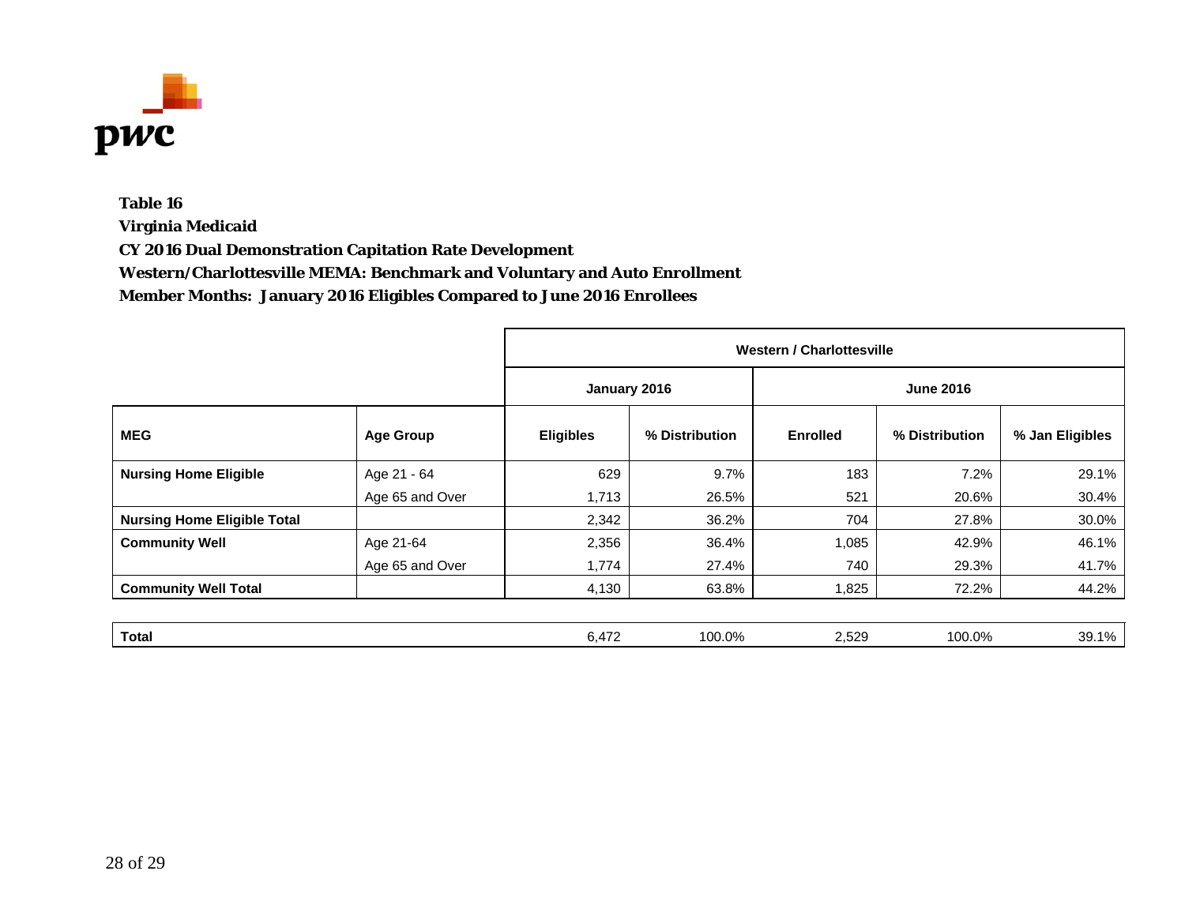**Table 16**
**Virginia Medicaid**
**CY 2016 Dual Demonstration Capitation Rate Development**
**Western/Charlottesville MEMA: Benchmark and Voluntary and Auto Enrollment**
**Member Months: January 2016 Eligibles Compared to June 2016 Enrollees**

| | | Western / Charlottesville | | | | |
|---|---|---|---|---|---|---|
| | | January 2016 | | June 2016 | | |
| **MEG** | **Age Group** | **Eligibles** | **% Distribution** | **Enrolled** | **% Distribution** | **% Jan Eligibles** |
| **Nursing Home Eligible** | Age 21 - 64 | 629 | 9.7% | 183 | 7.2% | 29.1% |
| | Age 65 and Over | 1,713 | 26.5% | 521 | 20.6% | 30.4% |
| **Nursing Home Eligible Total** | | 2,342 | 36.2% | 704 | 27.8% | 30.0% |
| **Community Well** | Age 21-64 | 2,356 | 36.4% | 1,085 | 42.9% | 46.1% |
| | Age 65 and Over | 1,774 | 27.4% | 740 | 29.3% | 41.7% |
| **Community Well Total** | | 4,130 | 63.8% | 1,825 | 72.2% | 44.2% |
| **Total** | | 6,472 | 100.0% | 2,529 | 100.0% | 39.1% |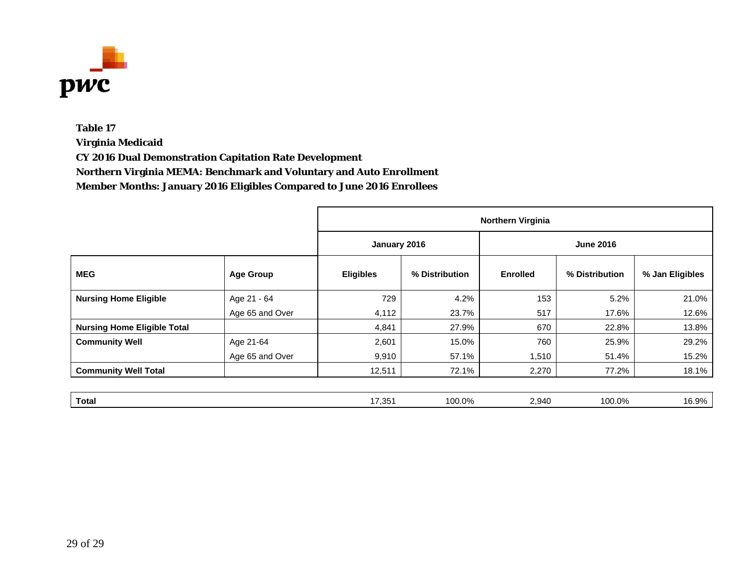**Table 17**
**Virginia Medicaid**
**CY 2016 Dual Demonstration Capitation Rate Development**
**Northern Virginia MEMA: Benchmark and Voluntary and Auto Enrollment**
**Member Months: January 2016 Eligibles Compared to June 2016 Enrollees**

| | | Northern Virginia | | | | |
|---|---|---|---|---|---|---|
| | | January 2016 | | June 2016 | | |
| **MEG** | **Age Group** | **Eligibles** | **% Distribution** | **Enrolled** | **% Distribution** | **% Jan Eligibles** |
| **Nursing Home Eligible** | Age 21 - 64 | 729 | 4.2% | 153 | 5.2% | 21.0% |
| | Age 65 and Over | 4,112 | 23.7% | 517 | 17.6% | 12.6% |
| **Nursing Home Eligible Total** | | 4,841 | 27.9% | 670 | 22.8% | 13.8% |
| **Community Well** | Age 21-64 | 2,601 | 15.0% | 760 | 25.9% | 29.2% |
| | Age 65 and Over | 9,910 | 57.1% | 1,510 | 51.4% | 15.2% |
| **Community Well Total** | | 12,511 | 72.1% | 2,270 | 77.2% | 18.1% |
| | | | | | | |
| **Total** | | 17,351 | 100.0% | 2,940 | 100.0% | 16.9% |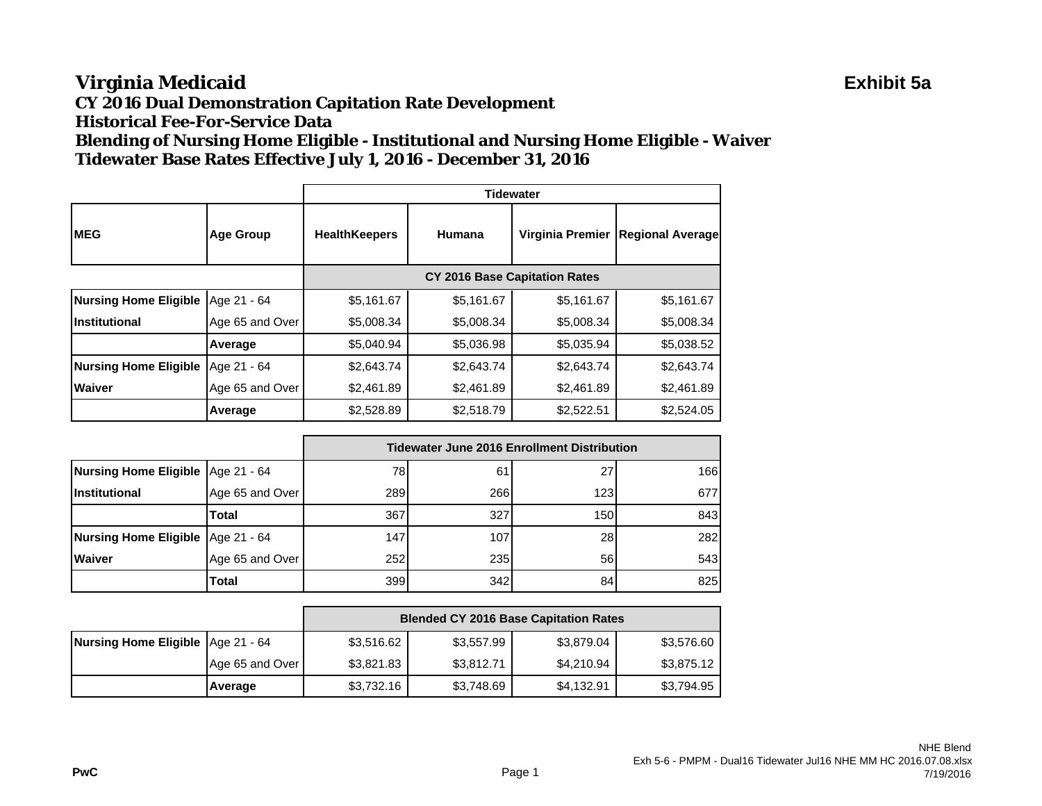# Virginia Medicaid

**Exhibit 5a**

## CY 2016 Dual Demonstration Capitation Rate Development
## Historical Fee-For-Service Data
## Blending of Nursing Home Eligible - Institutional and Nursing Home Eligible - Waiver
## Tidewater Base Rates Effective July 1, 2016 - December 31, 2016

| | | Tidewater | | | |
|---|---|---|---|---|---|
| **MEG** | **Age Group** | **HealthKeepers** | **Humana** | **Virginia Premier** | **Regional Average** |
| | | **CY 2016 Base Capitation Rates** | | | |
| **Nursing Home Eligible** | Age 21 - 64 | $5,161.67 | $5,161.67 | $5,161.67 | $5,161.67 |
| **Institutional** | Age 65 and Over | $5,008.34 | $5,008.34 | $5,008.34 | $5,008.34 |
| | **Average** | $5,040.94 | $5,036.98 | $5,035.94 | $5,038.52 |
| **Nursing Home Eligible** | Age 21 - 64 | $2,643.74 | $2,643.74 | $2,643.74 | $2,643.74 |
| **Waiver** | Age 65 and Over | $2,461.89 | $2,461.89 | $2,461.89 | $2,461.89 |
| | **Average** | $2,528.89 | $2,518.79 | $2,522.51 | $2,524.05 |

| | | Tidewater June 2016 Enrollment Distribution | | | |
|---|---|---|---|---|---|
| **Nursing Home Eligible** | Age 21 - 64 | 78 | 61 | 27 | 166 |
| **Institutional** | Age 65 and Over | 289 | 266 | 123 | 677 |
| | **Total** | 367 | 327 | 150 | 843 |
| **Nursing Home Eligible** | Age 21 - 64 | 147 | 107 | 28 | 282 |
| **Waiver** | Age 65 and Over | 252 | 235 | 56 | 543 |
| | **Total** | 399 | 342 | 84 | 825 |

| | | Blended CY 2016 Base Capitation Rates | | | |
|---|---|---|---|---|---|
| **Nursing Home Eligible** | Age 21 - 64 | $3,516.62 | $3,557.99 | $3,879.04 | $3,576.60 |
| | Age 65 and Over | $3,821.83 | $3,812.71 | $4,210.94 | $3,875.12 |
| | **Average** | $3,732.16 | $3,748.69 | $4,132.91 | $3,794.95 |

**PwC**

NHE Blend
Exh 5-6 - PMPM - Dual16 Tidewater Jul16 NHE MM HC 2016.07.08.xlsx
7/19/2016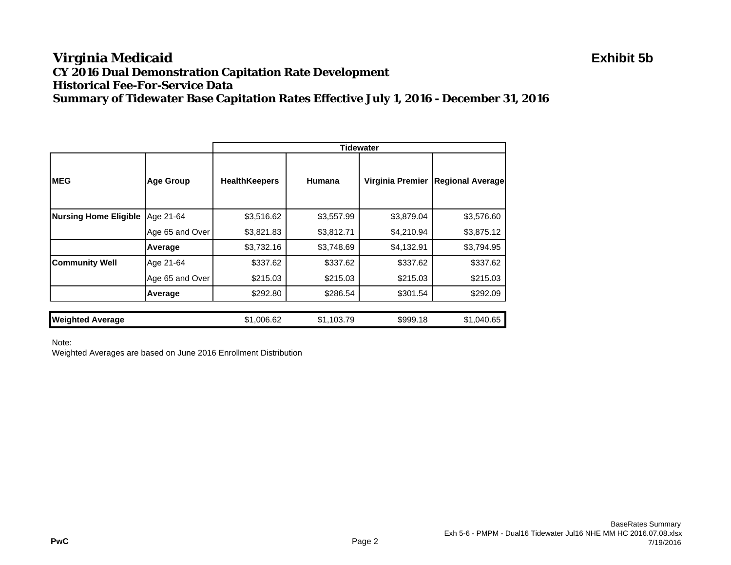# Virginia Medicaid

**Exhibit 5b**

## CY 2016 Dual Demonstration Capitation Rate Development
## Historical Fee-For-Service Data
## Summary of Tidewater Base Capitation Rates Effective July 1, 2016 - December 31, 2016

| | | Tidewater | | | |
|---|---|---|---|---|---|
| **MEG** | **Age Group** | **HealthKeepers** | **Humana** | **Virginia Premier** | **Regional Average** |
| **Nursing Home Eligible** | Age 21-64 | $3,516.62 | $3,557.99 | $3,879.04 | $3,576.60 |
| | Age 65 and Over | $3,821.83 | $3,812.71 | $4,210.94 | $3,875.12 |
| | **Average** | $3,732.16 | $3,748.69 | $4,132.91 | $3,794.95 |
| **Community Well** | Age 21-64 | $337.62 | $337.62 | $337.62 | $337.62 |
| | Age 65 and Over | $215.03 | $215.03 | $215.03 | $215.03 |
| | **Average** | $292.80 | $286.54 | $301.54 | $292.09 |
| **Weighted Average** | | $1,006.62 | $1,103.79 | $999.18 | $1,040.65 |

Note:
Weighted Averages are based on June 2016 Enrollment Distribution

PwC

BaseRates Summary
Exh 5-6 - PMPM - Dual16 Tidewater Jul16 NHE MM HC 2016.07.08.xlsx
7/19/2016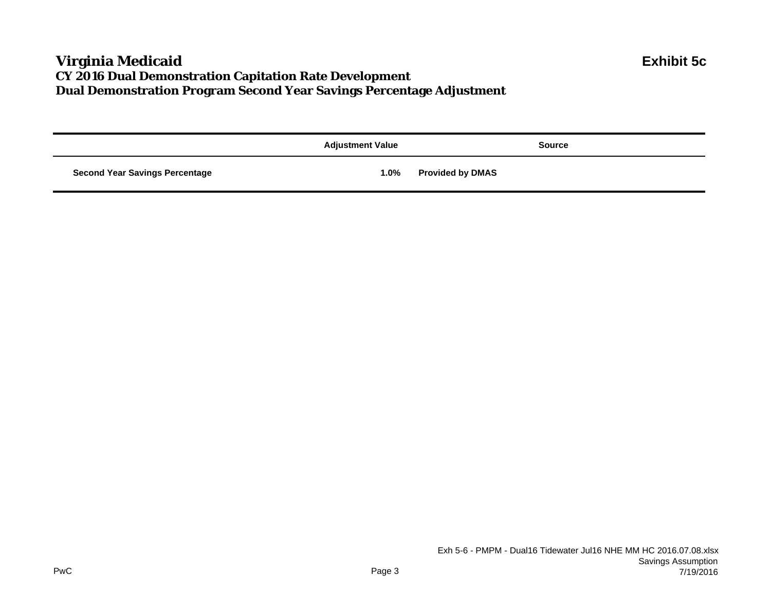# Virginia Medicaid

**Exhibit 5c**

## CY 2016 Dual Demonstration Capitation Rate Development

## Dual Demonstration Program Second Year Savings Percentage Adjustment

| | Adjustment Value | Source |
|---|---|---|
| **Second Year Savings Percentage** | **1.0%** | **Provided by DMAS** |

Exh 5-6 - PMPM - Dual16 Tidewater Jul16 NHE MM HC 2016.07.08.xlsx
Savings Assumption
7/19/2016

PwC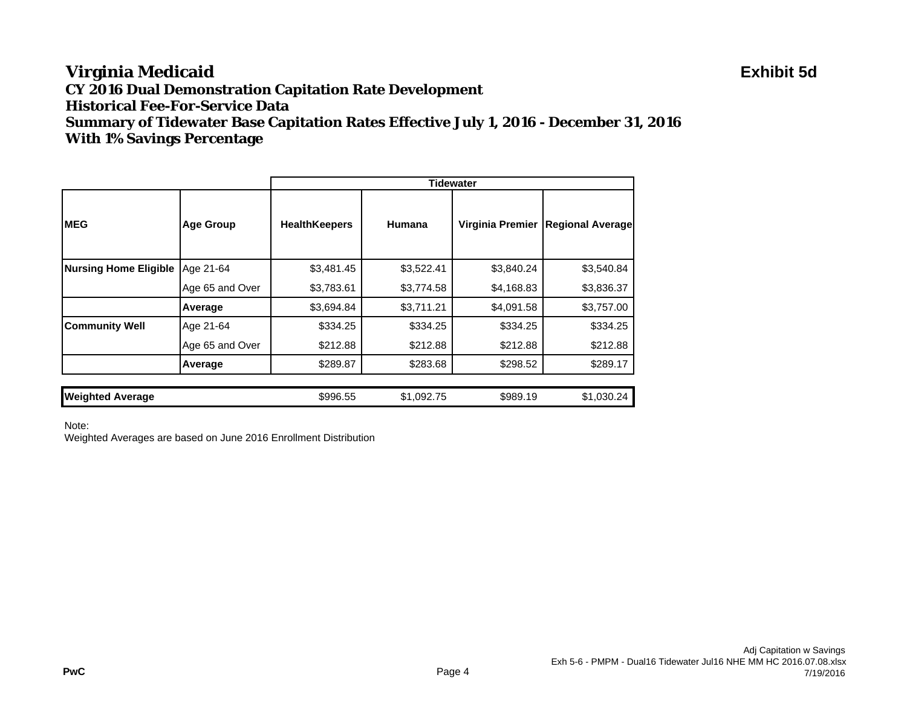# Virginia Medicaid

**Exhibit 5d**

## CY 2016 Dual Demonstration Capitation Rate Development
## Historical Fee-For-Service Data
## Summary of Tidewater Base Capitation Rates Effective July 1, 2016 - December 31, 2016
## With 1% Savings Percentage

| | | Tidewater | | | |
|---|---|---|---|---|---|
| **MEG** | **Age Group** | **HealthKeepers** | **Humana** | **Virginia Premier** | **Regional Average** |
| **Nursing Home Eligible** | Age 21-64 | $3,481.45 | $3,522.41 | $3,840.24 | $3,540.84 |
| | Age 65 and Over | $3,783.61 | $3,774.58 | $4,168.83 | $3,836.37 |
| | **Average** | $3,694.84 | $3,711.21 | $4,091.58 | $3,757.00 |
| **Community Well** | Age 21-64 | $334.25 | $334.25 | $334.25 | $334.25 |
| | Age 65 and Over | $212.88 | $212.88 | $212.88 | $212.88 |
| | **Average** | $289.87 | $283.68 | $298.52 | $289.17 |
| **Weighted Average** | | $996.55 | $1,092.75 | $989.19 | $1,030.24 |

Note:
Weighted Averages are based on June 2016 Enrollment Distribution

PwC

Adj Capitation w Savings
Exh 5-6 - PMPM - Dual16 Tidewater Jul16 NHE MM HC 2016.07.08.xlsx
7/19/2016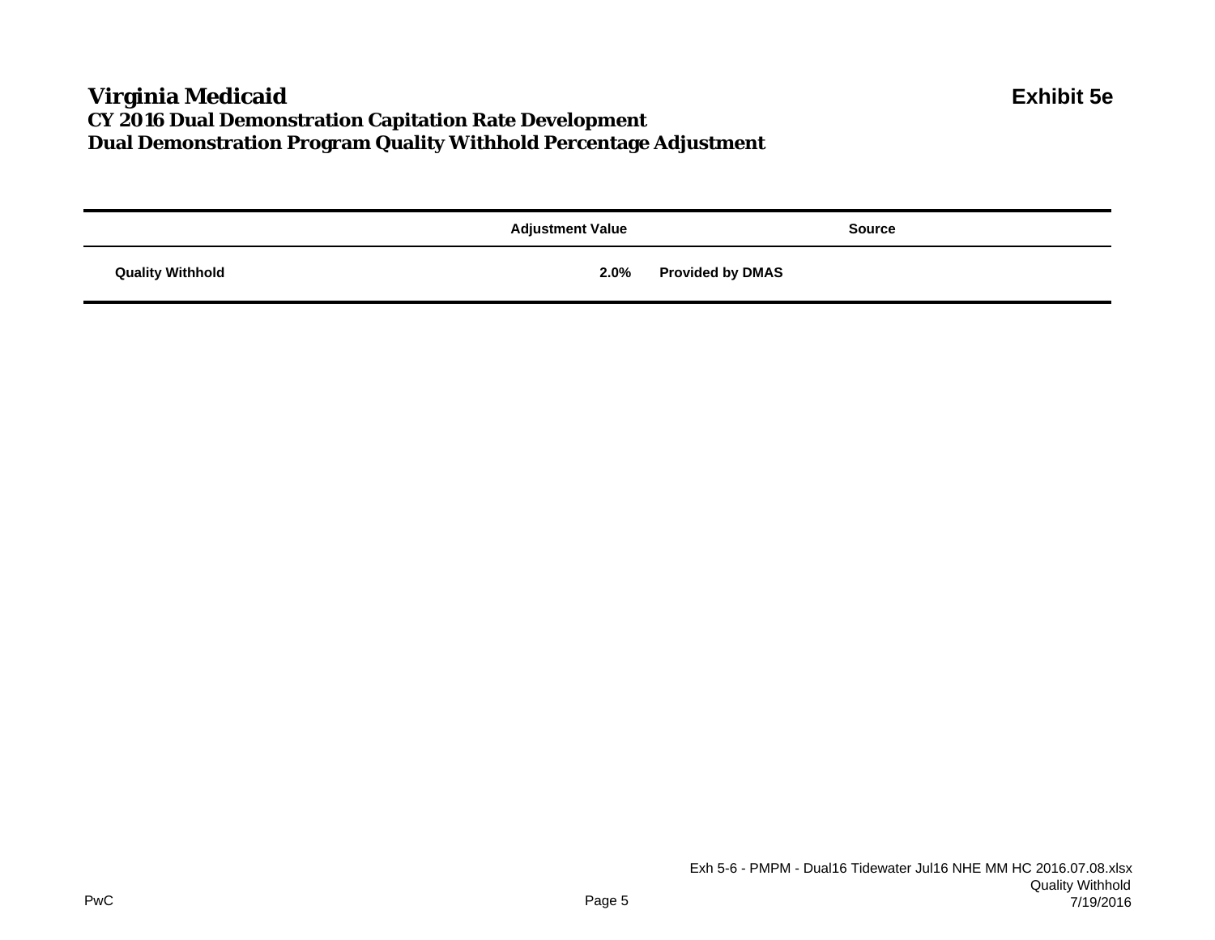# Virginia Medicaid

**Exhibit 5e**

## CY 2016 Dual Demonstration Capitation Rate Development

## Dual Demonstration Program Quality Withhold Percentage Adjustment

| | Adjustment Value | Source |
|---|---|---|
| **Quality Withhold** | **2.0%** | **Provided by DMAS** |

PwC

Exh 5-6 - PMPM - Dual16 Tidewater Jul16 NHE MM HC 2016.07.08.xlsx
Quality Withhold
7/19/2016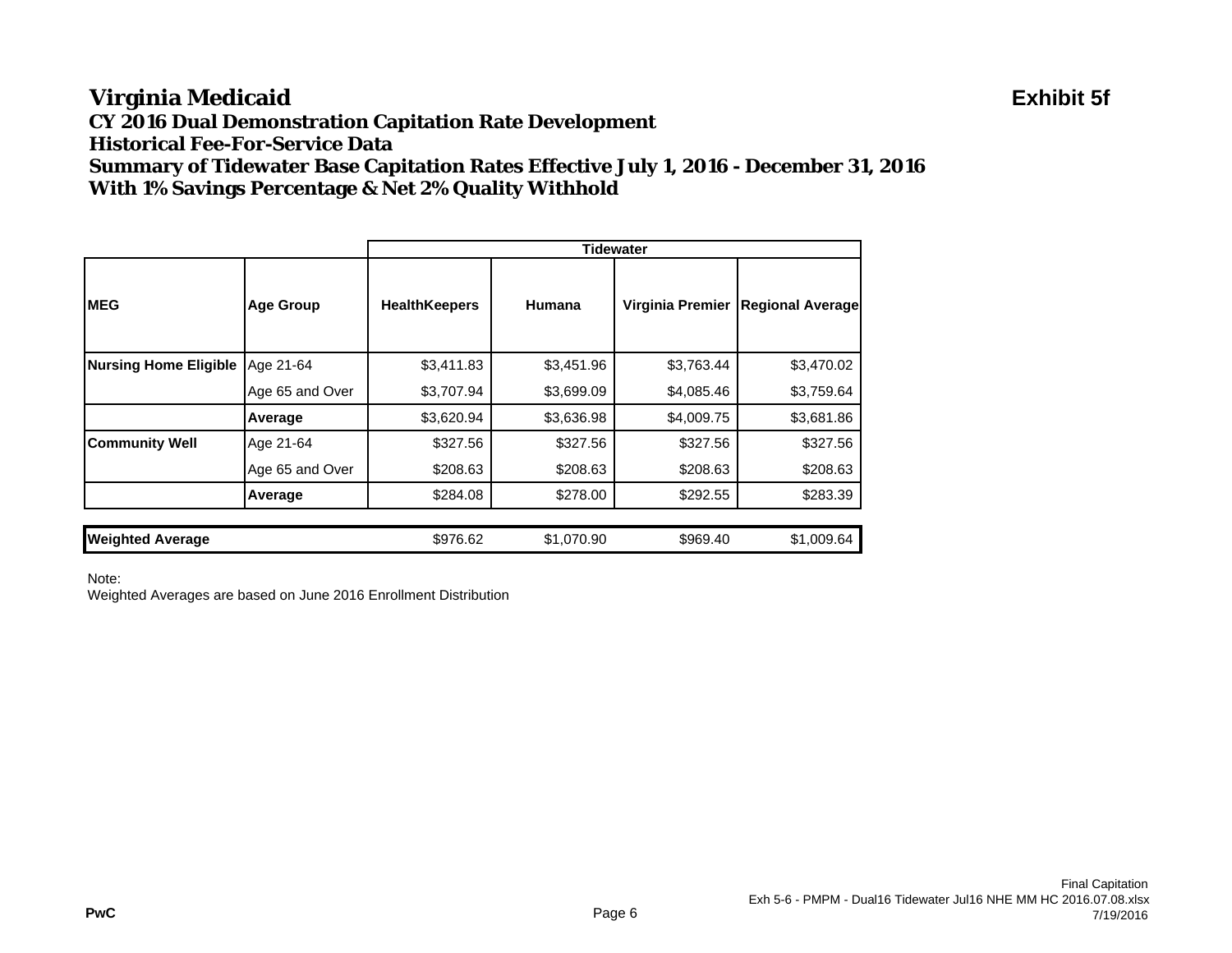# Virginia Medicaid

**Exhibit 5f**

## CY 2016 Dual Demonstration Capitation Rate Development
## Historical Fee-For-Service Data
## Summary of Tidewater Base Capitation Rates Effective July 1, 2016 - December 31, 2016
## With 1% Savings Percentage & Net 2% Quality Withhold

| | | Tidewater | | | |
|---|---|---|---|---|---|
| **MEG** | **Age Group** | **HealthKeepers** | **Humana** | **Virginia Premier** | **Regional Average** |
| **Nursing Home Eligible** | Age 21-64 | $3,411.83 | $3,451.96 | $3,763.44 | $3,470.02 |
| | Age 65 and Over | $3,707.94 | $3,699.09 | $4,085.46 | $3,759.64 |
| | **Average** | $3,620.94 | $3,636.98 | $4,009.75 | $3,681.86 |
| **Community Well** | Age 21-64 | $327.56 | $327.56 | $327.56 | $327.56 |
| | Age 65 and Over | $208.63 | $208.63 | $208.63 | $208.63 |
| | **Average** | $284.08 | $278.00 | $292.55 | $283.39 |
| **Weighted Average** | | $976.62 | $1,070.90 | $969.40 | $1,009.64 |

Note:
Weighted Averages are based on June 2016 Enrollment Distribution

PwC

Final Capitation
Exh 5-6 - PMPM - Dual16 Tidewater Jul16 NHE MM HC 2016.07.08.xlsx
7/19/2016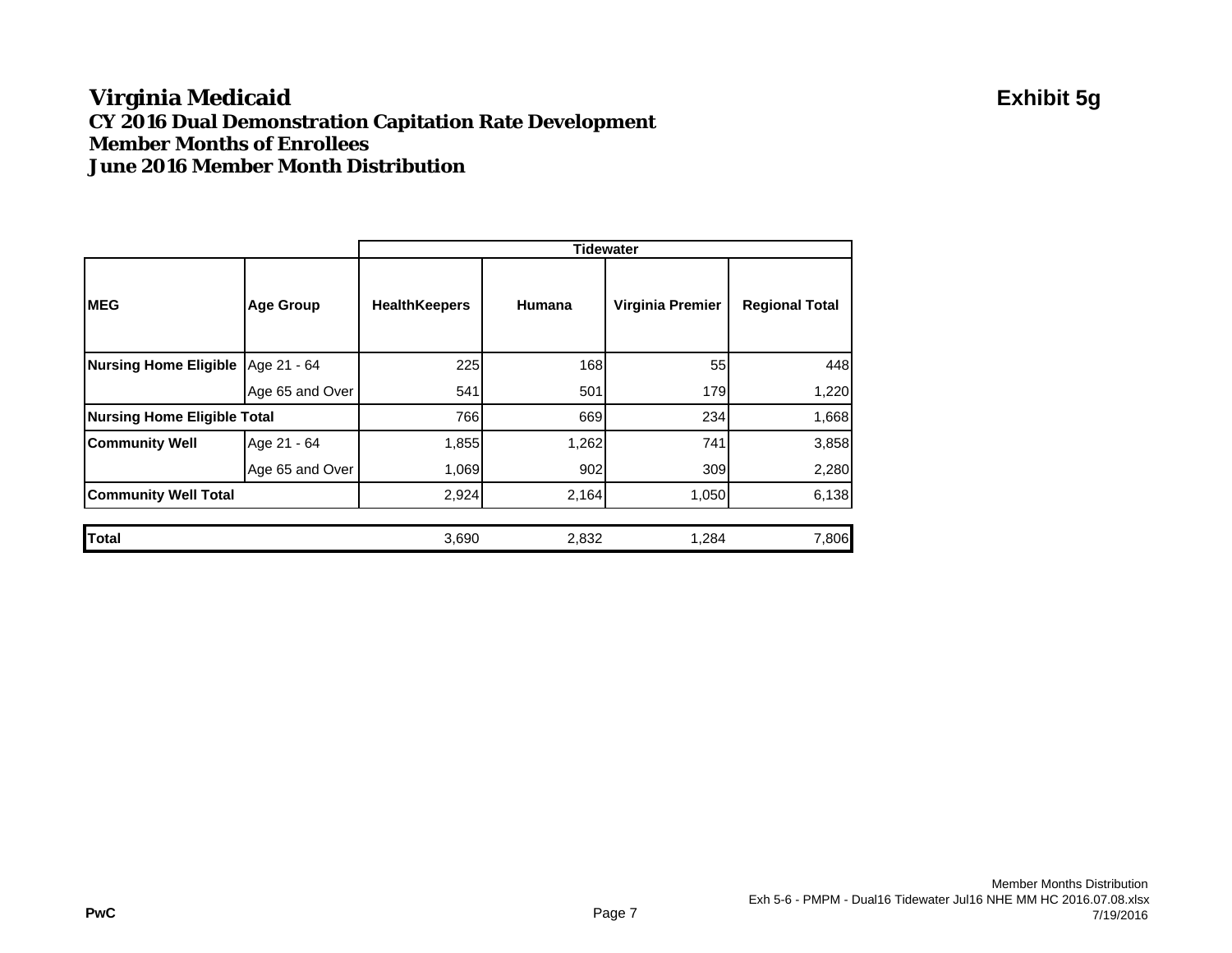# Virginia Medicaid

**Exhibit 5g**

## CY 2016 Dual Demonstration Capitation Rate Development
## Member Months of Enrollees
## June 2016 Member Month Distribution

| | | Tidewater | | | |
|---|---|---|---|---|---|
| **MEG** | **Age Group** | **HealthKeepers** | **Humana** | **Virginia Premier** | **Regional Total** |
| **Nursing Home Eligible** | Age 21 - 64 | 225 | 168 | 55 | 448 |
| | Age 65 and Over | 541 | 501 | 179 | 1,220 |
| **Nursing Home Eligible Total** | | 766 | 669 | 234 | 1,668 |
| **Community Well** | Age 21 - 64 | 1,855 | 1,262 | 741 | 3,858 |
| | Age 65 and Over | 1,069 | 902 | 309 | 2,280 |
| **Community Well Total** | | 2,924 | 2,164 | 1,050 | 6,138 |
| **Total** | | 3,690 | 2,832 | 1,284 | 7,806 |

PwC

Member Months Distribution
Exh 5-6 - PMPM - Dual16 Tidewater Jul16 NHE MM HC 2016.07.08.xlsx
7/19/2016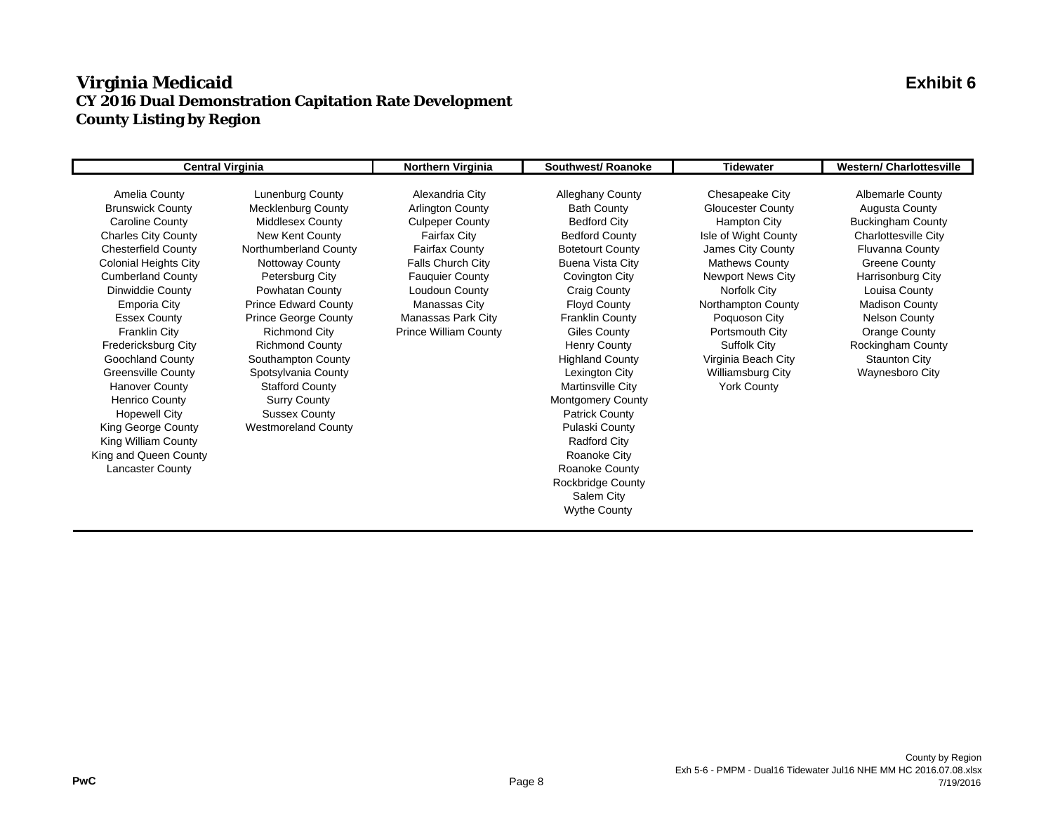# Virginia Medicaid

**Exhibit 6**

## CY 2016 Dual Demonstration Capitation Rate Development

## County Listing by Region

| Central Virginia | | Northern Virginia | Southwest/ Roanoke | Tidewater | Western/ Charlottesville |
|---|---|---|---|---|---|
| Amelia County | Lunenburg County | Alexandria City | Alleghany County | Chesapeake City | Albemarle County |
| Brunswick County | Mecklenburg County | Arlington County | Bath County | Gloucester County | Augusta County |
| Caroline County | Middlesex County | Culpeper County | Bedford City | Hampton City | Buckingham County |
| Charles City County | New Kent County | Fairfax City | Bedford County | Isle of Wight County | Charlottesville City |
| Chesterfield County | Northumberland County | Fairfax County | Botetourt County | James City County | Fluvanna County |
| Colonial Heights City | Nottoway County | Falls Church City | Buena Vista City | Mathews County | Greene County |
| Cumberland County | Petersburg City | Fauquier County | Covington City | Newport News City | Harrisonburg City |
| Dinwiddie County | Powhatan County | Loudoun County | Craig County | Norfolk City | Louisa County |
| Emporia City | Prince Edward County | Manassas City | Floyd County | Northampton County | Madison County |
| Essex County | Prince George County | Manassas Park City | Franklin County | Poquoson City | Nelson County |
| Franklin City | Richmond City | Prince William County | Giles County | Portsmouth City | Orange County |
| Fredericksburg City | Richmond County | | Henry County | Suffolk City | Rockingham County |
| Goochland County | Southampton County | | Highland County | Virginia Beach City | Staunton City |
| Greensville County | Spotsylvania County | | Lexington City | Williamsburg City | Waynesboro City |
| Hanover County | Stafford County | | Martinsville City | York County | |
| Henrico County | Surry County | | Montgomery County | | |
| Hopewell City | Sussex County | | Patrick County | | |
| King George County | Westmoreland County | | Pulaski County | | |
| King William County | | | Radford City | | |
| King and Queen County | | | Roanoke City | | |
| Lancaster County | | | Roanoke County | | |
| | | | Rockbridge County | | |
| | | | Salem City | | |
| | | | Wythe County | | |

PwC

County by Region
Exh 5-6 - PMPM - Dual16 Tidewater Jul16 NHE MM HC 2016.07.08.xlsx
7/19/2016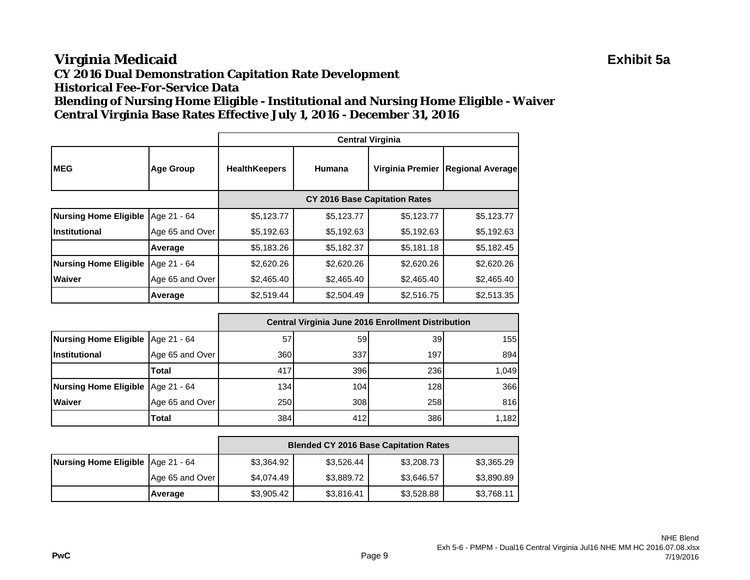# Virginia Medicaid

**Exhibit 5a**

## CY 2016 Dual Demonstration Capitation Rate Development
## Historical Fee-For-Service Data
## Blending of Nursing Home Eligible - Institutional and Nursing Home Eligible - Waiver
## Central Virginia Base Rates Effective July 1, 2016 - December 31, 2016

| | | Central Virginia | | | |
|---|---|---|---|---|---|
| **MEG** | **Age Group** | **HealthKeepers** | **Humana** | **Virginia Premier** | **Regional Average** |
| | | **CY 2016 Base Capitation Rates** | | | |
| **Nursing Home Eligible** | Age 21 - 64 | $5,123.77 | $5,123.77 | $5,123.77 | $5,123.77 |
| **Institutional** | Age 65 and Over | $5,192.63 | $5,192.63 | $5,192.63 | $5,192.63 |
| | **Average** | $5,183.26 | $5,182.37 | $5,181.18 | $5,182.45 |
| **Nursing Home Eligible** | Age 21 - 64 | $2,620.26 | $2,620.26 | $2,620.26 | $2,620.26 |
| **Waiver** | Age 65 and Over | $2,465.40 | $2,465.40 | $2,465.40 | $2,465.40 |
| | **Average** | $2,519.44 | $2,504.49 | $2,516.75 | $2,513.35 |

| | | Central Virginia June 2016 Enrollment Distribution | | | |
|---|---|---|---|---|---|
| **Nursing Home Eligible** | Age 21 - 64 | 57 | 59 | 39 | 155 |
| **Institutional** | Age 65 and Over | 360 | 337 | 197 | 894 |
| | **Total** | 417 | 396 | 236 | 1,049 |
| **Nursing Home Eligible** | Age 21 - 64 | 134 | 104 | 128 | 366 |
| **Waiver** | Age 65 and Over | 250 | 308 | 258 | 816 |
| | **Total** | 384 | 412 | 386 | 1,182 |

| | | Blended CY 2016 Base Capitation Rates | | | |
|---|---|---|---|---|---|
| **Nursing Home Eligible** | Age 21 - 64 | $3,364.92 | $3,526.44 | $3,208.73 | $3,365.29 |
| | Age 65 and Over | $4,074.49 | $3,889.72 | $3,646.57 | $3,890.89 |
| | **Average** | $3,905.42 | $3,816.41 | $3,528.88 | $3,768.11 |

PwC

NHE Blend
Exh 5-6 - PMPM - Dual16 Central Virginia Jul16 NHE MM HC 2016.07.08.xlsx
7/19/2016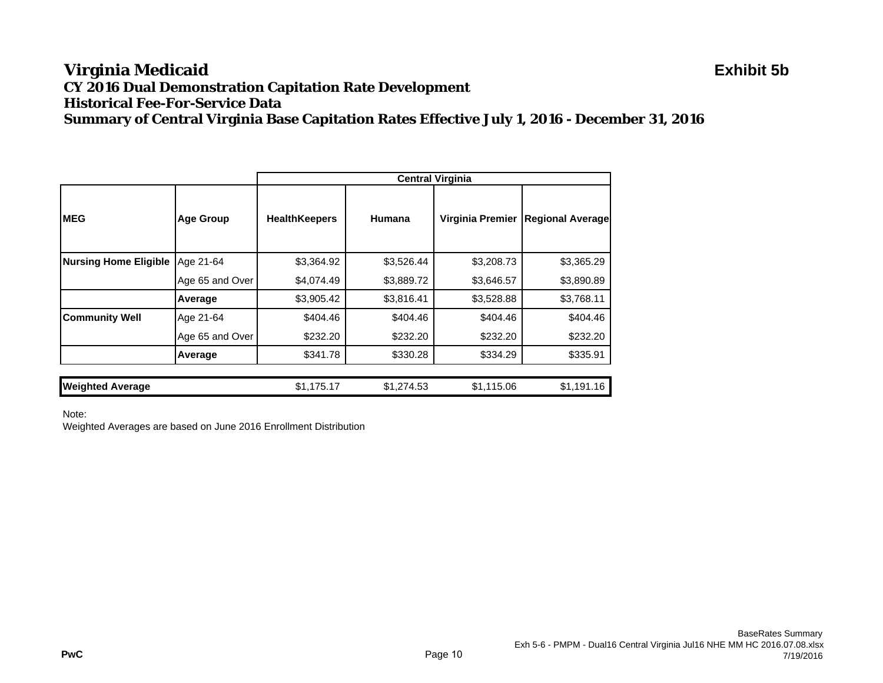# Virginia Medicaid

**Exhibit 5b**

## CY 2016 Dual Demonstration Capitation Rate Development
## Historical Fee-For-Service Data
## Summary of Central Virginia Base Capitation Rates Effective July 1, 2016 - December 31, 2016

| | | Central Virginia | | | |
|---|---|---|---|---|---|
| **MEG** | **Age Group** | **HealthKeepers** | **Humana** | **Virginia Premier** | **Regional Average** |
| **Nursing Home Eligible** | Age 21-64 | $3,364.92 | $3,526.44 | $3,208.73 | $3,365.29 |
| | Age 65 and Over | $4,074.49 | $3,889.72 | $3,646.57 | $3,890.89 |
| | **Average** | $3,905.42 | $3,816.41 | $3,528.88 | $3,768.11 |
| **Community Well** | Age 21-64 | $404.46 | $404.46 | $404.46 | $404.46 |
| | Age 65 and Over | $232.20 | $232.20 | $232.20 | $232.20 |
| | **Average** | $341.78 | $330.28 | $334.29 | $335.91 |
| **Weighted Average** | | $1,175.17 | $1,274.53 | $1,115.06 | $1,191.16 |

Note:
Weighted Averages are based on June 2016 Enrollment Distribution

BaseRates Summary
Exh 5-6 - PMPM - Dual16 Central Virginia Jul16 NHE MM HC 2016.07.08.xlsx
7/19/2016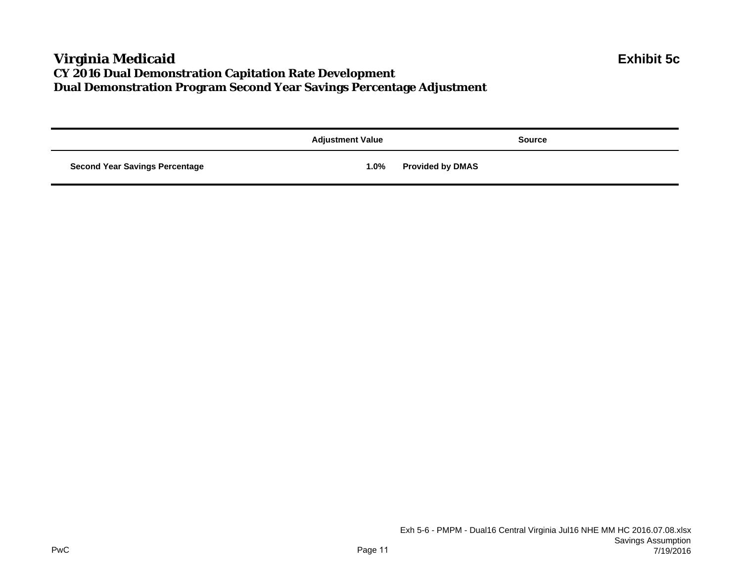# Virginia Medicaid

**Exhibit 5c**

## CY 2016 Dual Demonstration Capitation Rate Development

## Dual Demonstration Program Second Year Savings Percentage Adjustment

| | Adjustment Value | Source |
|---|---|---|
| **Second Year Savings Percentage** | **1.0%** | **Provided by DMAS** |

Exh 5-6 - PMPM - Dual16 Central Virginia Jul16 NHE MM HC 2016.07.08.xlsx
Savings Assumption
7/19/2016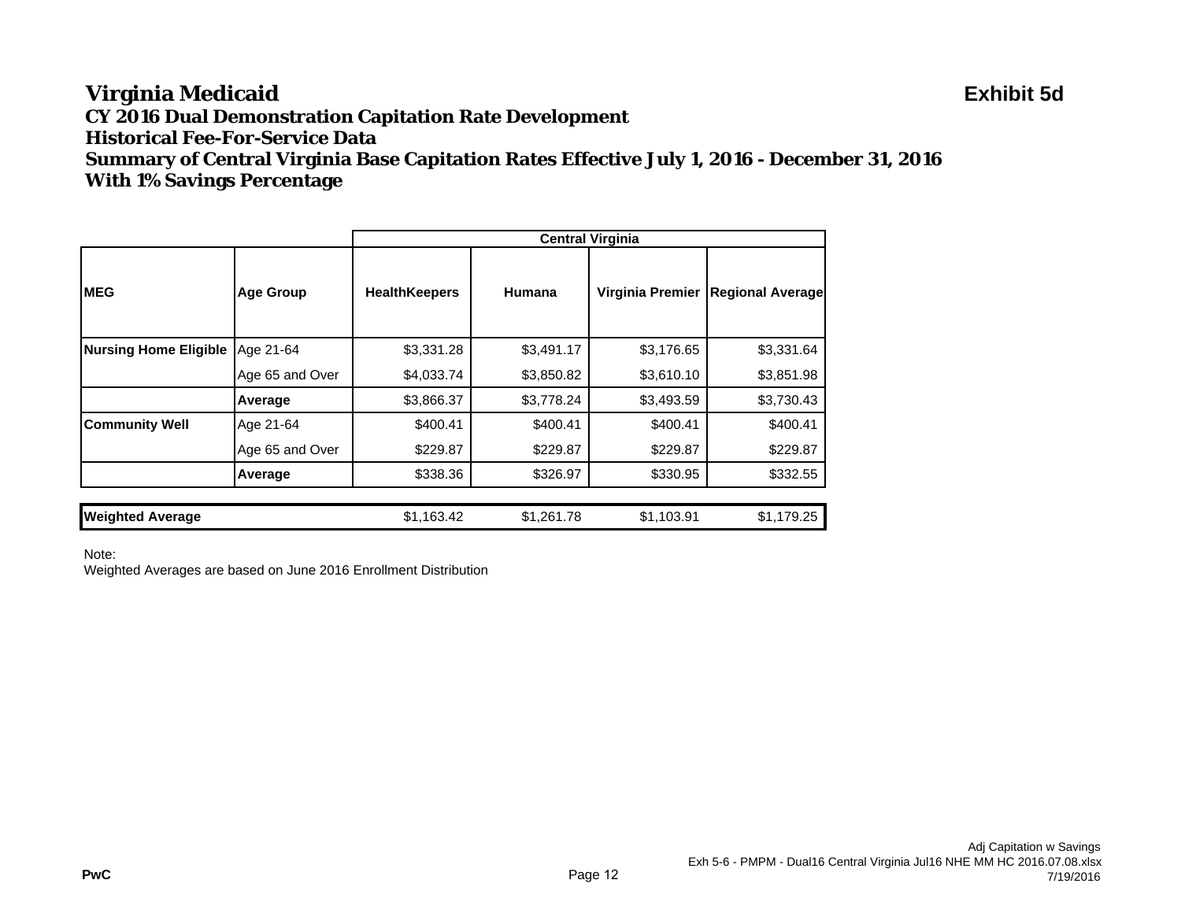# Virginia Medicaid

**Exhibit 5d**

## CY 2016 Dual Demonstration Capitation Rate Development
## Historical Fee-For-Service Data
## Summary of Central Virginia Base Capitation Rates Effective July 1, 2016 - December 31, 2016
## With 1% Savings Percentage

| | | Central Virginia | | | |
|---|---|---|---|---|---|
| **MEG** | **Age Group** | **HealthKeepers** | **Humana** | **Virginia Premier** | **Regional Average** |
| **Nursing Home Eligible** | Age 21-64 | $3,331.28 | $3,491.17 | $3,176.65 | $3,331.64 |
| | Age 65 and Over | $4,033.74 | $3,850.82 | $3,610.10 | $3,851.98 |
| | **Average** | $3,866.37 | $3,778.24 | $3,493.59 | $3,730.43 |
| **Community Well** | Age 21-64 | $400.41 | $400.41 | $400.41 | $400.41 |
| | Age 65 and Over | $229.87 | $229.87 | $229.87 | $229.87 |
| | **Average** | $338.36 | $326.97 | $330.95 | $332.55 |
| **Weighted Average** | | $1,163.42 | $1,261.78 | $1,103.91 | $1,179.25 |

Note:
Weighted Averages are based on June 2016 Enrollment Distribution

PwC

Adj Capitation w Savings
Exh 5-6 - PMPM - Dual16 Central Virginia Jul16 NHE MM HC 2016.07.08.xlsx
7/19/2016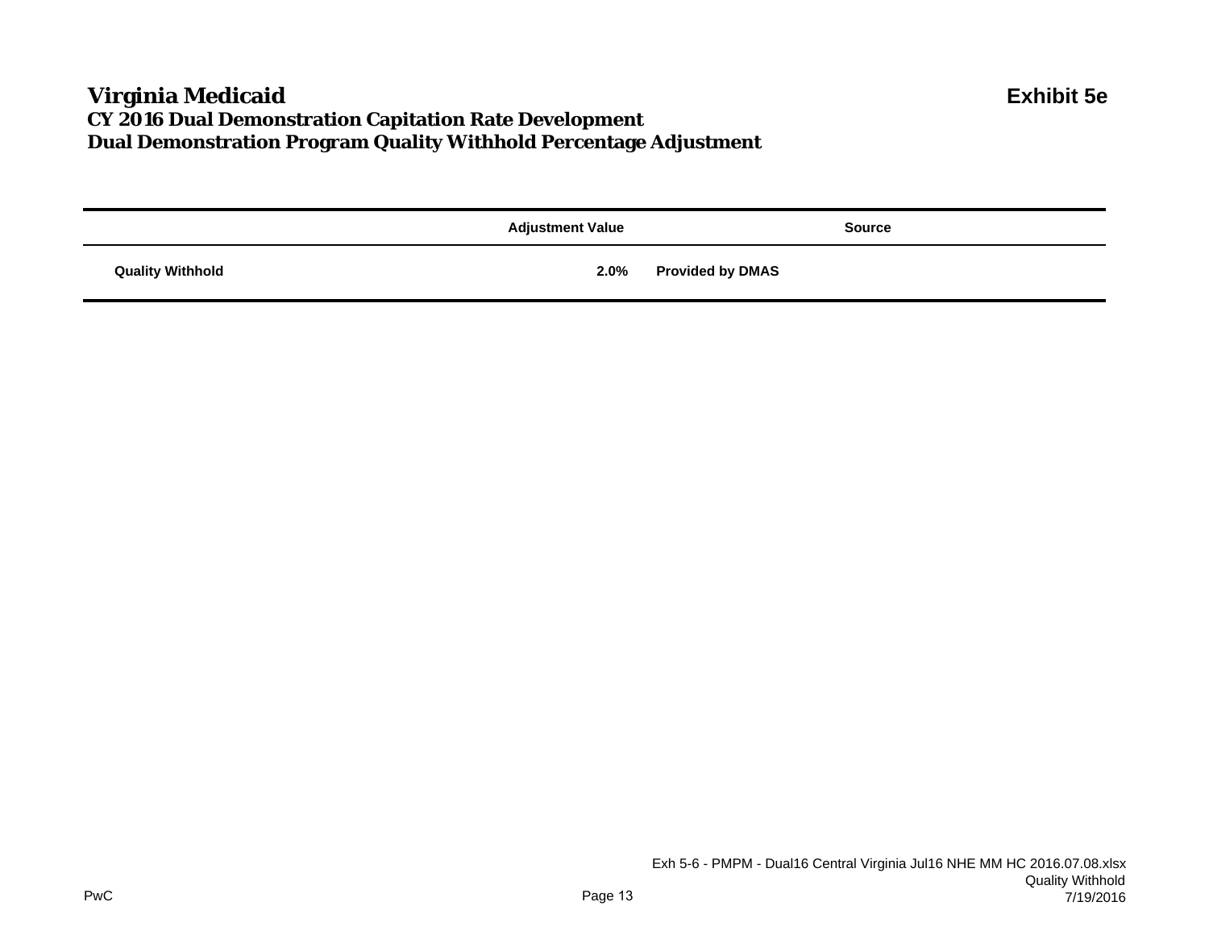# Virginia Medicaid

**Exhibit 5e**

## CY 2016 Dual Demonstration Capitation Rate Development

## Dual Demonstration Program Quality Withhold Percentage Adjustment

| | Adjustment Value | Source |
|---|---|---|
| **Quality Withhold** | **2.0%** | **Provided by DMAS** |

Exh 5-6 - PMPM - Dual16 Central Virginia Jul16 NHE MM HC 2016.07.08.xlsx
Quality Withhold
7/19/2016

PwC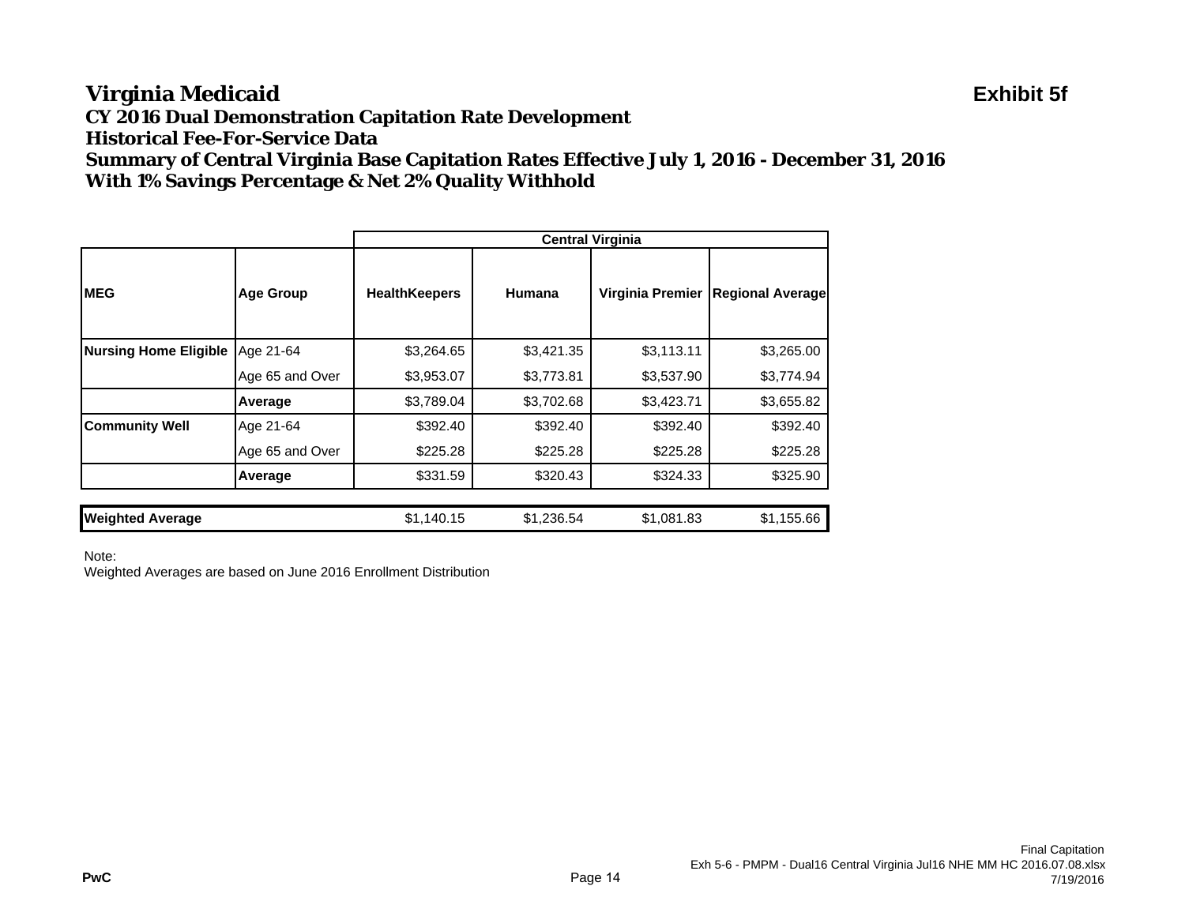# Virginia Medicaid

**Exhibit 5f**

## CY 2016 Dual Demonstration Capitation Rate Development
## Historical Fee-For-Service Data
## Summary of Central Virginia Base Capitation Rates Effective July 1, 2016 - December 31, 2016
## With 1% Savings Percentage & Net 2% Quality Withhold

| | | Central Virginia | | | |
|---|---|---|---|---|---|
| **MEG** | **Age Group** | **HealthKeepers** | **Humana** | **Virginia Premier** | **Regional Average** |
| **Nursing Home Eligible** | Age 21-64 | $3,264.65 | $3,421.35 | $3,113.11 | $3,265.00 |
| | Age 65 and Over | $3,953.07 | $3,773.81 | $3,537.90 | $3,774.94 |
| | **Average** | $3,789.04 | $3,702.68 | $3,423.71 | $3,655.82 |
| **Community Well** | Age 21-64 | $392.40 | $392.40 | $392.40 | $392.40 |
| | Age 65 and Over | $225.28 | $225.28 | $225.28 | $225.28 |
| | **Average** | $331.59 | $320.43 | $324.33 | $325.90 |
| **Weighted Average** | | $1,140.15 | $1,236.54 | $1,081.83 | $1,155.66 |

Note:
Weighted Averages are based on June 2016 Enrollment Distribution

PwC

Final Capitation
Exh 5-6 - PMPM - Dual16 Central Virginia Jul16 NHE MM HC 2016.07.08.xlsx
7/19/2016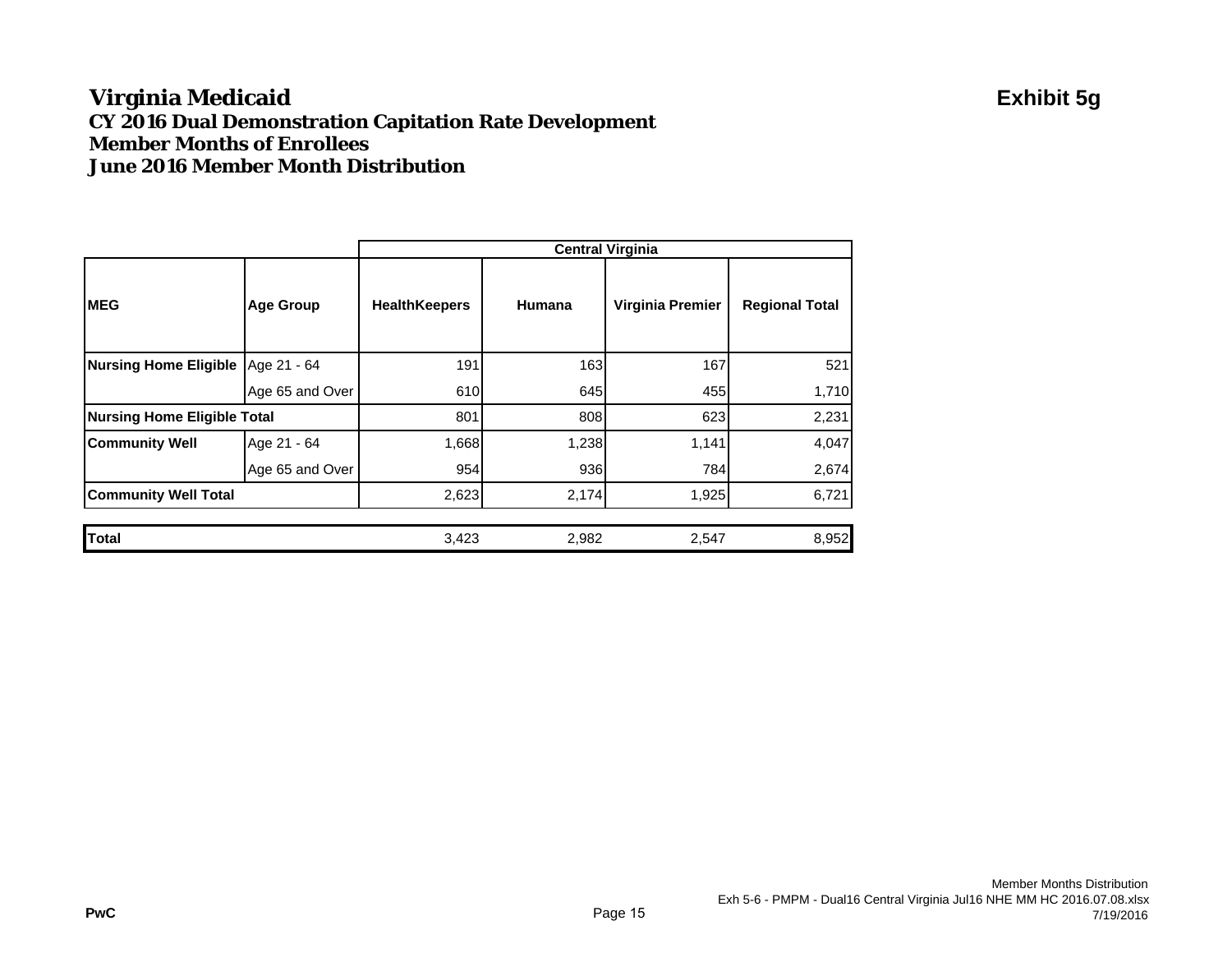# Virginia Medicaid

**Exhibit 5g**

## CY 2016 Dual Demonstration Capitation Rate Development
## Member Months of Enrollees
## June 2016 Member Month Distribution

| | | Central Virginia | | | |
|---|---|---|---|---|---|
| **MEG** | **Age Group** | **HealthKeepers** | **Humana** | **Virginia Premier** | **Regional Total** |
| **Nursing Home Eligible** | Age 21 - 64 | 191 | 163 | 167 | 521 |
| | Age 65 and Over | 610 | 645 | 455 | 1,710 |
| **Nursing Home Eligible Total** | | 801 | 808 | 623 | 2,231 |
| **Community Well** | Age 21 - 64 | 1,668 | 1,238 | 1,141 | 4,047 |
| | Age 65 and Over | 954 | 936 | 784 | 2,674 |
| **Community Well Total** | | 2,623 | 2,174 | 1,925 | 6,721 |
| **Total** | | 3,423 | 2,982 | 2,547 | 8,952 |

Member Months Distribution
Exh 5-6 - PMPM - Dual16 Central Virginia Jul16 NHE MM HC 2016.07.08.xlsx
7/19/2016

PwC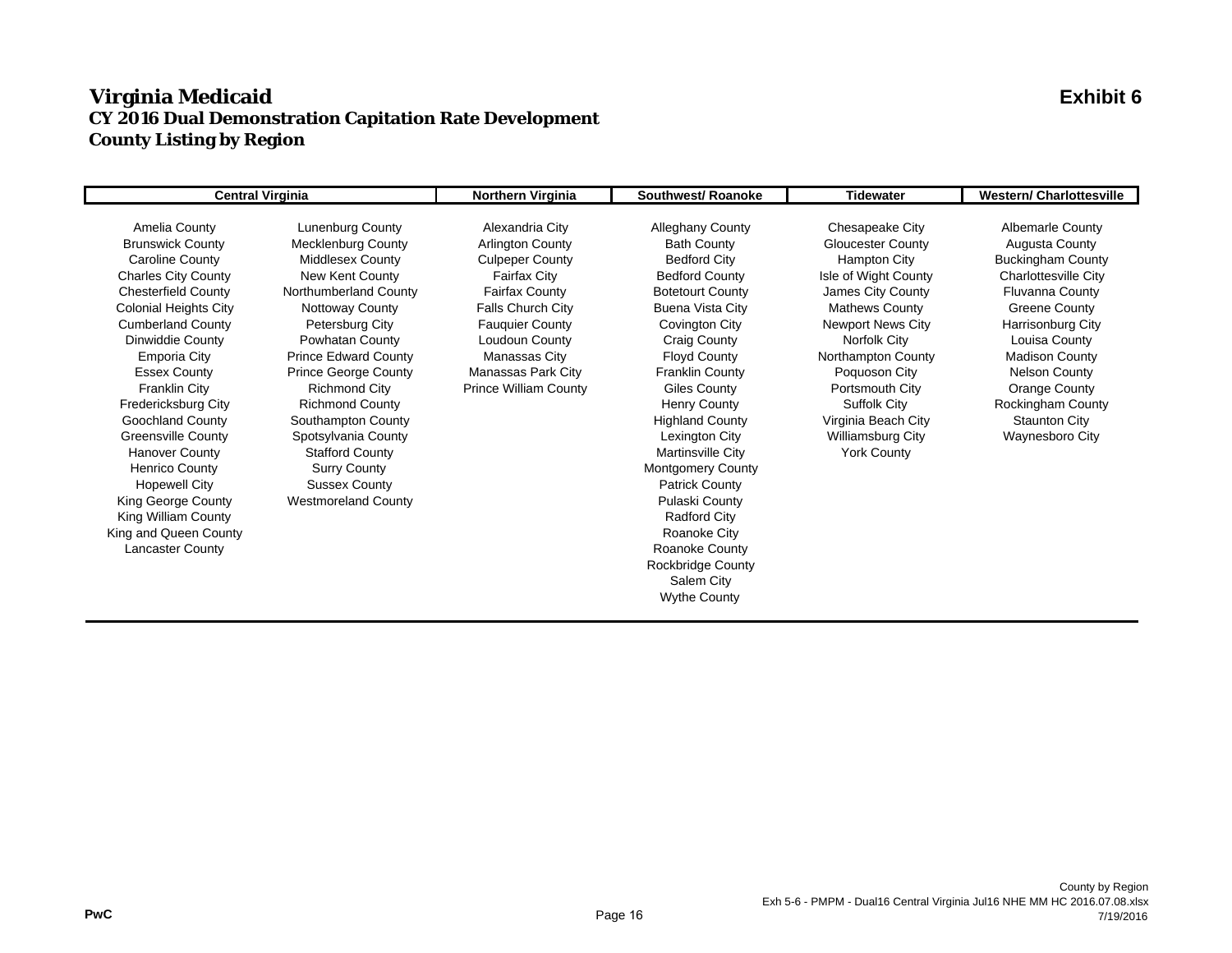# Virginia Medicaid

**Exhibit 6**

## CY 2016 Dual Demonstration Capitation Rate Development
## County Listing by Region

| Central Virginia | | Northern Virginia | Southwest/ Roanoke | Tidewater | Western/ Charlottesville |
|---|---|---|---|---|---|
| Amelia County | Lunenburg County | Alexandria City | Alleghany County | Chesapeake City | Albemarle County |
| Brunswick County | Mecklenburg County | Arlington County | Bath County | Gloucester County | Augusta County |
| Caroline County | Middlesex County | Culpeper County | Bedford City | Hampton City | Buckingham County |
| Charles City County | New Kent County | Fairfax City | Bedford County | Isle of Wight County | Charlottesville City |
| Chesterfield County | Northumberland County | Fairfax County | Botetourt County | James City County | Fluvanna County |
| Colonial Heights City | Nottoway County | Falls Church City | Buena Vista City | Mathews County | Greene County |
| Cumberland County | Petersburg City | Fauquier County | Covington City | Newport News City | Harrisonburg City |
| Dinwiddie County | Powhatan County | Loudoun County | Craig County | Norfolk City | Louisa County |
| Emporia City | Prince Edward County | Manassas City | Floyd County | Northampton County | Madison County |
| Essex County | Prince George County | Manassas Park City | Franklin County | Poquoson City | Nelson County |
| Franklin City | Richmond City | Prince William County | Giles County | Portsmouth City | Orange County |
| Fredericksburg City | Richmond County | | Henry County | Suffolk City | Rockingham County |
| Goochland County | Southampton County | | Highland County | Virginia Beach City | Staunton City |
| Greensville County | Spotsylvania County | | Lexington City | Williamsburg City | Waynesboro City |
| Hanover County | Stafford County | | Martinsville City | York County | |
| Henrico County | Surry County | | Montgomery County | | |
| Hopewell City | Sussex County | | Patrick County | | |
| King George County | Westmoreland County | | Pulaski County | | |
| King William County | | | Radford City | | |
| King and Queen County | | | Roanoke City | | |
| Lancaster County | | | Roanoke County | | |
| | | | Rockbridge County | | |
| | | | Salem City | | |
| | | | Wythe County | | |

PwC

County by Region
Exh 5-6 - PMPM - Dual16 Central Virginia Jul16 NHE MM HC 2016.07.08.xlsx
7/19/2016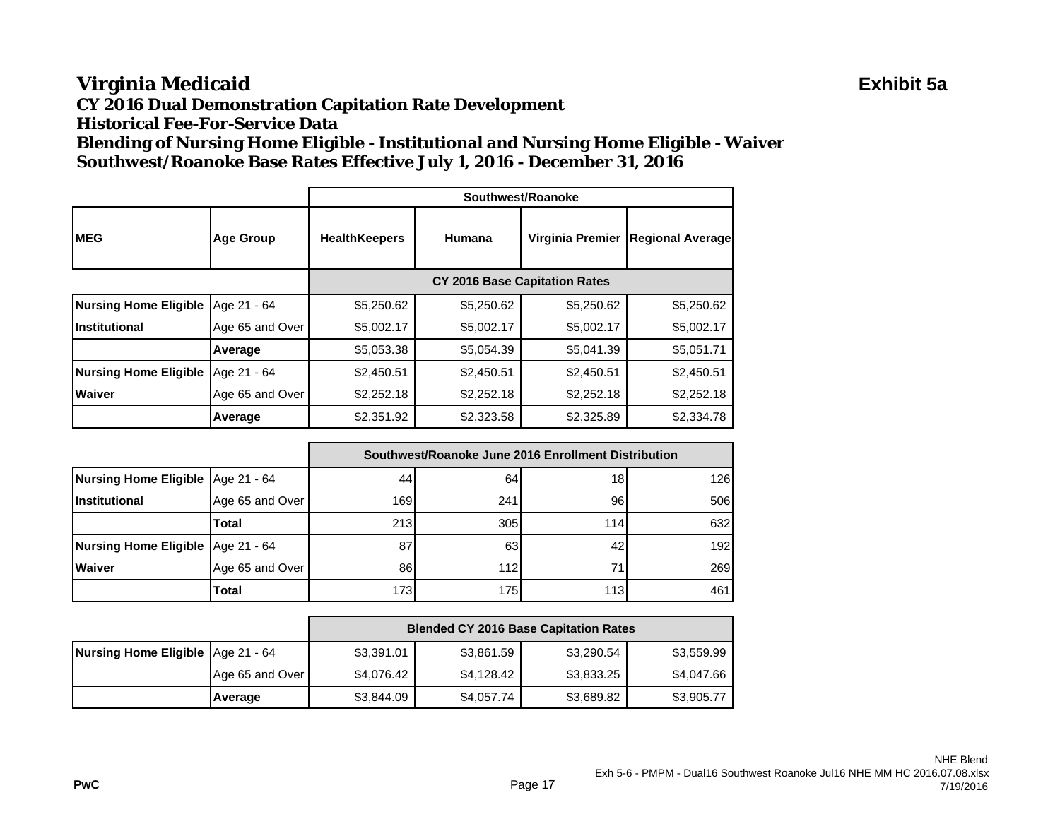# Virginia Medicaid

**Exhibit 5a**

## CY 2016 Dual Demonstration Capitation Rate Development
## Historical Fee-For-Service Data
## Blending of Nursing Home Eligible - Institutional and Nursing Home Eligible - Waiver
## Southwest/Roanoke Base Rates Effective July 1, 2016 - December 31, 2016

| | | Southwest/Roanoke | | | |
|---|---|---|---|---|---|
| **MEG** | **Age Group** | **HealthKeepers** | **Humana** | **Virginia Premier** | **Regional Average** |
| | | **CY 2016 Base Capitation Rates** | | | |
| **Nursing Home Eligible** | Age 21 - 64 | $5,250.62 | $5,250.62 | $5,250.62 | $5,250.62 |
| **Institutional** | Age 65 and Over | $5,002.17 | $5,002.17 | $5,002.17 | $5,002.17 |
| | **Average** | $5,053.38 | $5,054.39 | $5,041.39 | $5,051.71 |
| **Nursing Home Eligible** | Age 21 - 64 | $2,450.51 | $2,450.51 | $2,450.51 | $2,450.51 |
| **Waiver** | Age 65 and Over | $2,252.18 | $2,252.18 | $2,252.18 | $2,252.18 |
| | **Average** | $2,351.92 | $2,323.58 | $2,325.89 | $2,334.78 |
| | | **Southwest/Roanoke June 2016 Enrollment Distribution** | | | |
| **Nursing Home Eligible** | Age 21 - 64 | 44 | 64 | 18 | 126 |
| **Institutional** | Age 65 and Over | 169 | 241 | 96 | 506 |
| | **Total** | 213 | 305 | 114 | 632 |
| **Nursing Home Eligible** | Age 21 - 64 | 87 | 63 | 42 | 192 |
| **Waiver** | Age 65 and Over | 86 | 112 | 71 | 269 |
| | **Total** | 173 | 175 | 113 | 461 |
| | | **Blended CY 2016 Base Capitation Rates** | | | |
| **Nursing Home Eligible** | Age 21 - 64 | $3,391.01 | $3,861.59 | $3,290.54 | $3,559.99 |
| | Age 65 and Over | $4,076.42 | $4,128.42 | $3,833.25 | $4,047.66 |
| | **Average** | $3,844.09 | $4,057.74 | $3,689.82 | $3,905.77 |

PwC

NHE Blend
Exh 5-6 - PMPM - Dual16 Southwest Roanoke Jul16 NHE MM HC 2016.07.08.xlsx
7/19/2016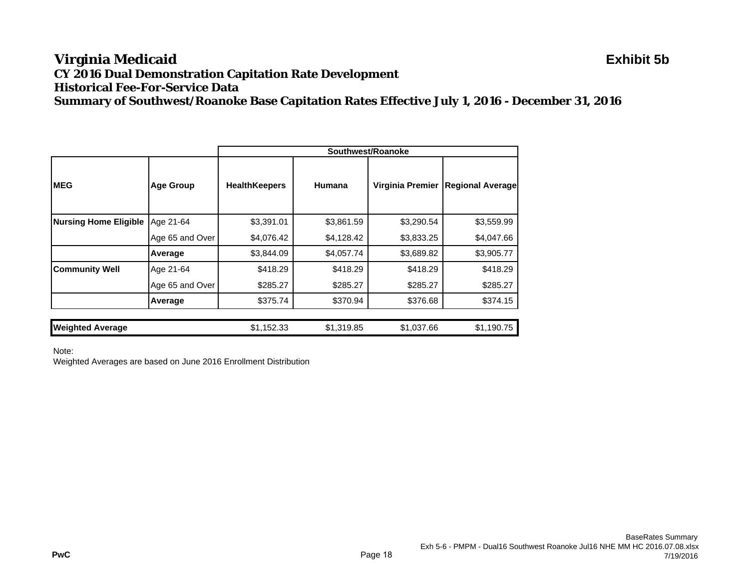# Virginia Medicaid

**Exhibit 5b**

## CY 2016 Dual Demonstration Capitation Rate Development
## Historical Fee-For-Service Data
## Summary of Southwest/Roanoke Base Capitation Rates Effective July 1, 2016 - December 31, 2016

| | | Southwest/Roanoke | | | |
|---|---|---|---|---|---|
| **MEG** | **Age Group** | **HealthKeepers** | **Humana** | **Virginia Premier** | **Regional Average** |
| **Nursing Home Eligible** | Age 21-64 | $3,391.01 | $3,861.59 | $3,290.54 | $3,559.99 |
| | Age 65 and Over | $4,076.42 | $4,128.42 | $3,833.25 | $4,047.66 |
| | **Average** | $3,844.09 | $4,057.74 | $3,689.82 | $3,905.77 |
| **Community Well** | Age 21-64 | $418.29 | $418.29 | $418.29 | $418.29 |
| | Age 65 and Over | $285.27 | $285.27 | $285.27 | $285.27 |
| | **Average** | $375.74 | $370.94 | $376.68 | $374.15 |
| **Weighted Average** | | $1,152.33 | $1,319.85 | $1,037.66 | $1,190.75 |

Note:
Weighted Averages are based on June 2016 Enrollment Distribution

PwC

BaseRates Summary
Exh 5-6 - PMPM - Dual16 Southwest Roanoke Jul16 NHE MM HC 2016.07.08.xlsx
7/19/2016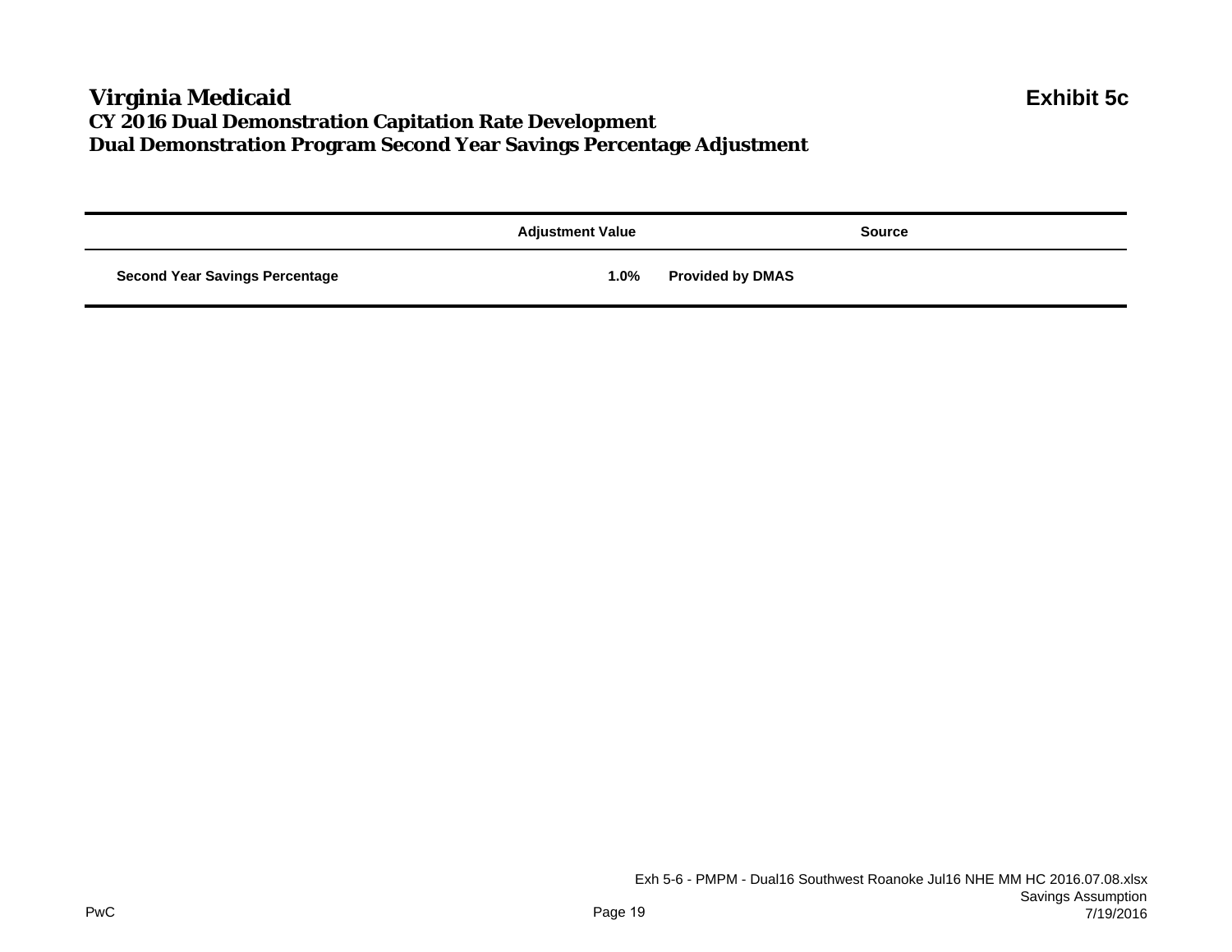# Virginia Medicaid

**Exhibit 5c**

## CY 2016 Dual Demonstration Capitation Rate Development

## Dual Demonstration Program Second Year Savings Percentage Adjustment

| | Adjustment Value | Source |
|---|---|---|
| **Second Year Savings Percentage** | **1.0%** | **Provided by DMAS** |

PwC

Exh 5-6 - PMPM - Dual16 Southwest Roanoke Jul16 NHE MM HC 2016.07.08.xlsx
Savings Assumption
7/19/2016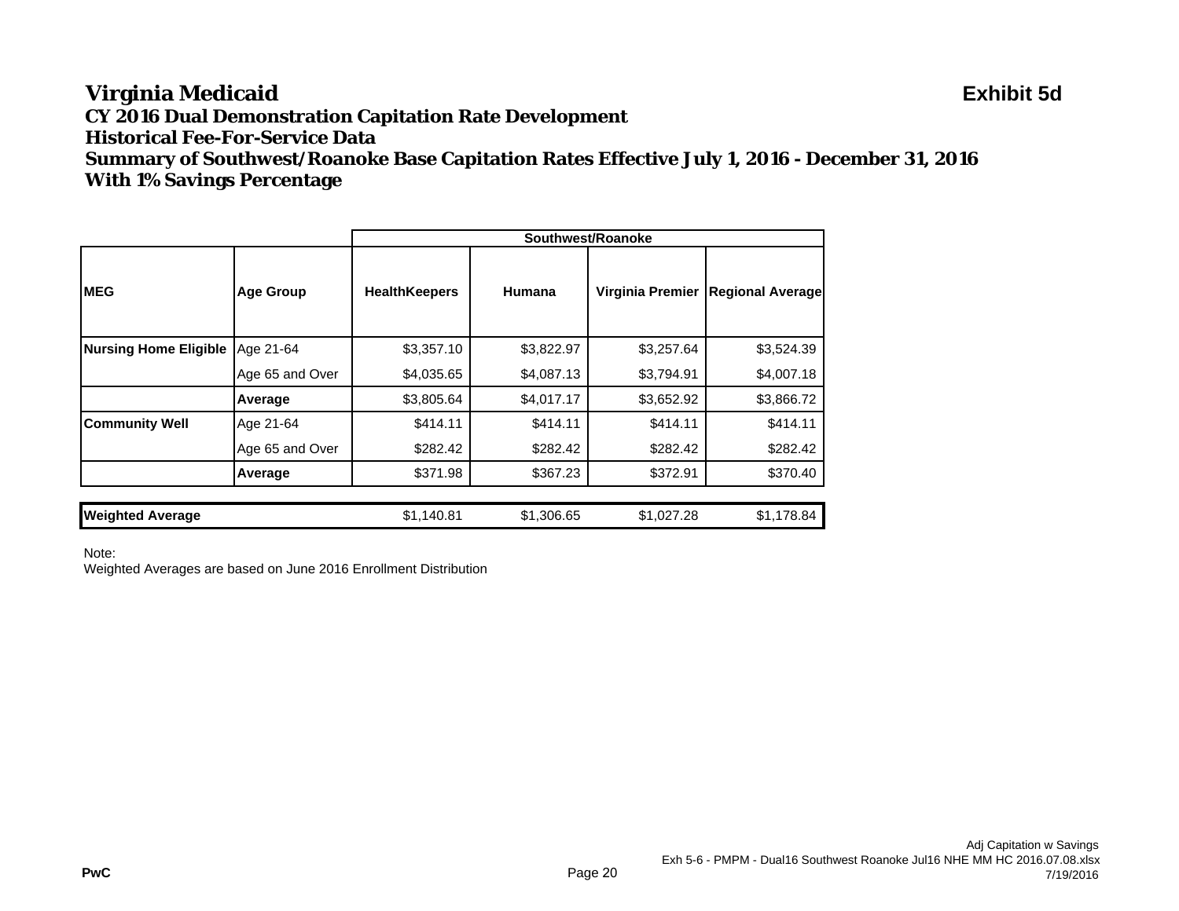# Virginia Medicaid

**Exhibit 5d**

## CY 2016 Dual Demonstration Capitation Rate Development
## Historical Fee-For-Service Data
## Summary of Southwest/Roanoke Base Capitation Rates Effective July 1, 2016 - December 31, 2016
## With 1% Savings Percentage

| | | Southwest/Roanoke | | | |
|---|---|---|---|---|---|
| **MEG** | **Age Group** | **HealthKeepers** | **Humana** | **Virginia Premier** | **Regional Average** |
| **Nursing Home Eligible** | Age 21-64 | $3,357.10 | $3,822.97 | $3,257.64 | $3,524.39 |
| | Age 65 and Over | $4,035.65 | $4,087.13 | $3,794.91 | $4,007.18 |
| | **Average** | $3,805.64 | $4,017.17 | $3,652.92 | $3,866.72 |
| **Community Well** | Age 21-64 | $414.11 | $414.11 | $414.11 | $414.11 |
| | Age 65 and Over | $282.42 | $282.42 | $282.42 | $282.42 |
| | **Average** | $371.98 | $367.23 | $372.91 | $370.40 |
| **Weighted Average** | | $1,140.81 | $1,306.65 | $1,027.28 | $1,178.84 |

Note:
Weighted Averages are based on June 2016 Enrollment Distribution

PwC

Adj Capitation w Savings
Exh 5-6 - PMPM - Dual16 Southwest Roanoke Jul16 NHE MM HC 2016.07.08.xlsx
7/19/2016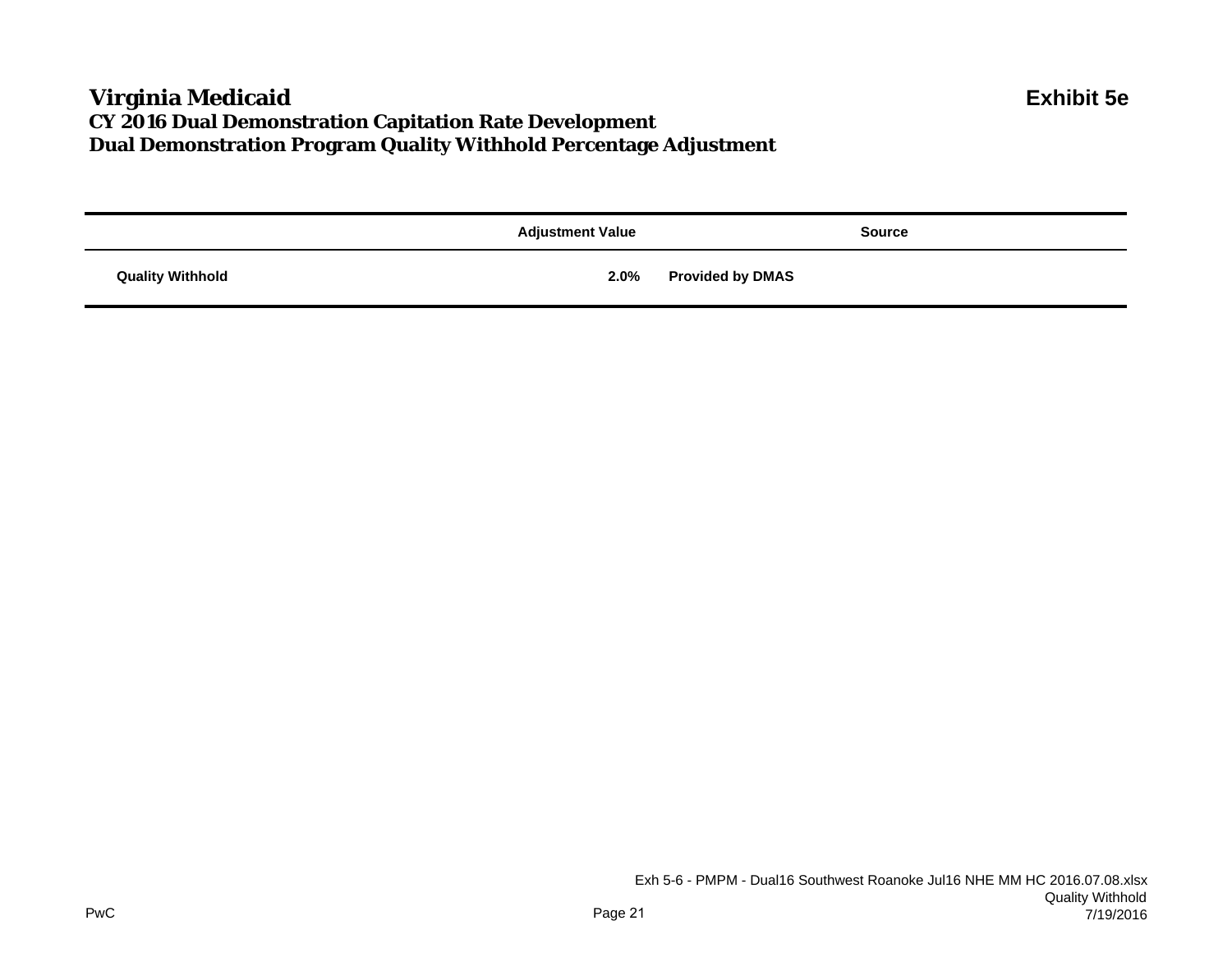# Virginia Medicaid

**Exhibit 5e**

## CY 2016 Dual Demonstration Capitation Rate Development
## Dual Demonstration Program Quality Withhold Percentage Adjustment

| | Adjustment Value | Source |
|---|---|---|
| **Quality Withhold** | **2.0%** | **Provided by DMAS** |

PwC

Exh 5-6 - PMPM - Dual16 Southwest Roanoke Jul16 NHE MM HC 2016.07.08.xlsx
Quality Withhold
7/19/2016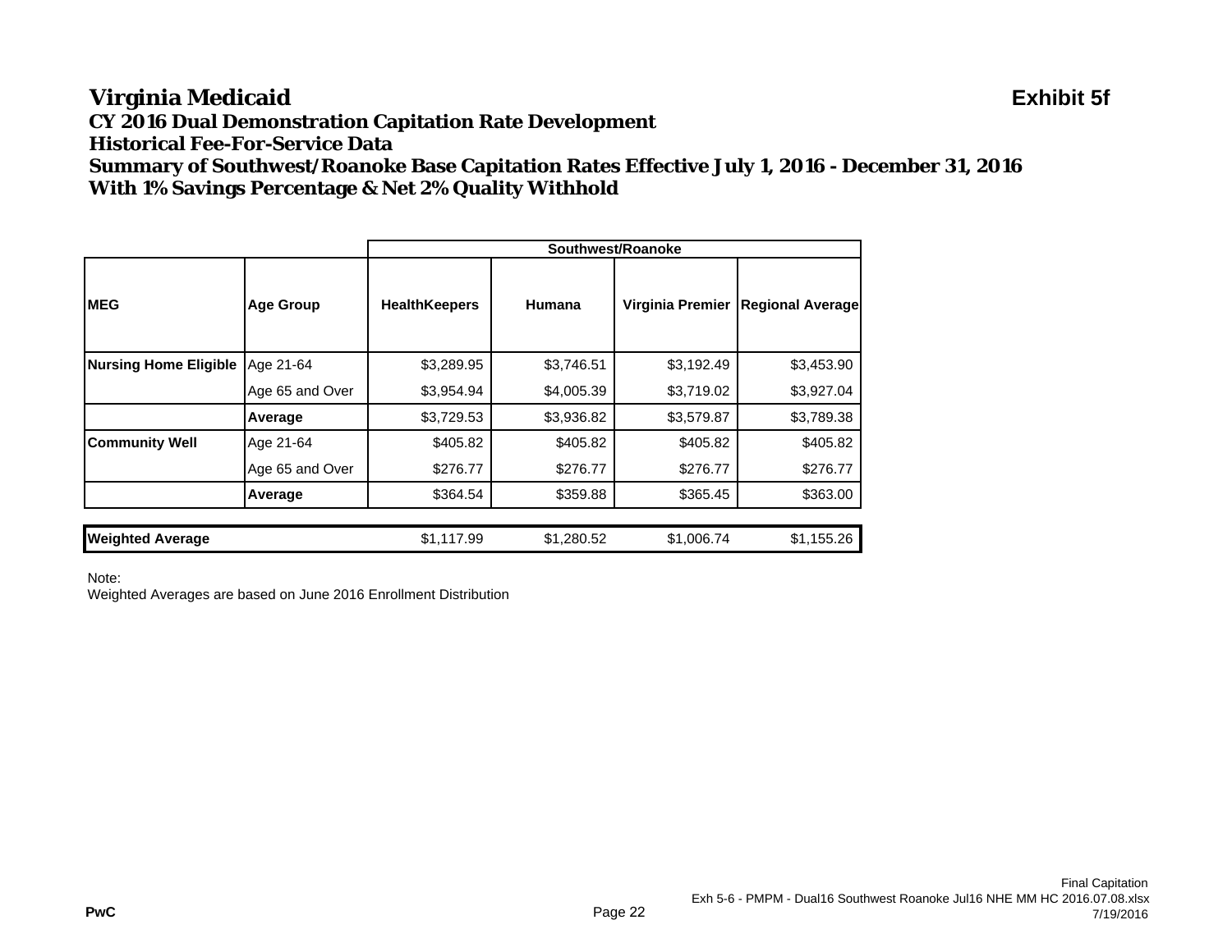# Virginia Medicaid

**Exhibit 5f**

## CY 2016 Dual Demonstration Capitation Rate Development
## Historical Fee-For-Service Data
## Summary of Southwest/Roanoke Base Capitation Rates Effective July 1, 2016 - December 31, 2016
## With 1% Savings Percentage & Net 2% Quality Withhold

| | | Southwest/Roanoke | | | |
|---|---|---|---|---|---|
| **MEG** | **Age Group** | **HealthKeepers** | **Humana** | **Virginia Premier** | **Regional Average** |
| **Nursing Home Eligible** | Age 21-64 | $3,289.95 | $3,746.51 | $3,192.49 | $3,453.90 |
| | Age 65 and Over | $3,954.94 | $4,005.39 | $3,719.02 | $3,927.04 |
| | **Average** | $3,729.53 | $3,936.82 | $3,579.87 | $3,789.38 |
| **Community Well** | Age 21-64 | $405.82 | $405.82 | $405.82 | $405.82 |
| | Age 65 and Over | $276.77 | $276.77 | $276.77 | $276.77 |
| | **Average** | $364.54 | $359.88 | $365.45 | $363.00 |
| **Weighted Average** | | $1,117.99 | $1,280.52 | $1,006.74 | $1,155.26 |

Note:
Weighted Averages are based on June 2016 Enrollment Distribution

PwC

Final Capitation
Exh 5-6 - PMPM - Dual16 Southwest Roanoke Jul16 NHE MM HC 2016.07.08.xlsx
7/19/2016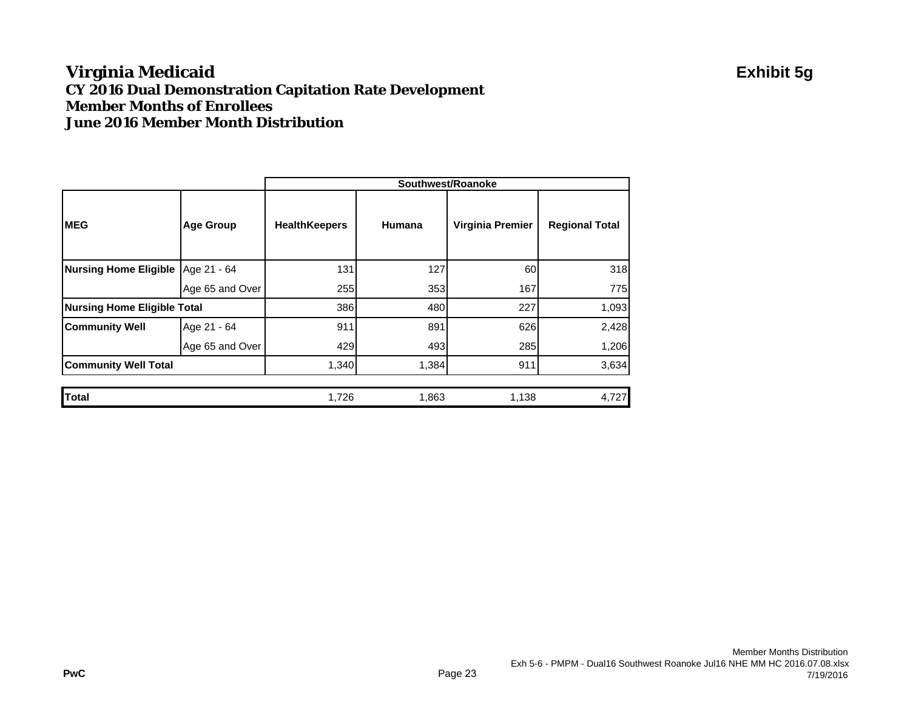# Virginia Medicaid

**Exhibit 5g**

## CY 2016 Dual Demonstration Capitation Rate Development
## Member Months of Enrollees
## June 2016 Member Month Distribution

| | | Southwest/Roanoke | | | |
|---|---|---|---|---|---|
| **MEG** | **Age Group** | **HealthKeepers** | **Humana** | **Virginia Premier** | **Regional Total** |
| **Nursing Home Eligible** | Age 21 - 64 | 131 | 127 | 60 | 318 |
| | Age 65 and Over | 255 | 353 | 167 | 775 |
| **Nursing Home Eligible Total** | | 386 | 480 | 227 | 1,093 |
| **Community Well** | Age 21 - 64 | 911 | 891 | 626 | 2,428 |
| | Age 65 and Over | 429 | 493 | 285 | 1,206 |
| **Community Well Total** | | 1,340 | 1,384 | 911 | 3,634 |
| **Total** | | 1,726 | 1,863 | 1,138 | 4,727 |

Member Months Distribution
Exh 5-6 - PMPM - Dual16 Southwest Roanoke Jul16 NHE MM HC 2016.07.08.xlsx
7/19/2016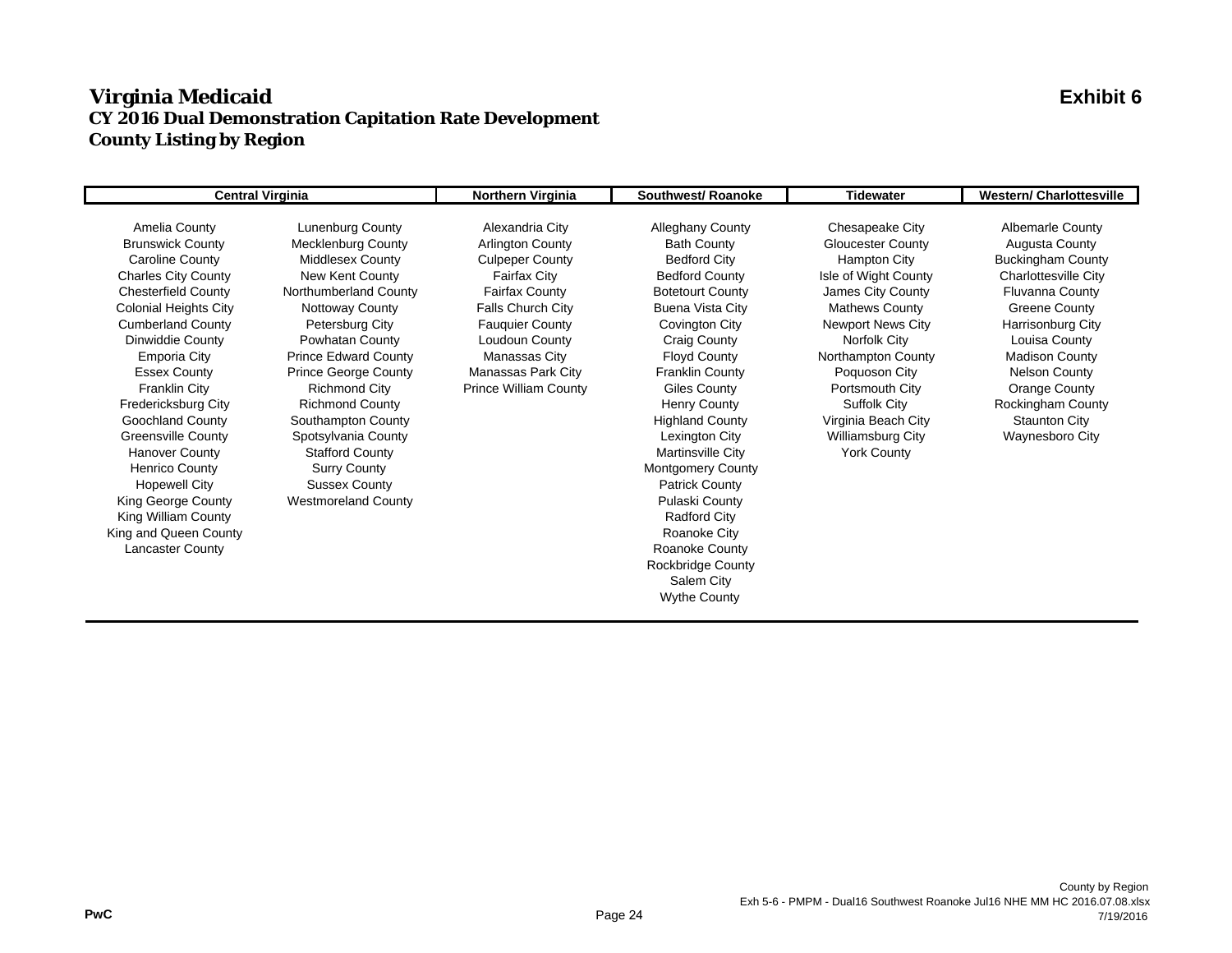# Virginia Medicaid

**Exhibit 6**

## CY 2016 Dual Demonstration Capitation Rate Development

## County Listing by Region

| Central Virginia | | Northern Virginia | Southwest/ Roanoke | Tidewater | Western/ Charlottesville |
|---|---|---|---|---|---|
| Amelia County | Lunenburg County | Alexandria City | Alleghany County | Chesapeake City | Albemarle County |
| Brunswick County | Mecklenburg County | Arlington County | Bath County | Gloucester County | Augusta County |
| Caroline County | Middlesex County | Culpeper County | Bedford City | Hampton City | Buckingham County |
| Charles City County | New Kent County | Fairfax City | Bedford County | Isle of Wight County | Charlottesville City |
| Chesterfield County | Northumberland County | Fairfax County | Botetourt County | James City County | Fluvanna County |
| Colonial Heights City | Nottoway County | Falls Church City | Buena Vista City | Mathews County | Greene County |
| Cumberland County | Petersburg City | Fauquier County | Covington City | Newport News City | Harrisonburg City |
| Dinwiddie County | Powhatan County | Loudoun County | Craig County | Norfolk City | Louisa County |
| Emporia City | Prince Edward County | Manassas City | Floyd County | Northampton County | Madison County |
| Essex County | Prince George County | Manassas Park City | Franklin County | Poquoson City | Nelson County |
| Franklin City | Richmond City | Prince William County | Giles County | Portsmouth City | Orange County |
| Fredericksburg City | Richmond County | | Henry County | Suffolk City | Rockingham County |
| Goochland County | Southampton County | | Highland County | Virginia Beach City | Staunton City |
| Greensville County | Spotsylvania County | | Lexington City | Williamsburg City | Waynesboro City |
| Hanover County | Stafford County | | Martinsville City | York County | |
| Henrico County | Surry County | | Montgomery County | | |
| Hopewell City | Sussex County | | Patrick County | | |
| King George County | Westmoreland County | | Pulaski County | | |
| King William County | | | Radford City | | |
| King and Queen County | | | Roanoke City | | |
| Lancaster County | | | Roanoke County | | |
| | | | Rockbridge County | | |
| | | | Salem City | | |
| | | | Wythe County | | |

PwC

County by Region
Exh 5-6 - PMPM - Dual16 Southwest Roanoke Jul16 NHE MM HC 2016.07.08.xlsx
7/19/2016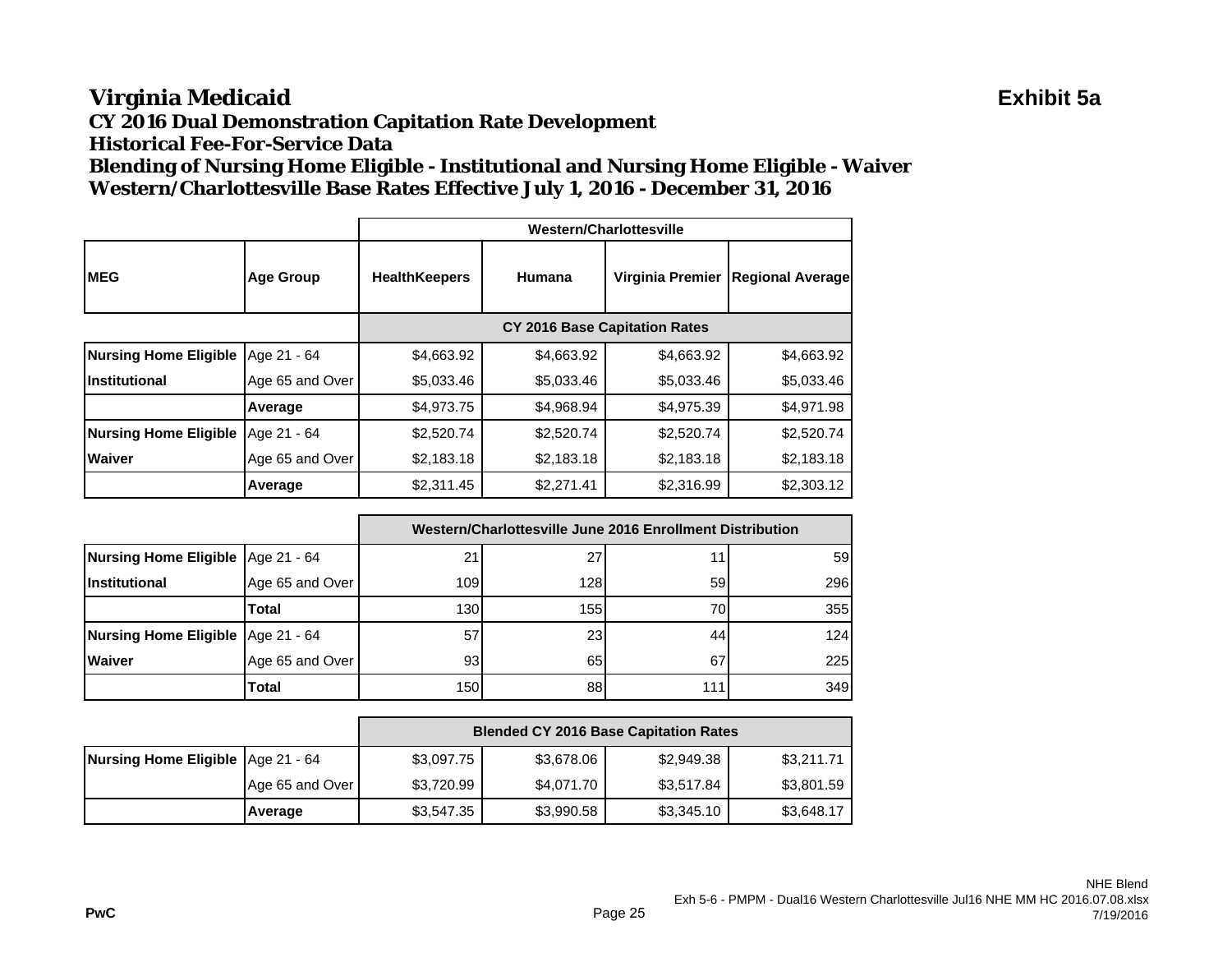# Virginia Medicaid

**Exhibit 5a**

## CY 2016 Dual Demonstration Capitation Rate Development
## Historical Fee-For-Service Data
## Blending of Nursing Home Eligible - Institutional and Nursing Home Eligible - Waiver
## Western/Charlottesville Base Rates Effective July 1, 2016 - December 31, 2016

| | | Western/Charlottesville | | | |
|---|---|---|---|---|---|
| **MEG** | **Age Group** | **HealthKeepers** | **Humana** | **Virginia Premier** | **Regional Average** |
| | | **CY 2016 Base Capitation Rates** | | | |
| **Nursing Home Eligible** | Age 21 - 64 | $4,663.92 | $4,663.92 | $4,663.92 | $4,663.92 |
| **Institutional** | Age 65 and Over | $5,033.46 | $5,033.46 | $5,033.46 | $5,033.46 |
| | **Average** | $4,973.75 | $4,968.94 | $4,975.39 | $4,971.98 |
| **Nursing Home Eligible** | Age 21 - 64 | $2,520.74 | $2,520.74 | $2,520.74 | $2,520.74 |
| **Waiver** | Age 65 and Over | $2,183.18 | $2,183.18 | $2,183.18 | $2,183.18 |
| | **Average** | $2,311.45 | $2,271.41 | $2,316.99 | $2,303.12 |

| | | Western/Charlottesville June 2016 Enrollment Distribution | | | |
|---|---|---|---|---|---|
| **Nursing Home Eligible** | Age 21 - 64 | 21 | 27 | 11 | 59 |
| **Institutional** | Age 65 and Over | 109 | 128 | 59 | 296 |
| | **Total** | 130 | 155 | 70 | 355 |
| **Nursing Home Eligible** | Age 21 - 64 | 57 | 23 | 44 | 124 |
| **Waiver** | Age 65 and Over | 93 | 65 | 67 | 225 |
| | **Total** | 150 | 88 | 111 | 349 |

| | | Blended CY 2016 Base Capitation Rates | | | |
|---|---|---|---|---|---|
| **Nursing Home Eligible** | Age 21 - 64 | $3,097.75 | $3,678.06 | $2,949.38 | $3,211.71 |
| | Age 65 and Over | $3,720.99 | $4,071.70 | $3,517.84 | $3,801.59 |
| | **Average** | $3,547.35 | $3,990.58 | $3,345.10 | $3,648.17 |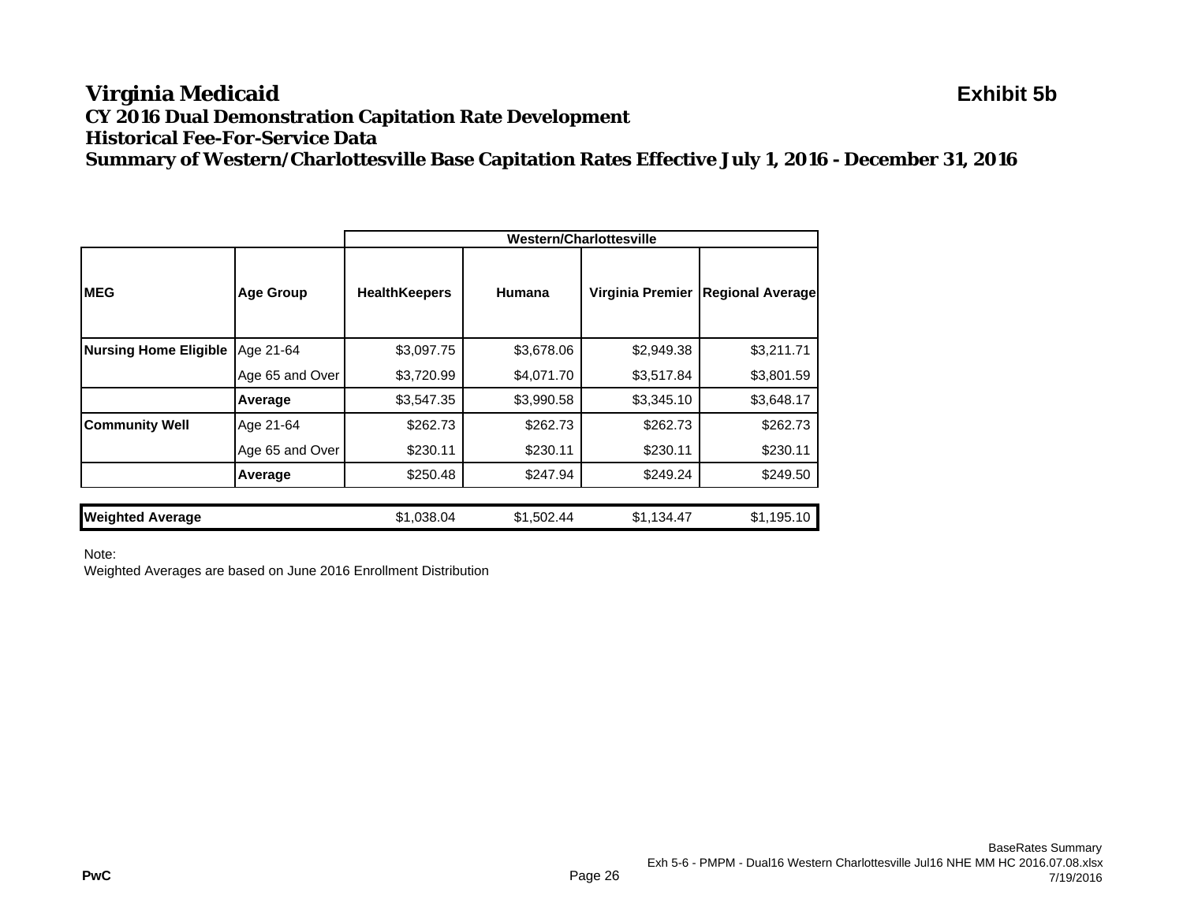# Virginia Medicaid

**Exhibit 5b**

## CY 2016 Dual Demonstration Capitation Rate Development
## Historical Fee-For-Service Data
## Summary of Western/Charlottesville Base Capitation Rates Effective July 1, 2016 - December 31, 2016

| | | Western/Charlottesville | | | |
|---|---|---|---|---|---|
| **MEG** | **Age Group** | **HealthKeepers** | **Humana** | **Virginia Premier** | **Regional Average** |
| **Nursing Home Eligible** | Age 21-64 | $3,097.75 | $3,678.06 | $2,949.38 | $3,211.71 |
| | Age 65 and Over | $3,720.99 | $4,071.70 | $3,517.84 | $3,801.59 |
| | **Average** | $3,547.35 | $3,990.58 | $3,345.10 | $3,648.17 |
| **Community Well** | Age 21-64 | $262.73 | $262.73 | $262.73 | $262.73 |
| | Age 65 and Over | $230.11 | $230.11 | $230.11 | $230.11 |
| | **Average** | $250.48 | $247.94 | $249.24 | $249.50 |
| **Weighted Average** | | $1,038.04 | $1,502.44 | $1,134.47 | $1,195.10 |

Note:
Weighted Averages are based on June 2016 Enrollment Distribution

PwC

BaseRates Summary
Exh 5-6 - PMPM - Dual16 Western Charlottesville Jul16 NHE MM HC 2016.07.08.xlsx
7/19/2016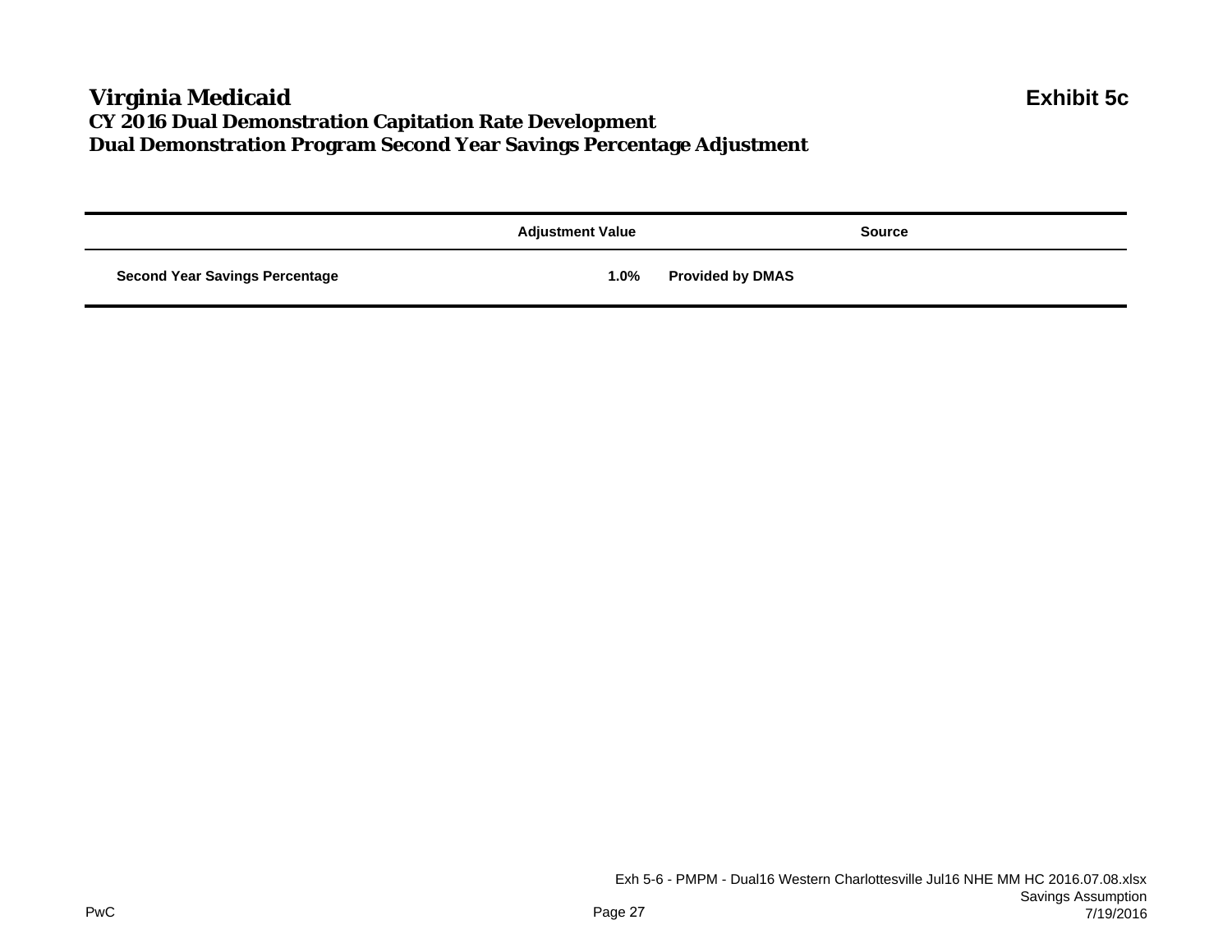# Virginia Medicaid

**Exhibit 5c**

## CY 2016 Dual Demonstration Capitation Rate Development

## Dual Demonstration Program Second Year Savings Percentage Adjustment

| | Adjustment Value | Source |
|---|---|---|
| **Second Year Savings Percentage** | **1.0%** | **Provided by DMAS** |

Exh 5-6 - PMPM - Dual16 Western Charlottesville Jul16 NHE MM HC 2016.07.08.xlsx
Savings Assumption
7/19/2016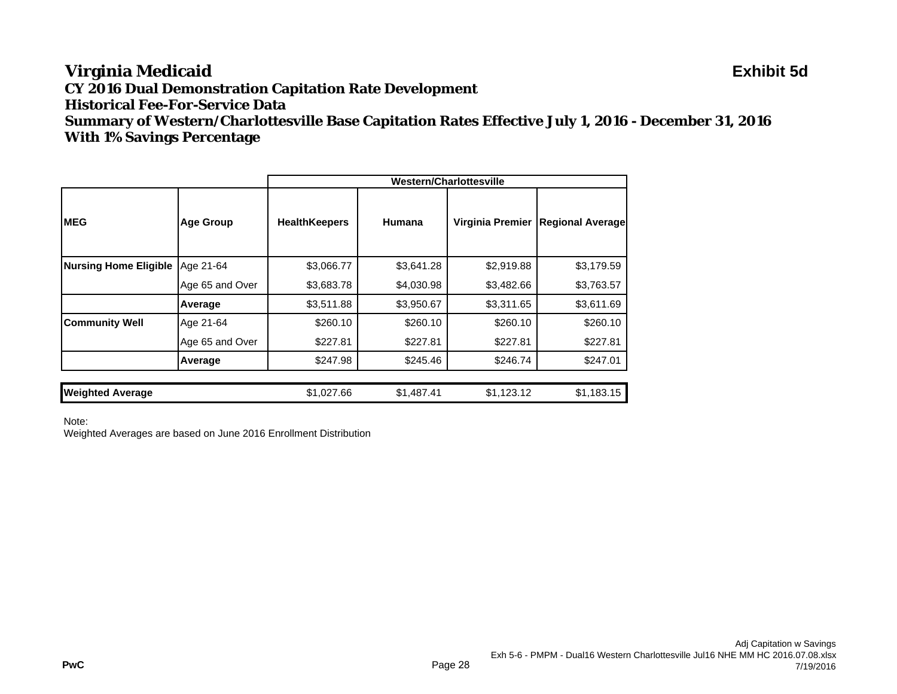# Virginia Medicaid

**Exhibit 5d**

**CY 2016 Dual Demonstration Capitation Rate Development**
**Historical Fee-For-Service Data**
**Summary of Western/Charlottesville Base Capitation Rates Effective July 1, 2016 - December 31, 2016**
**With 1% Savings Percentage**

| | | Western/Charlottesville | | | |
|---|---|---|---|---|---|
| **MEG** | **Age Group** | **HealthKeepers** | **Humana** | **Virginia Premier** | **Regional Average** |
| **Nursing Home Eligible** | Age 21-64 | $3,066.77 | $3,641.28 | $2,919.88 | $3,179.59 |
| | Age 65 and Over | $3,683.78 | $4,030.98 | $3,482.66 | $3,763.57 |
| | **Average** | $3,511.88 | $3,950.67 | $3,311.65 | $3,611.69 |
| **Community Well** | Age 21-64 | $260.10 | $260.10 | $260.10 | $260.10 |
| | Age 65 and Over | $227.81 | $227.81 | $227.81 | $227.81 |
| | **Average** | $247.98 | $245.46 | $246.74 | $247.01 |
| **Weighted Average** | | $1,027.66 | $1,487.41 | $1,123.12 | $1,183.15 |

Note:
Weighted Averages are based on June 2016 Enrollment Distribution

Adj Capitation w Savings
Exh 5-6 - PMPM - Dual16 Western Charlottesville Jul16 NHE MM HC 2016.07.08.xlsx
7/19/2016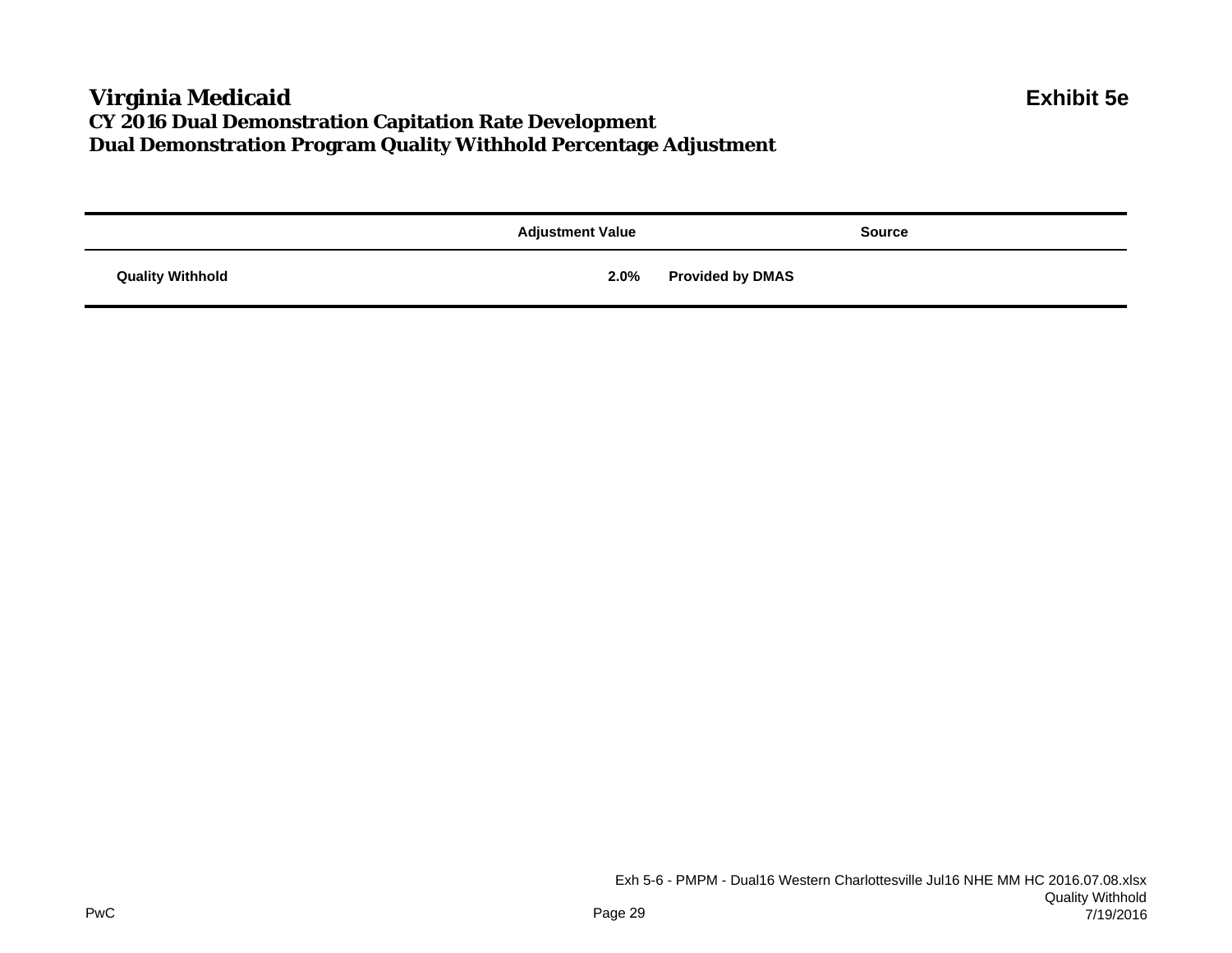# Virginia Medicaid

**Exhibit 5e**

## CY 2016 Dual Demonstration Capitation Rate Development

## Dual Demonstration Program Quality Withhold Percentage Adjustment

| | Adjustment Value | Source |
|---|---|---|
| **Quality Withhold** | **2.0%** | **Provided by DMAS** |

Exh 5-6 - PMPM - Dual16 Western Charlottesville Jul16 NHE MM HC 2016.07.08.xlsx
Quality Withhold
7/19/2016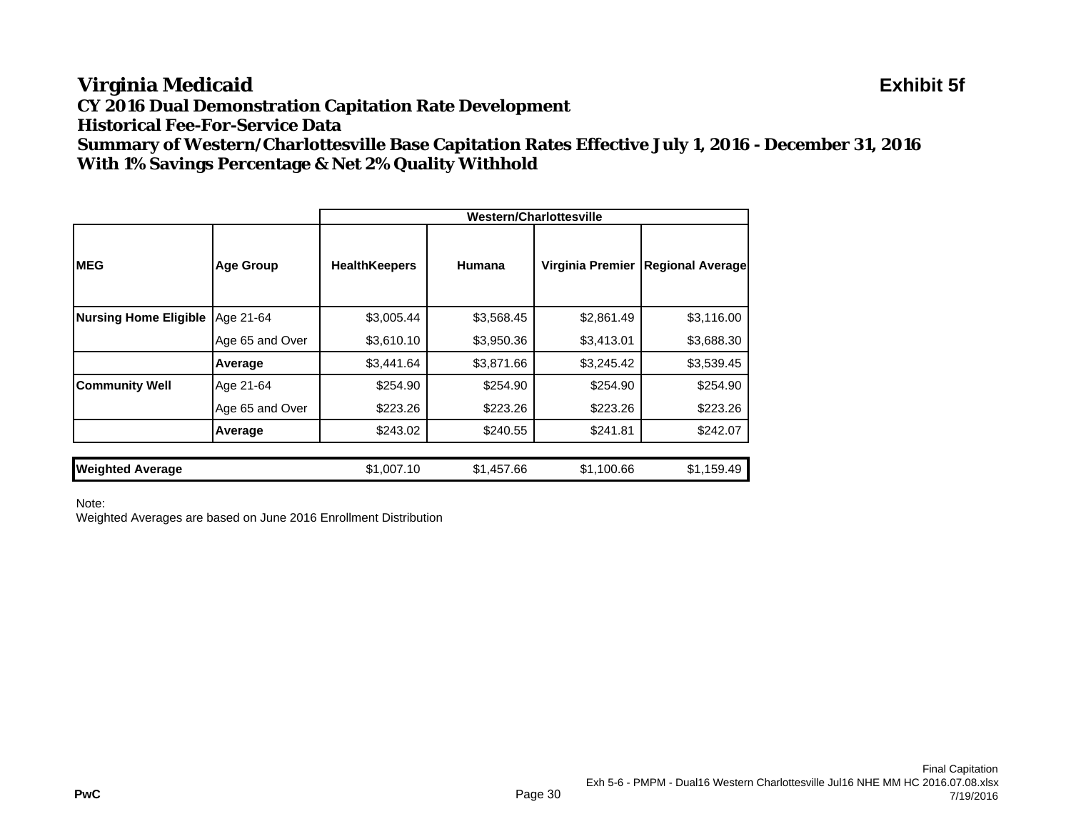# Virginia Medicaid

**Exhibit 5f**

## CY 2016 Dual Demonstration Capitation Rate Development
## Historical Fee-For-Service Data
## Summary of Western/Charlottesville Base Capitation Rates Effective July 1, 2016 - December 31, 2016
## With 1% Savings Percentage & Net 2% Quality Withhold

| | | Western/Charlottesville | | | |
|---|---|---|---|---|---|
| **MEG** | **Age Group** | **HealthKeepers** | **Humana** | **Virginia Premier** | **Regional Average** |
| **Nursing Home Eligible** | Age 21-64 | $3,005.44 | $3,568.45 | $2,861.49 | $3,116.00 |
| | Age 65 and Over | $3,610.10 | $3,950.36 | $3,413.01 | $3,688.30 |
| | **Average** | $3,441.64 | $3,871.66 | $3,245.42 | $3,539.45 |
| **Community Well** | Age 21-64 | $254.90 | $254.90 | $254.90 | $254.90 |
| | Age 65 and Over | $223.26 | $223.26 | $223.26 | $223.26 |
| | **Average** | $243.02 | $240.55 | $241.81 | $242.07 |
| **Weighted Average** | | $1,007.10 | $1,457.66 | $1,100.66 | $1,159.49 |

Note:
Weighted Averages are based on June 2016 Enrollment Distribution

PwC

Final Capitation
Exh 5-6 - PMPM - Dual16 Western Charlottesville Jul16 NHE MM HC 2016.07.08.xlsx
7/19/2016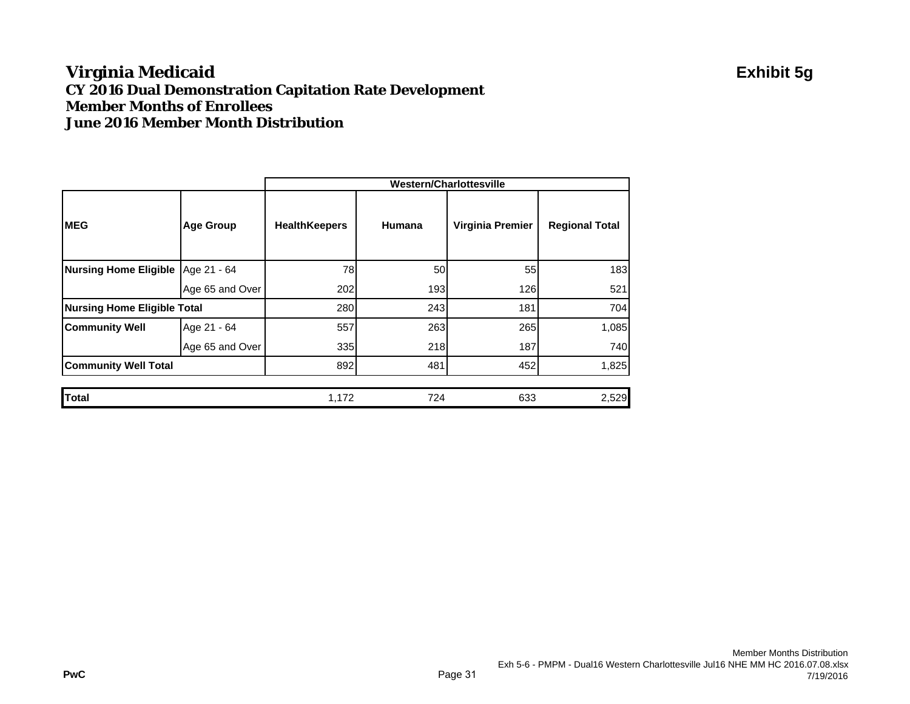# Virginia Medicaid

## CY 2016 Dual Demonstration Capitation Rate Development

## Member Months of Enrollees

## June 2016 Member Month Distribution

**Exhibit 5g**

| | | Western/Charlottesville | | | |
|---|---|---|---|---|---|
| **MEG** | **Age Group** | **HealthKeepers** | **Humana** | **Virginia Premier** | **Regional Total** |
| **Nursing Home Eligible** | Age 21 - 64 | 78 | 50 | 55 | 183 |
| | Age 65 and Over | 202 | 193 | 126 | 521 |
| **Nursing Home Eligible Total** | | 280 | 243 | 181 | 704 |
| **Community Well** | Age 21 - 64 | 557 | 263 | 265 | 1,085 |
| | Age 65 and Over | 335 | 218 | 187 | 740 |
| **Community Well Total** | | 892 | 481 | 452 | 1,825 |
| **Total** | | 1,172 | 724 | 633 | 2,529 |

PwC

Member Months Distribution
Exh 5-6 - PMPM - Dual16 Western Charlottesville Jul16 NHE MM HC 2016.07.08.xlsx
7/19/2016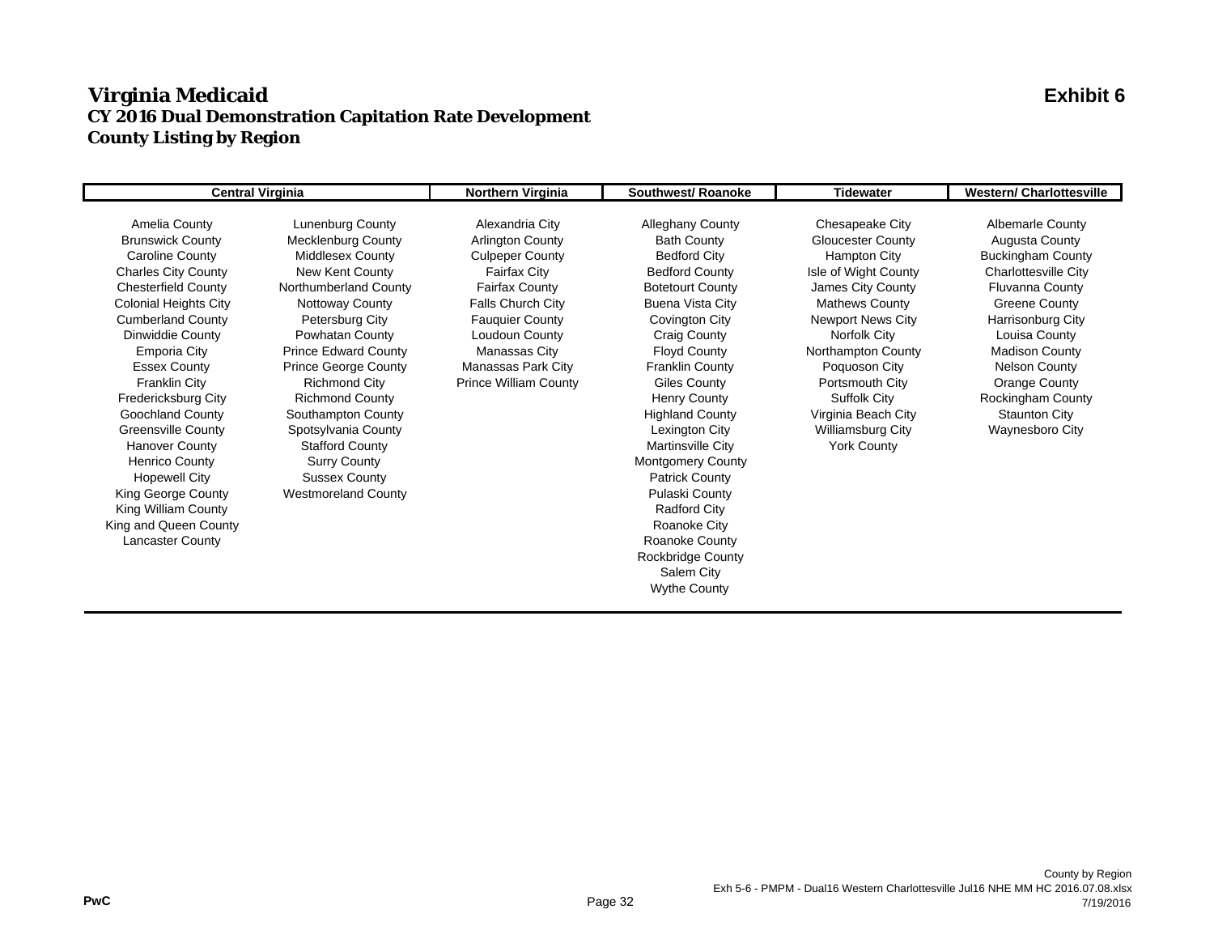# Virginia Medicaid

**Exhibit 6**

## CY 2016 Dual Demonstration Capitation Rate Development

## County Listing by Region

| Central Virginia | | Northern Virginia | Southwest/ Roanoke | Tidewater | Western/ Charlottesville |
|---|---|---|---|---|---|
| Amelia County | Lunenburg County | Alexandria City | Alleghany County | Chesapeake City | Albemarle County |
| Brunswick County | Mecklenburg County | Arlington County | Bath County | Gloucester County | Augusta County |
| Caroline County | Middlesex County | Culpeper County | Bedford City | Hampton City | Buckingham County |
| Charles City County | New Kent County | Fairfax City | Bedford County | Isle of Wight County | Charlottesville City |
| Chesterfield County | Northumberland County | Fairfax County | Botetourt County | James City County | Fluvanna County |
| Colonial Heights City | Nottoway County | Falls Church City | Buena Vista City | Mathews County | Greene County |
| Cumberland County | Petersburg City | Fauquier County | Covington City | Newport News City | Harrisonburg City |
| Dinwiddie County | Powhatan County | Loudoun County | Craig County | Norfolk City | Louisa County |
| Emporia City | Prince Edward County | Manassas City | Floyd County | Northampton County | Madison County |
| Essex County | Prince George County | Manassas Park City | Franklin County | Poquoson City | Nelson County |
| Franklin City | Richmond City | Prince William County | Giles County | Portsmouth City | Orange County |
| Fredericksburg City | Richmond County | | Henry County | Suffolk City | Rockingham County |
| Goochland County | Southampton County | | Highland County | Virginia Beach City | Staunton City |
| Greensville County | Spotsylvania County | | Lexington City | Williamsburg City | Waynesboro City |
| Hanover County | Stafford County | | Martinsville City | York County | |
| Henrico County | Surry County | | Montgomery County | | |
| Hopewell City | Sussex County | | Patrick County | | |
| King George County | Westmoreland County | | Pulaski County | | |
| King William County | | | Radford City | | |
| King and Queen County | | | Roanoke City | | |
| Lancaster County | | | Roanoke County | | |
| | | | Rockbridge County | | |
| | | | Salem City | | |
| | | | Wythe County | | |

PwC

County by Region
Exh 5-6 - PMPM - Dual16 Western Charlottesville Jul16 NHE MM HC 2016.07.08.xlsx
7/19/2016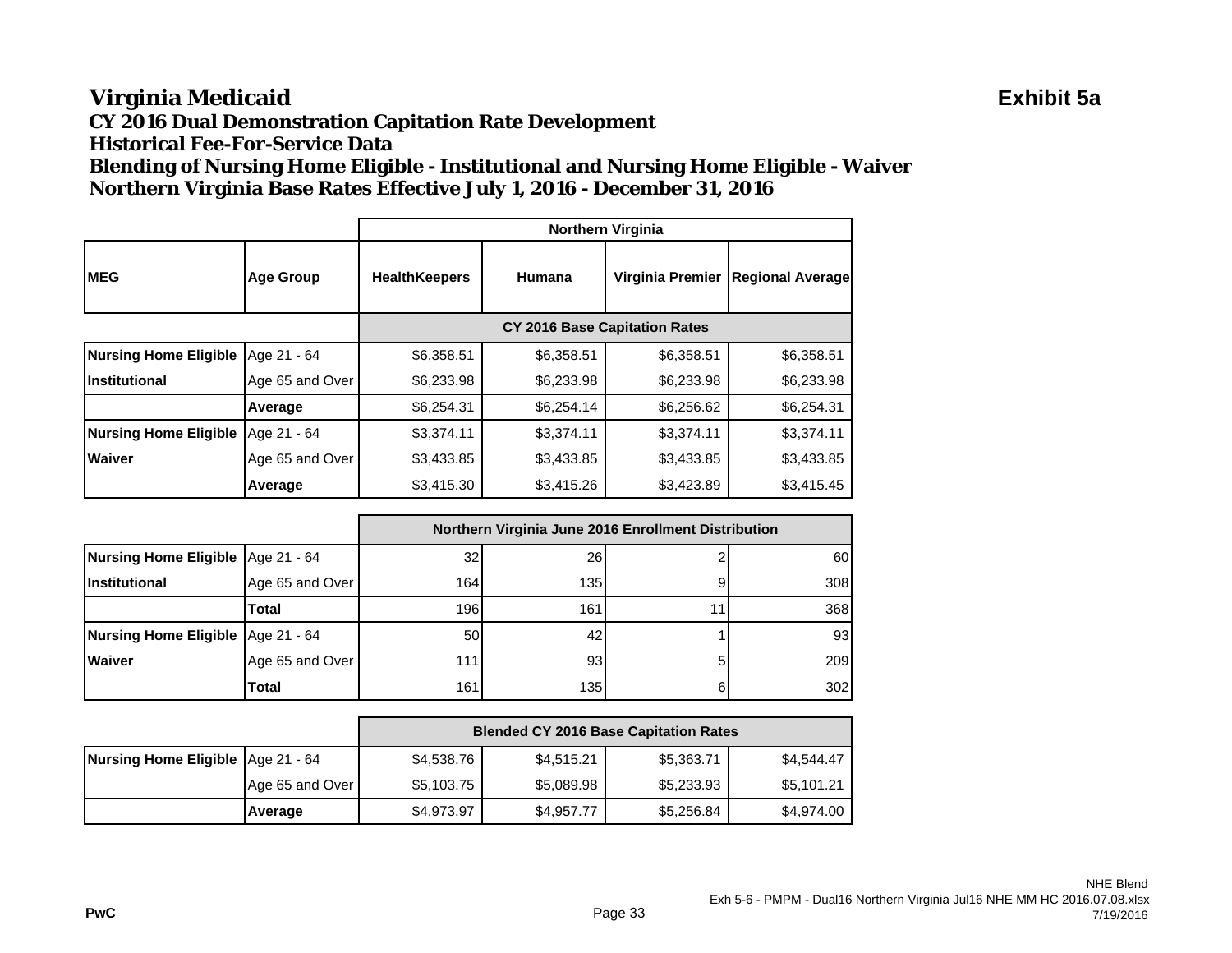# Virginia Medicaid

**Exhibit 5a**

## CY 2016 Dual Demonstration Capitation Rate Development
## Historical Fee-For-Service Data
## Blending of Nursing Home Eligible - Institutional and Nursing Home Eligible - Waiver
## Northern Virginia Base Rates Effective July 1, 2016 - December 31, 2016

| | | Northern Virginia | | | |
|---|---|---|---|---|---|
| **MEG** | **Age Group** | **HealthKeepers** | **Humana** | **Virginia Premier** | **Regional Average** |
| | | **CY 2016 Base Capitation Rates** | | | |
| **Nursing Home Eligible** | Age 21 - 64 | $6,358.51 | $6,358.51 | $6,358.51 | $6,358.51 |
| **Institutional** | Age 65 and Over | $6,233.98 | $6,233.98 | $6,233.98 | $6,233.98 |
| | **Average** | $6,254.31 | $6,254.14 | $6,256.62 | $6,254.31 |
| **Nursing Home Eligible** | Age 21 - 64 | $3,374.11 | $3,374.11 | $3,374.11 | $3,374.11 |
| **Waiver** | Age 65 and Over | $3,433.85 | $3,433.85 | $3,433.85 | $3,433.85 |
| | **Average** | $3,415.30 | $3,415.26 | $3,423.89 | $3,415.45 |

| | | Northern Virginia June 2016 Enrollment Distribution | | | |
|---|---|---|---|---|---|
| **Nursing Home Eligible** | Age 21 - 64 | 32 | 26 | 2 | 60 |
| **Institutional** | Age 65 and Over | 164 | 135 | 9 | 308 |
| | **Total** | 196 | 161 | 11 | 368 |
| **Nursing Home Eligible** | Age 21 - 64 | 50 | 42 | 1 | 93 |
| **Waiver** | Age 65 and Over | 111 | 93 | 5 | 209 |
| | **Total** | 161 | 135 | 6 | 302 |

| | | Blended CY 2016 Base Capitation Rates | | | |
|---|---|---|---|---|---|
| **Nursing Home Eligible** | Age 21 - 64 | $4,538.76 | $4,515.21 | $5,363.71 | $4,544.47 |
| | Age 65 and Over | $5,103.75 | $5,089.98 | $5,233.93 | $5,101.21 |
| | **Average** | $4,973.97 | $4,957.77 | $5,256.84 | $4,974.00 |

PwC

NHE Blend
Exh 5-6 - PMPM - Dual16 Northern Virginia Jul16 NHE MM HC 2016.07.08.xlsx
7/19/2016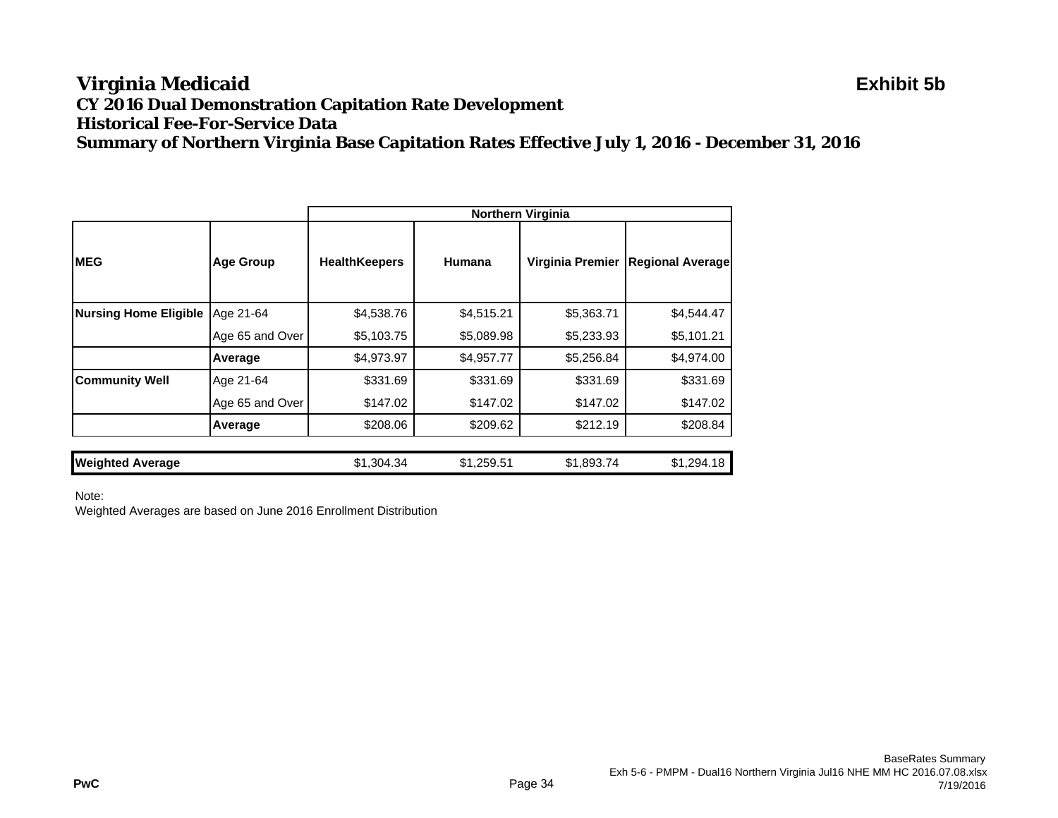# Virginia Medicaid

**Exhibit 5b**

## CY 2016 Dual Demonstration Capitation Rate Development
## Historical Fee-For-Service Data
## Summary of Northern Virginia Base Capitation Rates Effective July 1, 2016 - December 31, 2016

| | | Northern Virginia | | | |
|---|---|---|---|---|---|
| **MEG** | **Age Group** | **HealthKeepers** | **Humana** | **Virginia Premier** | **Regional Average** |
| **Nursing Home Eligible** | Age 21-64 | $4,538.76 | $4,515.21 | $5,363.71 | $4,544.47 |
| | Age 65 and Over | $5,103.75 | $5,089.98 | $5,233.93 | $5,101.21 |
| | **Average** | $4,973.97 | $4,957.77 | $5,256.84 | $4,974.00 |
| **Community Well** | Age 21-64 | $331.69 | $331.69 | $331.69 | $331.69 |
| | Age 65 and Over | $147.02 | $147.02 | $147.02 | $147.02 |
| | **Average** | $208.06 | $209.62 | $212.19 | $208.84 |
| **Weighted Average** | | $1,304.34 | $1,259.51 | $1,893.74 | $1,294.18 |

Note:
Weighted Averages are based on June 2016 Enrollment Distribution

PwC

BaseRates Summary
Exh 5-6 - PMPM - Dual16 Northern Virginia Jul16 NHE MM HC 2016.07.08.xlsx
7/19/2016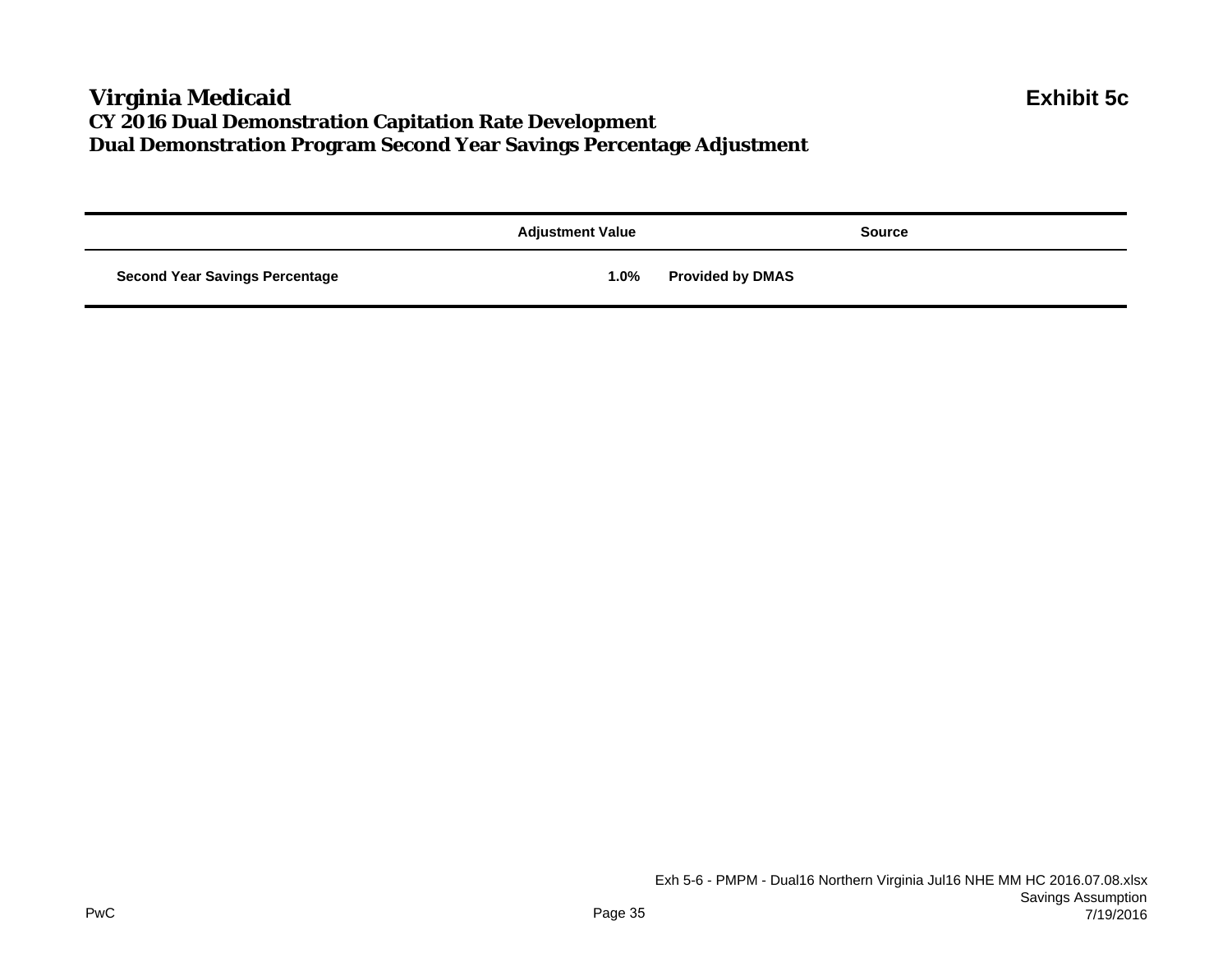# Virginia Medicaid

**Exhibit 5c**

## CY 2016 Dual Demonstration Capitation Rate Development

## Dual Demonstration Program Second Year Savings Percentage Adjustment

| | Adjustment Value | Source |
|---|---|---|
| **Second Year Savings Percentage** | **1.0%** | **Provided by DMAS** |

Exh 5-6 - PMPM - Dual16 Northern Virginia Jul16 NHE MM HC 2016.07.08.xlsx
Savings Assumption
7/19/2016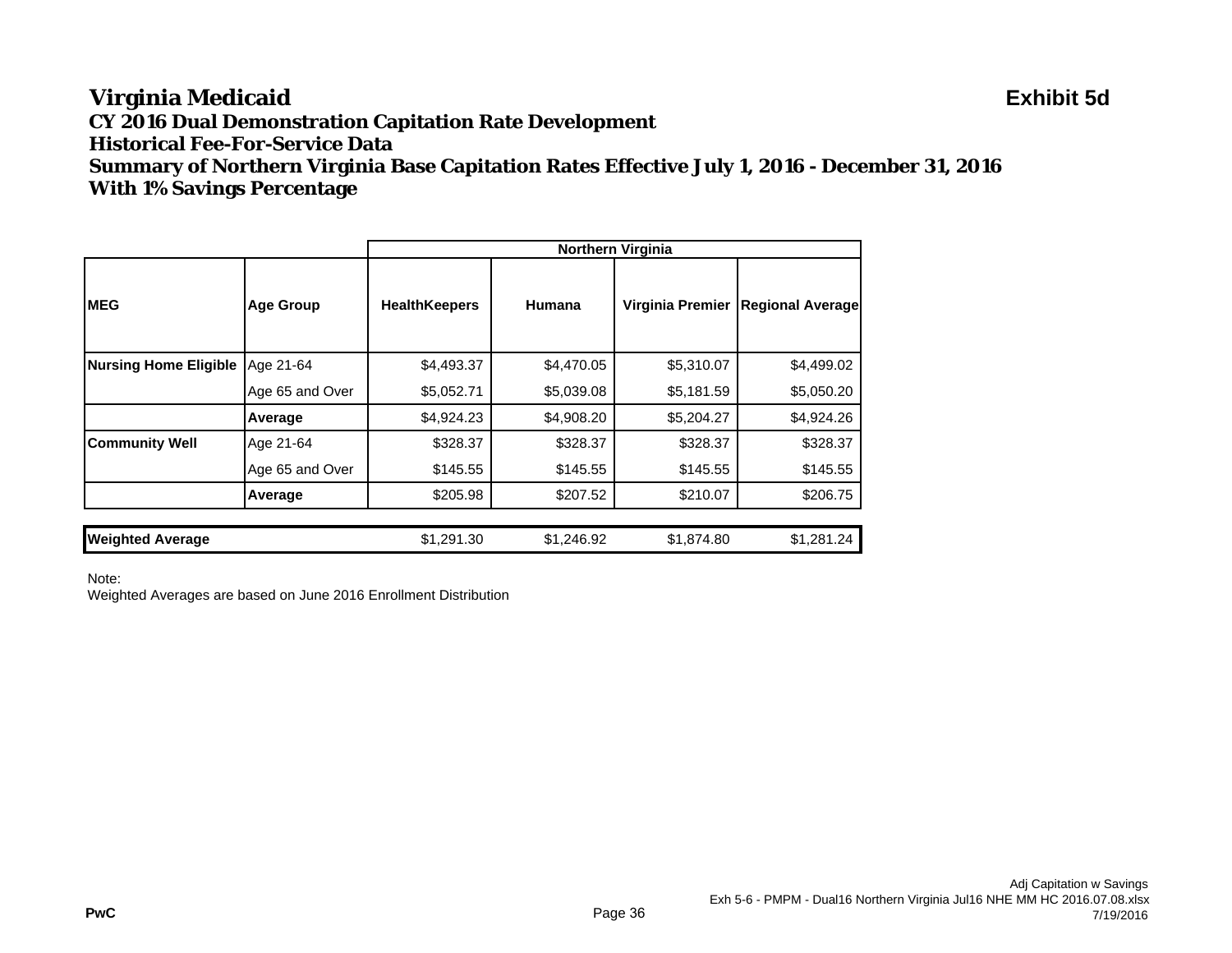# Virginia Medicaid

**Exhibit 5d**

## CY 2016 Dual Demonstration Capitation Rate Development
## Historical Fee-For-Service Data
## Summary of Northern Virginia Base Capitation Rates Effective July 1, 2016 - December 31, 2016
## With 1% Savings Percentage

| | | Northern Virginia | | | |
|---|---|---|---|---|---|
| **MEG** | **Age Group** | **HealthKeepers** | **Humana** | **Virginia Premier** | **Regional Average** |
| **Nursing Home Eligible** | Age 21-64 | $4,493.37 | $4,470.05 | $5,310.07 | $4,499.02 |
| | Age 65 and Over | $5,052.71 | $5,039.08 | $5,181.59 | $5,050.20 |
| | **Average** | $4,924.23 | $4,908.20 | $5,204.27 | $4,924.26 |
| **Community Well** | Age 21-64 | $328.37 | $328.37 | $328.37 | $328.37 |
| | Age 65 and Over | $145.55 | $145.55 | $145.55 | $145.55 |
| | **Average** | $205.98 | $207.52 | $210.07 | $206.75 |
| **Weighted Average** | | $1,291.30 | $1,246.92 | $1,874.80 | $1,281.24 |

Note:
Weighted Averages are based on June 2016 Enrollment Distribution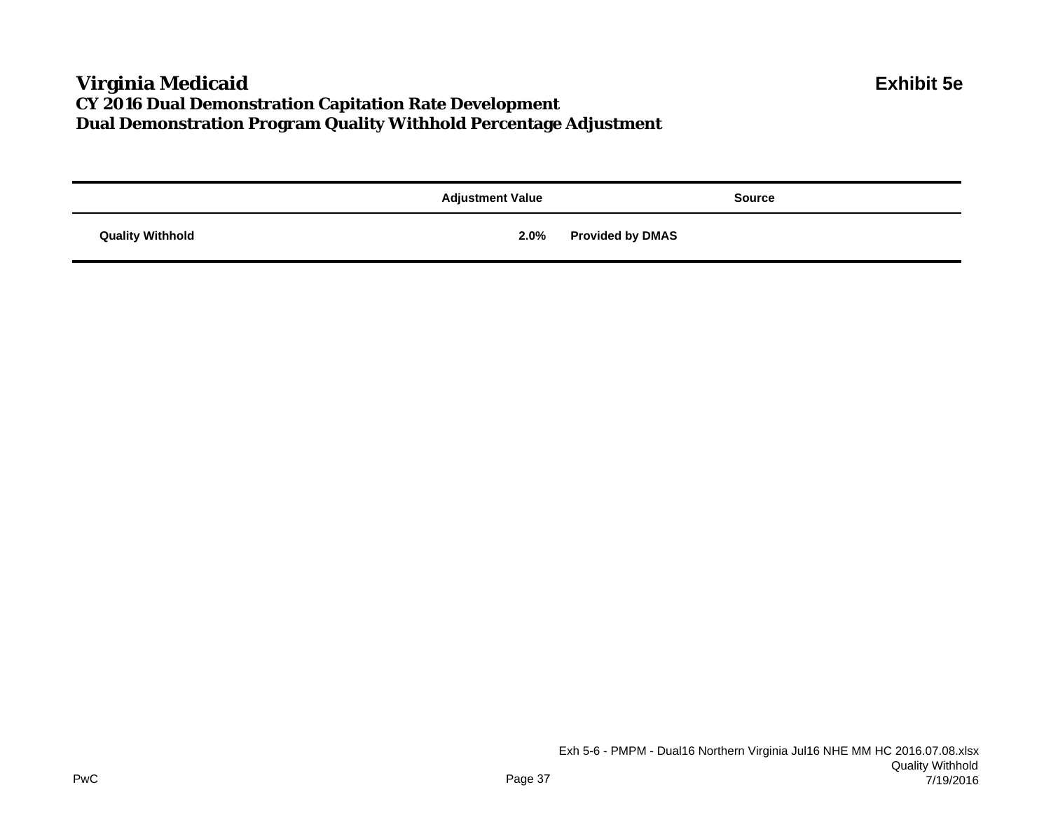# Virginia Medicaid

**Exhibit 5e**

## CY 2016 Dual Demonstration Capitation Rate Development

## Dual Demonstration Program Quality Withhold Percentage Adjustment

| | Adjustment Value | Source |
|---|---|---|
| **Quality Withhold** | **2.0%** | **Provided by DMAS** |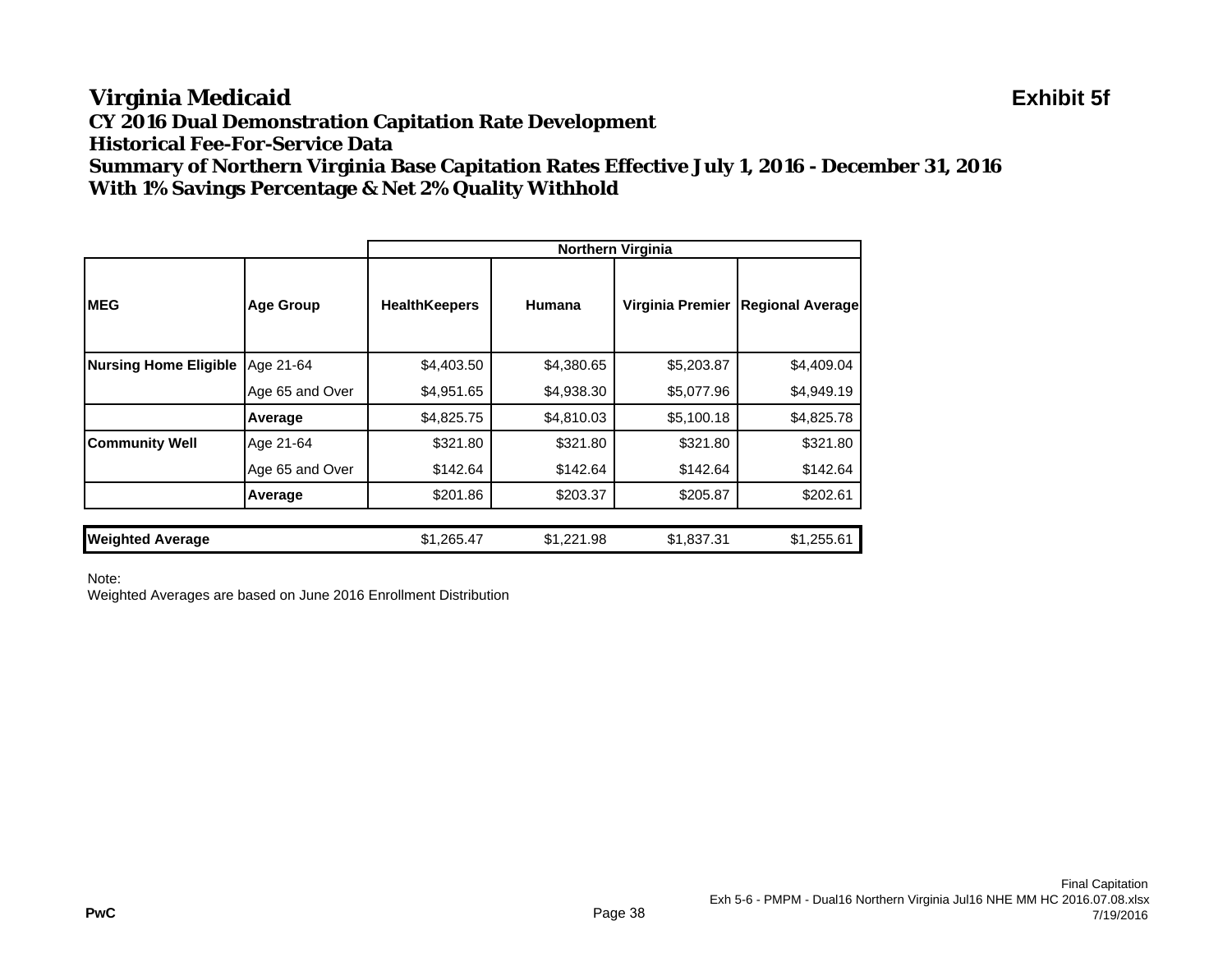# Virginia Medicaid

**Exhibit 5f**

## CY 2016 Dual Demonstration Capitation Rate Development
## Historical Fee-For-Service Data
## Summary of Northern Virginia Base Capitation Rates Effective July 1, 2016 - December 31, 2016
## With 1% Savings Percentage & Net 2% Quality Withhold

| | | Northern Virginia | | | |
|---|---|---|---|---|---|
| **MEG** | **Age Group** | **HealthKeepers** | **Humana** | **Virginia Premier** | **Regional Average** |
| **Nursing Home Eligible** | Age 21-64 | $4,403.50 | $4,380.65 | $5,203.87 | $4,409.04 |
| | Age 65 and Over | $4,951.65 | $4,938.30 | $5,077.96 | $4,949.19 |
| | **Average** | $4,825.75 | $4,810.03 | $5,100.18 | $4,825.78 |
| **Community Well** | Age 21-64 | $321.80 | $321.80 | $321.80 | $321.80 |
| | Age 65 and Over | $142.64 | $142.64 | $142.64 | $142.64 |
| | **Average** | $201.86 | $203.37 | $205.87 | $202.61 |
| **Weighted Average** | | $1,265.47 | $1,221.98 | $1,837.31 | $1,255.61 |

Note:
Weighted Averages are based on June 2016 Enrollment Distribution

Final Capitation
Exh 5-6 - PMPM - Dual16 Northern Virginia Jul16 NHE MM HC 2016.07.08.xlsx
7/19/2016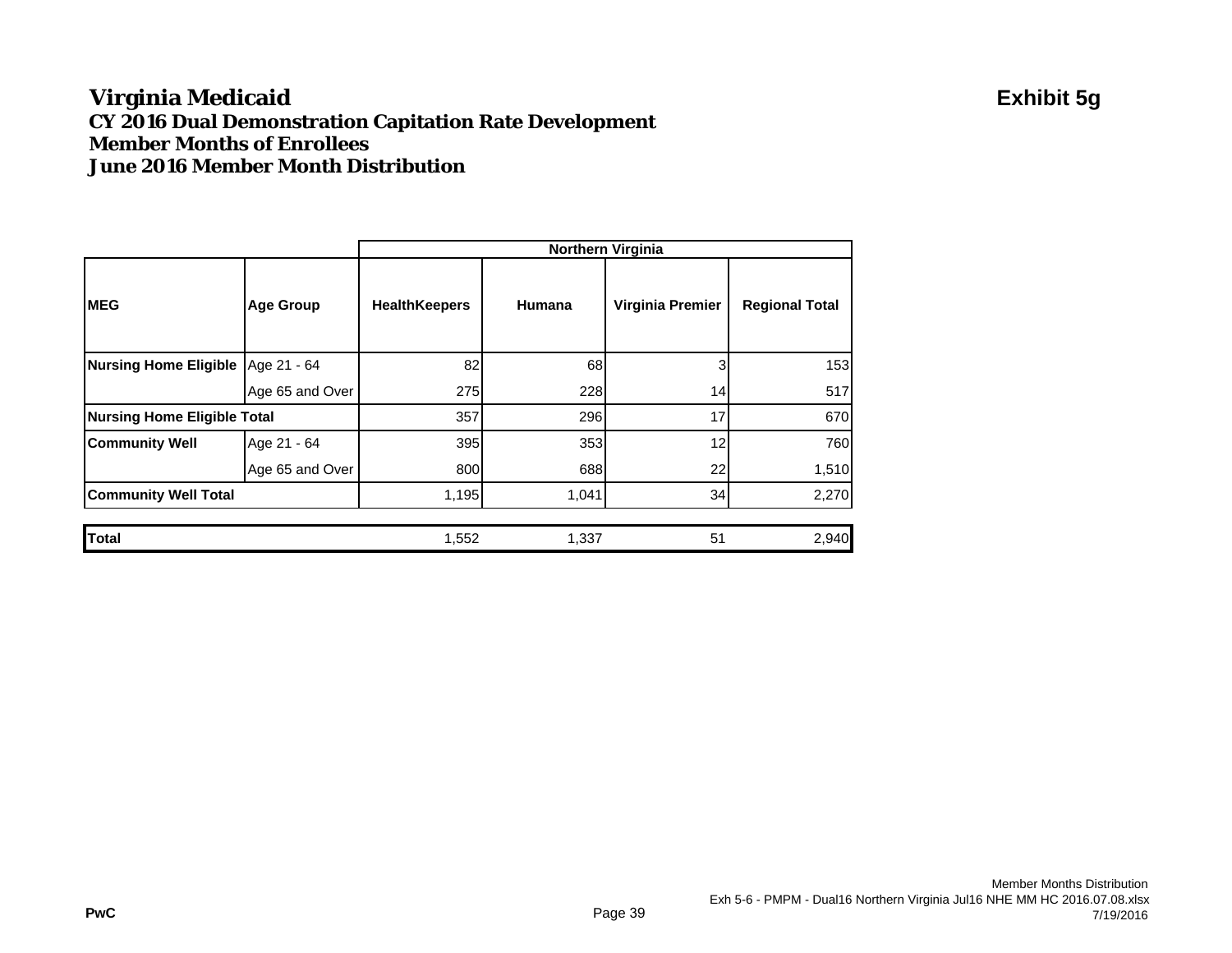# Virginia Medicaid

**Exhibit 5g**

## CY 2016 Dual Demonstration Capitation Rate Development
## Member Months of Enrollees
## June 2016 Member Month Distribution

| | | Northern Virginia | | | |
|---|---|---|---|---|---|
| **MEG** | **Age Group** | **HealthKeepers** | **Humana** | **Virginia Premier** | **Regional Total** |
| **Nursing Home Eligible** | Age 21 - 64 | 82 | 68 | 3 | 153 |
| | Age 65 and Over | 275 | 228 | 14 | 517 |
| **Nursing Home Eligible Total** | | 357 | 296 | 17 | 670 |
| **Community Well** | Age 21 - 64 | 395 | 353 | 12 | 760 |
| | Age 65 and Over | 800 | 688 | 22 | 1,510 |
| **Community Well Total** | | 1,195 | 1,041 | 34 | 2,270 |
| **Total** | | 1,552 | 1,337 | 51 | 2,940 |

PwC

Member Months Distribution
Exh 5-6 - PMPM - Dual16 Northern Virginia Jul16 NHE MM HC 2016.07.08.xlsx
7/19/2016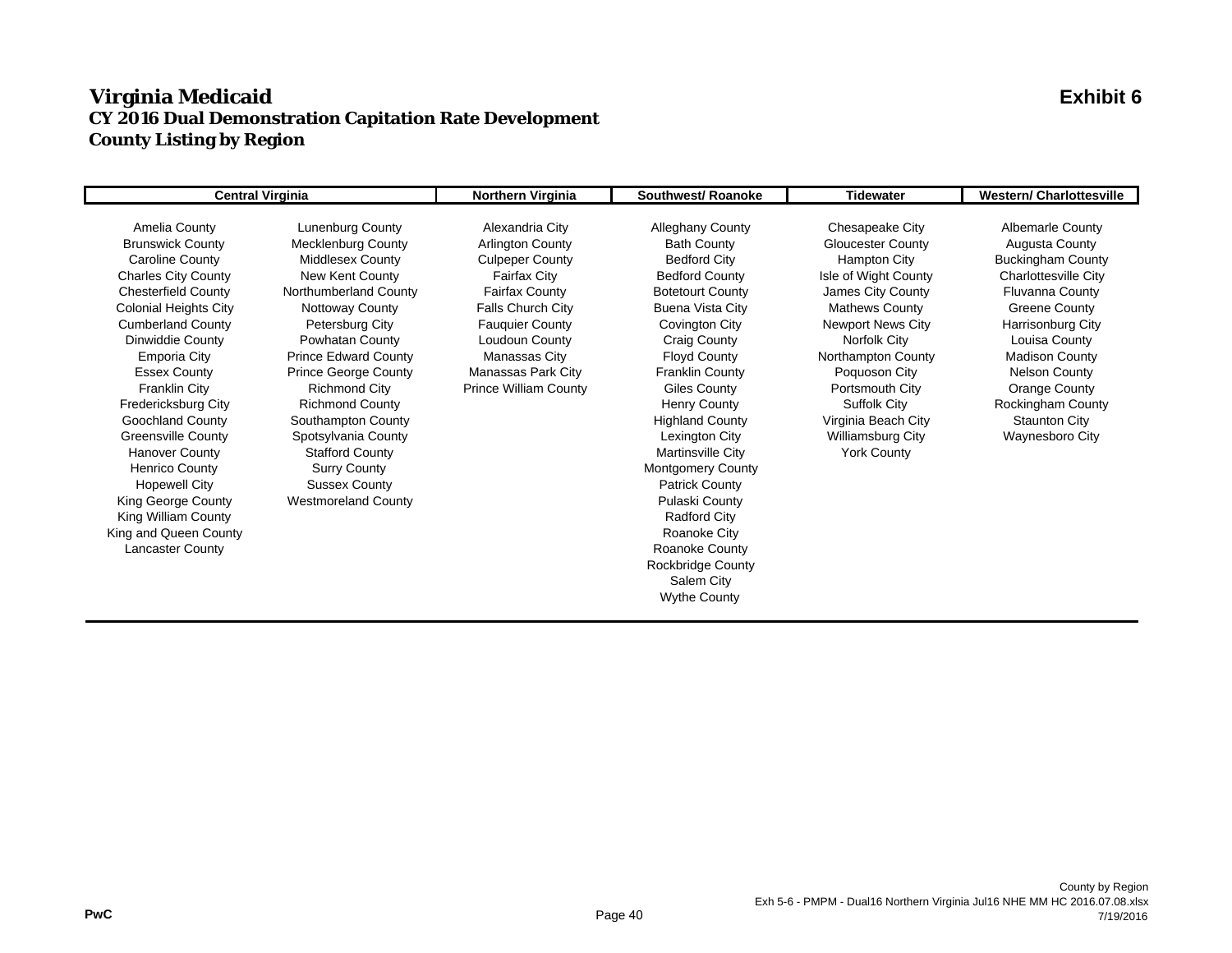# Virginia Medicaid

**Exhibit 6**

## CY 2016 Dual Demonstration Capitation Rate Development
## County Listing by Region

| Central Virginia | | Northern Virginia | Southwest/ Roanoke | Tidewater | Western/ Charlottesville |
|---|---|---|---|---|---|
| Amelia County | Lunenburg County | Alexandria City | Alleghany County | Chesapeake City | Albemarle County |
| Brunswick County | Mecklenburg County | Arlington County | Bath County | Gloucester County | Augusta County |
| Caroline County | Middlesex County | Culpeper County | Bedford City | Hampton City | Buckingham County |
| Charles City County | New Kent County | Fairfax City | Bedford County | Isle of Wight County | Charlottesville City |
| Chesterfield County | Northumberland County | Fairfax County | Botetourt County | James City County | Fluvanna County |
| Colonial Heights City | Nottoway County | Falls Church City | Buena Vista City | Mathews County | Greene County |
| Cumberland County | Petersburg City | Fauquier County | Covington City | Newport News City | Harrisonburg City |
| Dinwiddie County | Powhatan County | Loudoun County | Craig County | Norfolk City | Louisa County |
| Emporia City | Prince Edward County | Manassas City | Floyd County | Northampton County | Madison County |
| Essex County | Prince George County | Manassas Park City | Franklin County | Poquoson City | Nelson County |
| Franklin City | Richmond City | Prince William County | Giles County | Portsmouth City | Orange County |
| Fredericksburg City | Richmond County | | Henry County | Suffolk City | Rockingham County |
| Goochland County | Southampton County | | Highland County | Virginia Beach City | Staunton City |
| Greensville County | Spotsylvania County | | Lexington City | Williamsburg City | Waynesboro City |
| Hanover County | Stafford County | | Martinsville City | York County | |
| Henrico County | Surry County | | Montgomery County | | |
| Hopewell City | Sussex County | | Patrick County | | |
| King George County | Westmoreland County | | Pulaski County | | |
| King William County | | | Radford City | | |
| King and Queen County | | | Roanoke City | | |
| Lancaster County | | | Roanoke County | | |
| | | | Rockbridge County | | |
| | | | Salem City | | |
| | | | Wythe County | | |

PwC

County by Region
Exh 5-6 - PMPM - Dual16 Northern Virginia Jul16 NHE MM HC 2016.07.08.xlsx
7/19/2016